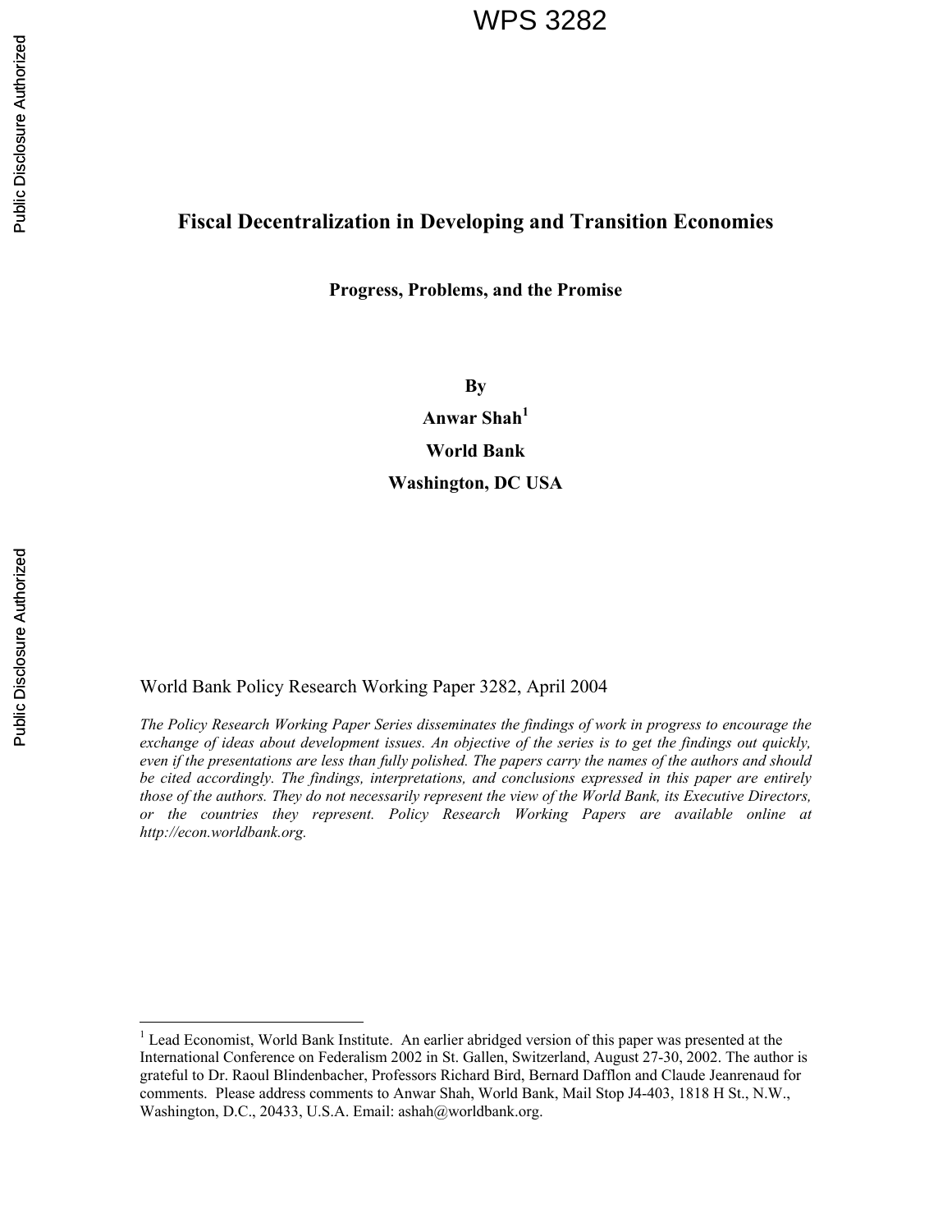WPS 3282

# Fiscal Decentralization in Developing and Transition Economies

**Progress, Problems, and the Promise**

**By**

**Anwar Shah[1]**

**World Bank**

**Washington, DC USA**

World Bank Policy Research Working Paper 3282, April 2004

*The Policy Research Working Paper Series disseminates the findings of work in progress to encourage the exchange of ideas about development issues. An objective of the series is to get the findings out quickly, even if the presentations are less than fully polished. The papers carry the names of the authors and should be cited accordingly. The findings, interpretations, and conclusions expressed in this paper are entirely those of the authors. They do not necessarily represent the view of the World Bank, its Executive Directors, or the countries they represent. Policy Research Working Papers are available online at http://econ.worldbank.org.*

[1] Lead Economist, World Bank Institute. An earlier abridged version of this paper was presented at the International Conference on Federalism 2002 in St. Gallen, Switzerland, August 27-30, 2002. The author is grateful to Dr. Raoul Blindenbacher, Professors Richard Bird, Bernard Dafflon and Claude Jeanrenaud for comments. Please address comments to Anwar Shah, World Bank, Mail Stop J4-403, 1818 H St., N.W., Washington, D.C., 20433, U.S.A. Email: ashah@worldbank.org.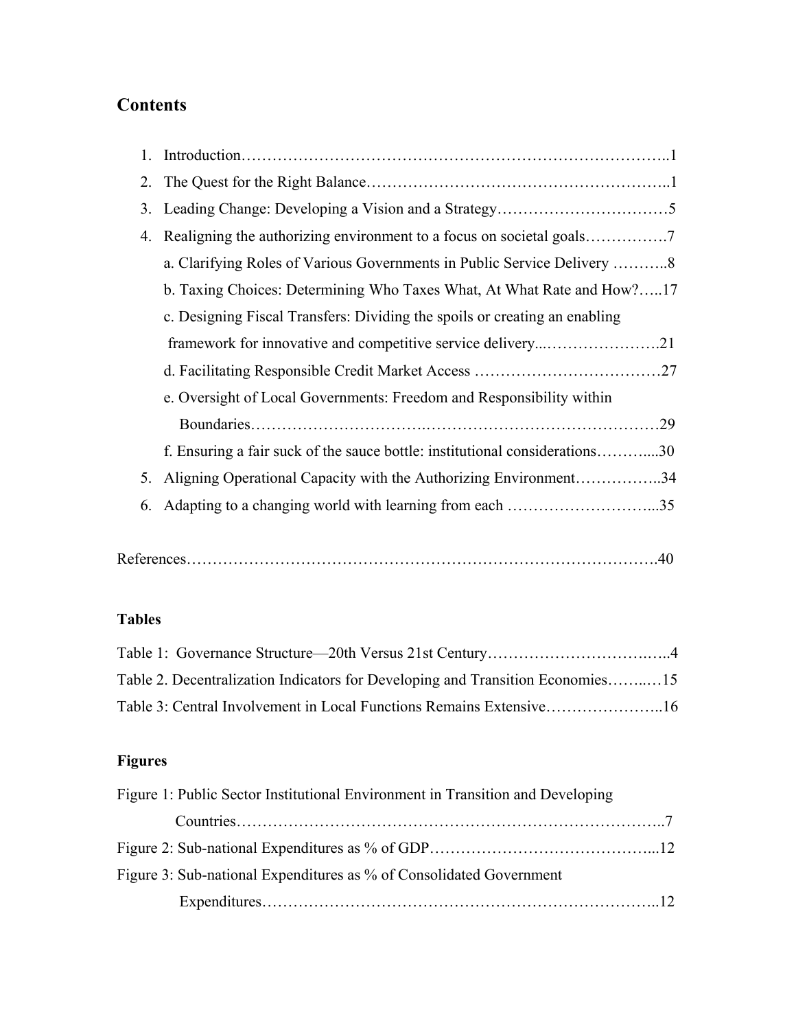## Contents

1. Introduction……………………………………………………………………..1
2. The Quest for the Right Balance…………………………………………………..1
3. Leading Change: Developing a Vision and a Strategy……………………….……5
4. Realigning the authorizing environment to a focus on societal goals…………….7
   a. Clarifying Roles of Various Governments in Public Service Delivery ………..8
   b. Taxing Choices: Determining Who Taxes What, At What Rate and How?…..17
   c. Designing Fiscal Transfers: Dividing the spoils or creating an enabling framework for innovative and competitive service delivery...………………….21
   d. Facilitating Responsible Credit Market Access ………………………………27
   e. Oversight of Local Governments: Freedom and Responsibility within Boundaries…………………………….……………………………………29
   f. Ensuring a fair suck of the sauce bottle: institutional considerations………....30
5. Aligning Operational Capacity with the Authorizing Environment……………..34
6. Adapting to a changing world with learning from each ………………………...35

References…………………………………………………………………………….40

### Tables

Table 1: Governance Structure—20th Versus 21st Century…………………………….…..4

Table 2. Decentralization Indicators for Developing and Transition Economies……..…15

Table 3: Central Involvement in Local Functions Remains Extensive…………………..16

### Figures

Figure 1: Public Sector Institutional Environment in Transition and Developing Countries……………………………………………………………………..7

Figure 2: Sub-national Expenditures as % of GDP……………………………………...12

Figure 3: Sub-national Expenditures as % of Consolidated Government Expenditures…………………………………………………………………..12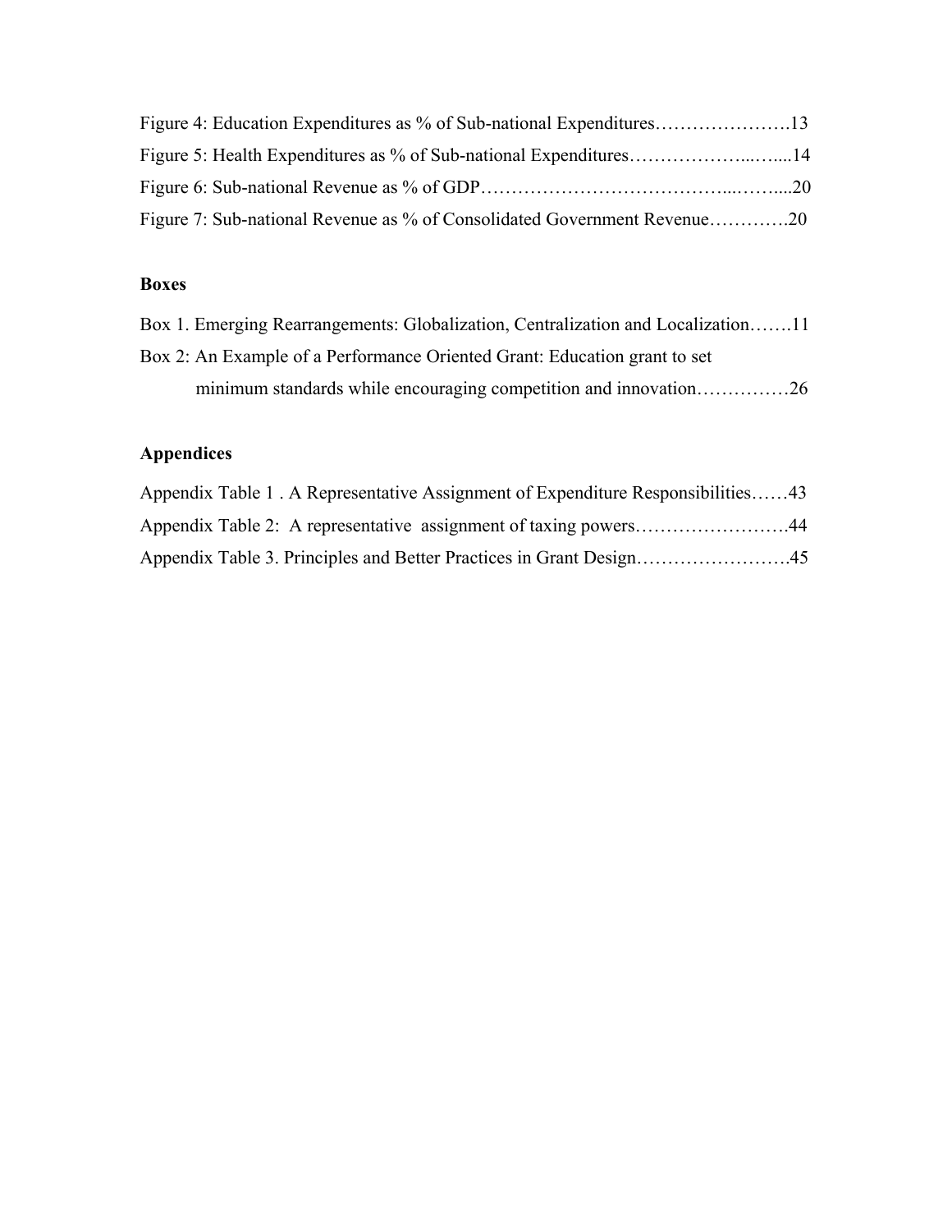Figure 4: Education Expenditures as % of Sub-national Expenditures………………….13

Figure 5: Health Expenditures as % of Sub-national Expenditures………………...…....14

Figure 6: Sub-national Revenue as % of GDP………………………………...……....20

Figure 7: Sub-national Revenue as % of Consolidated Government Revenue………….20

### Boxes

Box 1. Emerging Rearrangements: Globalization, Centralization and Localization…….11

Box 2: An Example of a Performance Oriented Grant: Education grant to set minimum standards while encouraging competition and innovation……………26

### Appendices

Appendix Table 1 . A Representative Assignment of Expenditure Responsibilities……43

Appendix Table 2: A representative assignment of taxing powers…………………….44

Appendix Table 3. Principles and Better Practices in Grant Design…………………….45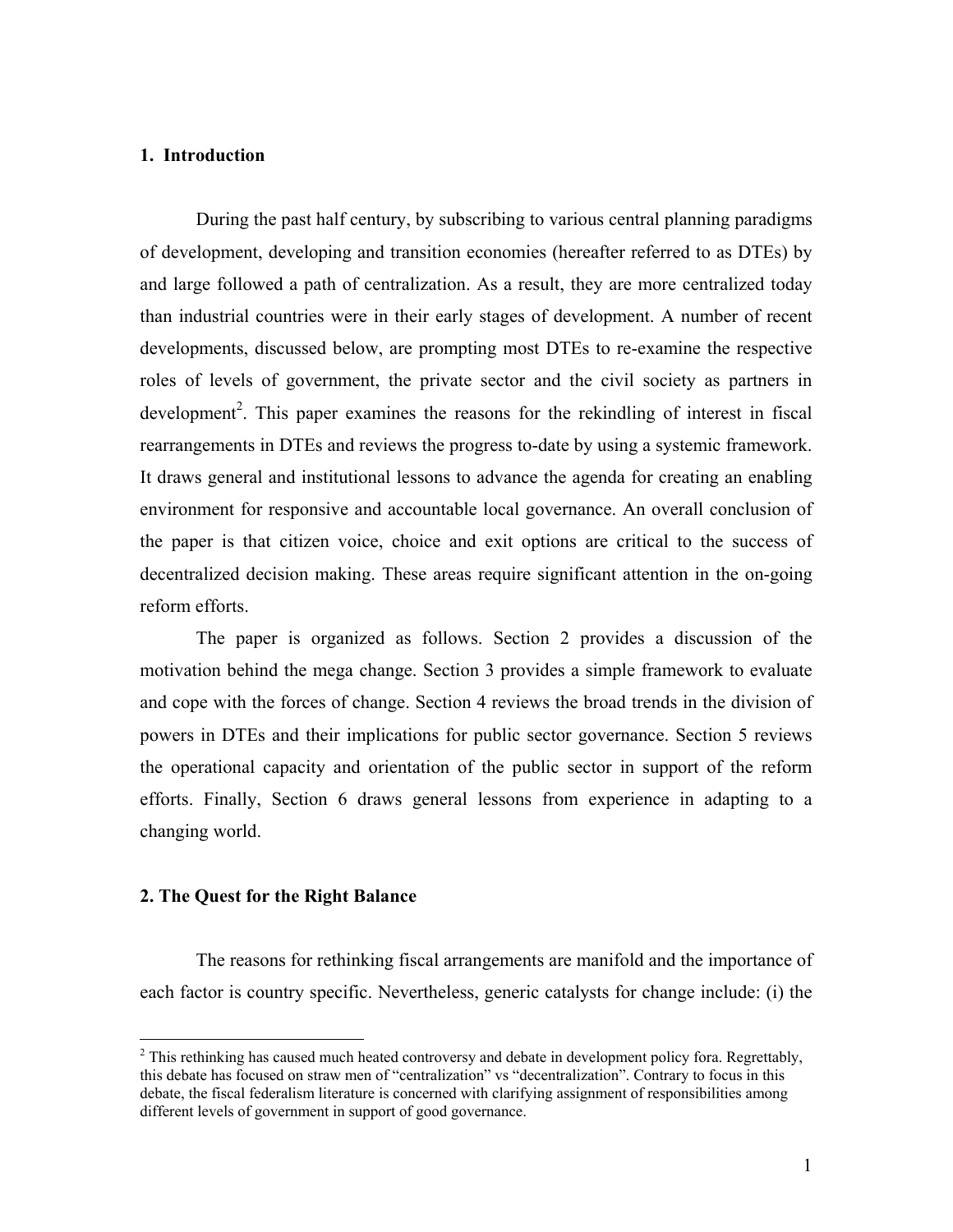## 1. Introduction

During the past half century, by subscribing to various central planning paradigms of development, developing and transition economies (hereafter referred to as DTEs) by and large followed a path of centralization. As a result, they are more centralized today than industrial countries were in their early stages of development. A number of recent developments, discussed below, are prompting most DTEs to re-examine the respective roles of levels of government, the private sector and the civil society as partners in development[2]. This paper examines the reasons for the rekindling of interest in fiscal rearrangements in DTEs and reviews the progress to-date by using a systemic framework. It draws general and institutional lessons to advance the agenda for creating an enabling environment for responsive and accountable local governance. An overall conclusion of the paper is that citizen voice, choice and exit options are critical to the success of decentralized decision making. These areas require significant attention in the on-going reform efforts.

The paper is organized as follows. Section 2 provides a discussion of the motivation behind the mega change. Section 3 provides a simple framework to evaluate and cope with the forces of change. Section 4 reviews the broad trends in the division of powers in DTEs and their implications for public sector governance. Section 5 reviews the operational capacity and orientation of the public sector in support of the reform efforts. Finally, Section 6 draws general lessons from experience in adapting to a changing world.

## 2. The Quest for the Right Balance

The reasons for rethinking fiscal arrangements are manifold and the importance of each factor is country specific. Nevertheless, generic catalysts for change include: (i) the

[2] This rethinking has caused much heated controversy and debate in development policy fora. Regrettably, this debate has focused on straw men of "centralization" vs "decentralization". Contrary to focus in this debate, the fiscal federalism literature is concerned with clarifying assignment of responsibilities among different levels of government in support of good governance.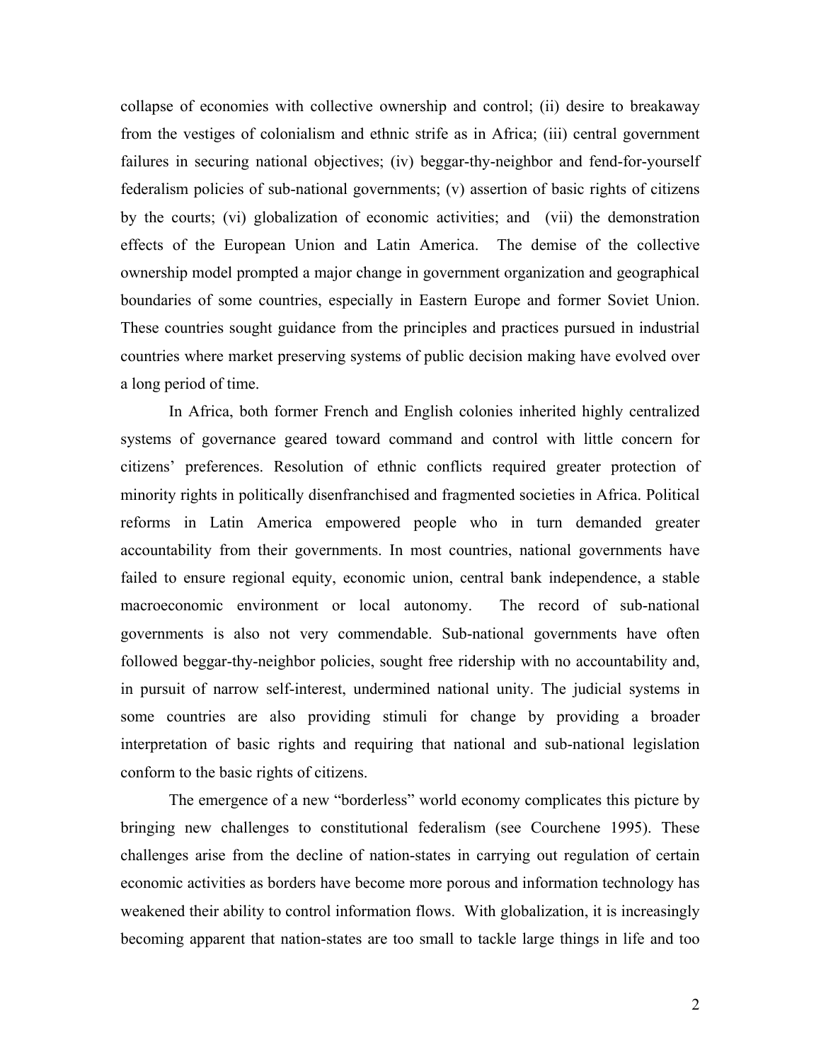collapse of economies with collective ownership and control; (ii) desire to breakaway from the vestiges of colonialism and ethnic strife as in Africa; (iii) central government failures in securing national objectives; (iv) beggar-thy-neighbor and fend-for-yourself federalism policies of sub-national governments; (v) assertion of basic rights of citizens by the courts; (vi) globalization of economic activities; and (vii) the demonstration effects of the European Union and Latin America. The demise of the collective ownership model prompted a major change in government organization and geographical boundaries of some countries, especially in Eastern Europe and former Soviet Union. These countries sought guidance from the principles and practices pursued in industrial countries where market preserving systems of public decision making have evolved over a long period of time.

In Africa, both former French and English colonies inherited highly centralized systems of governance geared toward command and control with little concern for citizens' preferences. Resolution of ethnic conflicts required greater protection of minority rights in politically disenfranchised and fragmented societies in Africa. Political reforms in Latin America empowered people who in turn demanded greater accountability from their governments. In most countries, national governments have failed to ensure regional equity, economic union, central bank independence, a stable macroeconomic environment or local autonomy. The record of sub-national governments is also not very commendable. Sub-national governments have often followed beggar-thy-neighbor policies, sought free ridership with no accountability and, in pursuit of narrow self-interest, undermined national unity. The judicial systems in some countries are also providing stimuli for change by providing a broader interpretation of basic rights and requiring that national and sub-national legislation conform to the basic rights of citizens.

The emergence of a new "borderless" world economy complicates this picture by bringing new challenges to constitutional federalism (see Courchene 1995). These challenges arise from the decline of nation-states in carrying out regulation of certain economic activities as borders have become more porous and information technology has weakened their ability to control information flows. With globalization, it is increasingly becoming apparent that nation-states are too small to tackle large things in life and too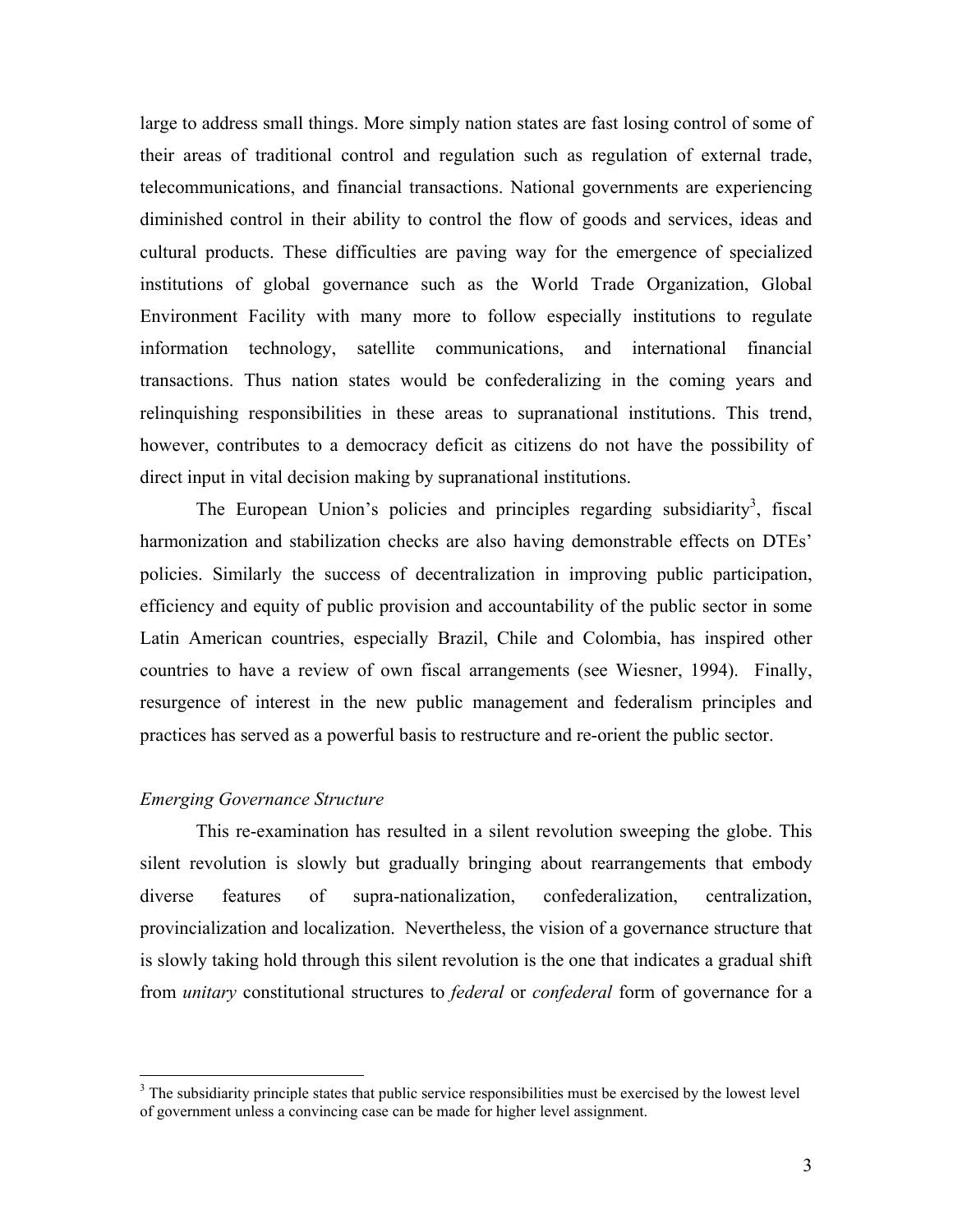large to address small things. More simply nation states are fast losing control of some of their areas of traditional control and regulation such as regulation of external trade, telecommunications, and financial transactions. National governments are experiencing diminished control in their ability to control the flow of goods and services, ideas and cultural products. These difficulties are paving way for the emergence of specialized institutions of global governance such as the World Trade Organization, Global Environment Facility with many more to follow especially institutions to regulate information technology, satellite communications, and international financial transactions. Thus nation states would be confederalizing in the coming years and relinquishing responsibilities in these areas to supranational institutions. This trend, however, contributes to a democracy deficit as citizens do not have the possibility of direct input in vital decision making by supranational institutions.

The European Union's policies and principles regarding subsidiarity[3], fiscal harmonization and stabilization checks are also having demonstrable effects on DTEs' policies. Similarly the success of decentralization in improving public participation, efficiency and equity of public provision and accountability of the public sector in some Latin American countries, especially Brazil, Chile and Colombia, has inspired other countries to have a review of own fiscal arrangements (see Wiesner, 1994). Finally, resurgence of interest in the new public management and federalism principles and practices has served as a powerful basis to restructure and re-orient the public sector.

### *Emerging Governance Structure*

This re-examination has resulted in a silent revolution sweeping the globe. This silent revolution is slowly but gradually bringing about rearrangements that embody diverse features of supra-nationalization, confederalization, centralization, provincialization and localization. Nevertheless, the vision of a governance structure that is slowly taking hold through this silent revolution is the one that indicates a gradual shift from *unitary* constitutional structures to *federal* or *confederal* form of governance for a

[3] The subsidiarity principle states that public service responsibilities must be exercised by the lowest level of government unless a convincing case can be made for higher level assignment.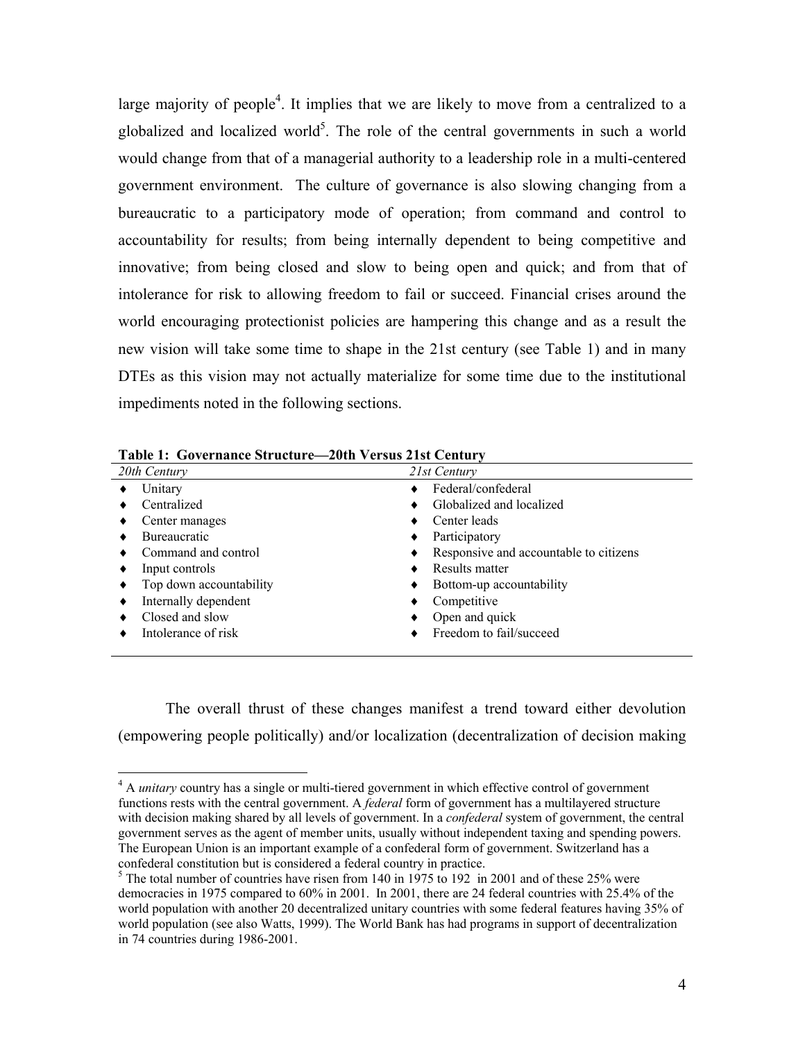large majority of people[4]. It implies that we are likely to move from a centralized to a globalized and localized world[5]. The role of the central governments in such a world would change from that of a managerial authority to a leadership role in a multi-centered government environment. The culture of governance is also slowing changing from a bureaucratic to a participatory mode of operation; from command and control to accountability for results; from being internally dependent to being competitive and innovative; from being closed and slow to being open and quick; and from that of intolerance for risk to allowing freedom to fail or succeed. Financial crises around the world encouraging protectionist policies are hampering this change and as a result the new vision will take some time to shape in the 21st century (see Table 1) and in many DTEs as this vision may not actually materialize for some time due to the institutional impediments noted in the following sections.

**Table 1: Governance Structure—20th Versus 21st Century**

| *20th Century* | *21st Century* |
|---|---|
| ♦ Unitary | ♦ Federal/confederal |
| ♦ Centralized | ♦ Globalized and localized |
| ♦ Center manages | ♦ Center leads |
| ♦ Bureaucratic | ♦ Participatory |
| ♦ Command and control | ♦ Responsive and accountable to citizens |
| ♦ Input controls | ♦ Results matter |
| ♦ Top down accountability | ♦ Bottom-up accountability |
| ♦ Internally dependent | ♦ Competitive |
| ♦ Closed and slow | ♦ Open and quick |
| ♦ Intolerance of risk | ♦ Freedom to fail/succeed |

The overall thrust of these changes manifest a trend toward either devolution (empowering people politically) and/or localization (decentralization of decision making

[4] A *unitary* country has a single or multi-tiered government in which effective control of government functions rests with the central government. A *federal* form of government has a multilayered structure with decision making shared by all levels of government. In a *confederal* system of government, the central government serves as the agent of member units, usually without independent taxing and spending powers. The European Union is an important example of a confederal form of government. Switzerland has a confederal constitution but is considered a federal country in practice.

[5] The total number of countries have risen from 140 in 1975 to 192 in 2001 and of these 25% were democracies in 1975 compared to 60% in 2001. In 2001, there are 24 federal countries with 25.4% of the world population with another 20 decentralized unitary countries with some federal features having 35% of world population (see also Watts, 1999). The World Bank has had programs in support of decentralization in 74 countries during 1986-2001.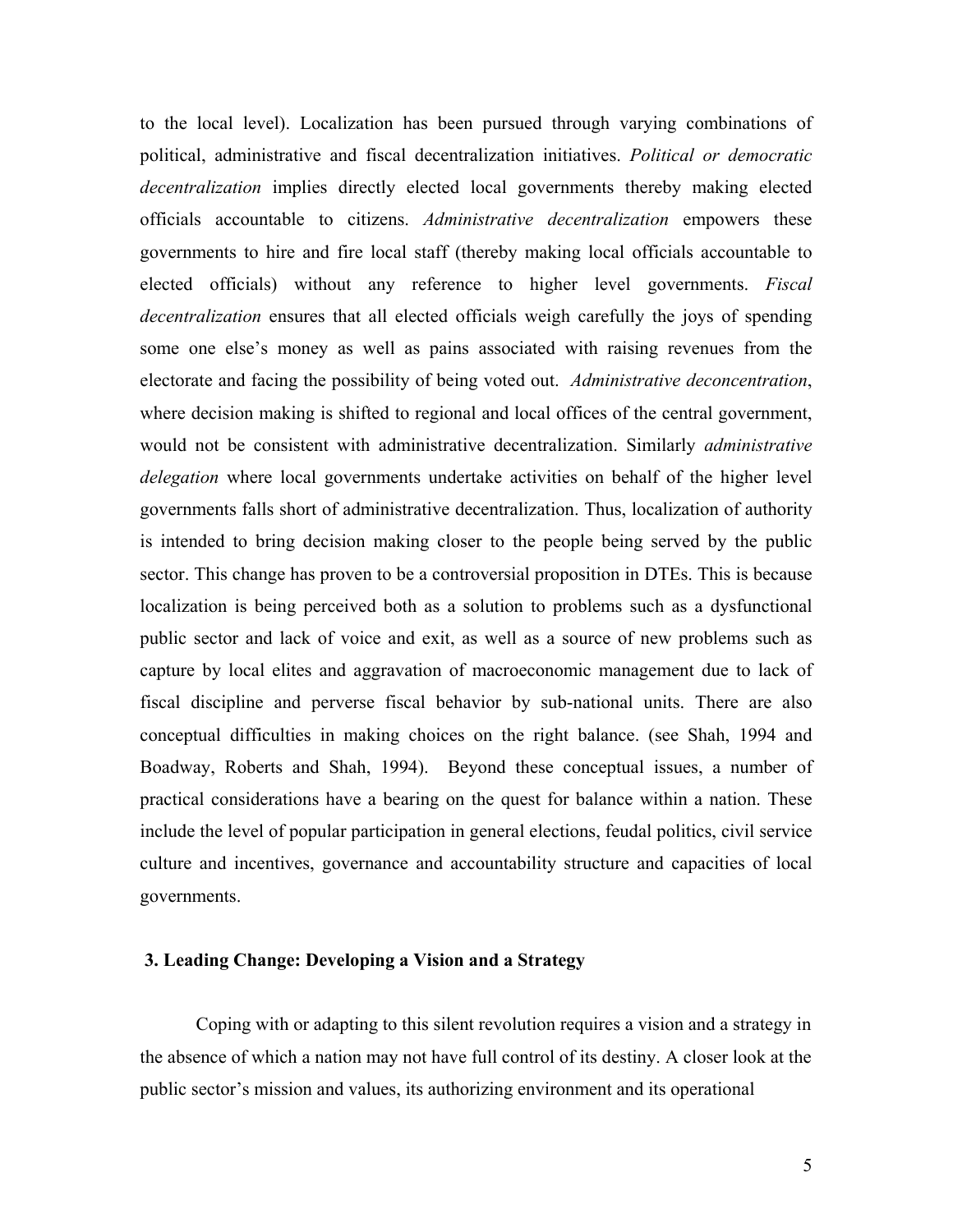to the local level). Localization has been pursued through varying combinations of political, administrative and fiscal decentralization initiatives. *Political or democratic decentralization* implies directly elected local governments thereby making elected officials accountable to citizens. *Administrative decentralization* empowers these governments to hire and fire local staff (thereby making local officials accountable to elected officials) without any reference to higher level governments. *Fiscal decentralization* ensures that all elected officials weigh carefully the joys of spending some one else's money as well as pains associated with raising revenues from the electorate and facing the possibility of being voted out. *Administrative deconcentration*, where decision making is shifted to regional and local offices of the central government, would not be consistent with administrative decentralization. Similarly *administrative delegation* where local governments undertake activities on behalf of the higher level governments falls short of administrative decentralization. Thus, localization of authority is intended to bring decision making closer to the people being served by the public sector. This change has proven to be a controversial proposition in DTEs. This is because localization is being perceived both as a solution to problems such as a dysfunctional public sector and lack of voice and exit, as well as a source of new problems such as capture by local elites and aggravation of macroeconomic management due to lack of fiscal discipline and perverse fiscal behavior by sub-national units. There are also conceptual difficulties in making choices on the right balance. (see Shah, 1994 and Boadway, Roberts and Shah, 1994). Beyond these conceptual issues, a number of practical considerations have a bearing on the quest for balance within a nation. These include the level of popular participation in general elections, feudal politics, civil service culture and incentives, governance and accountability structure and capacities of local governments.

## 3. Leading Change: Developing a Vision and a Strategy

Coping with or adapting to this silent revolution requires a vision and a strategy in the absence of which a nation may not have full control of its destiny. A closer look at the public sector's mission and values, its authorizing environment and its operational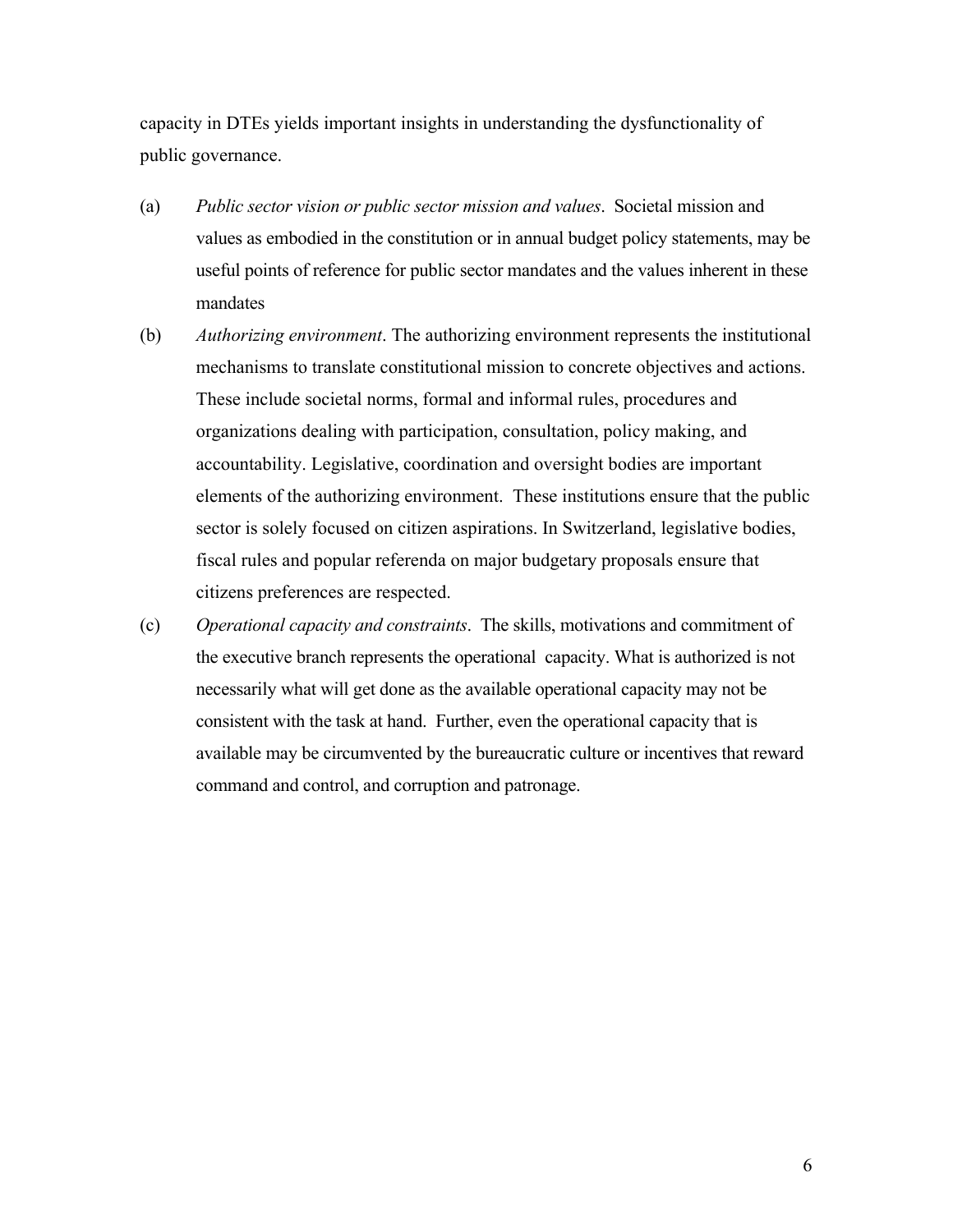capacity in DTEs yields important insights in understanding the dysfunctionality of public governance.

(a) *Public sector vision or public sector mission and values*. Societal mission and values as embodied in the constitution or in annual budget policy statements, may be useful points of reference for public sector mandates and the values inherent in these mandates

(b) *Authorizing environment*. The authorizing environment represents the institutional mechanisms to translate constitutional mission to concrete objectives and actions. These include societal norms, formal and informal rules, procedures and organizations dealing with participation, consultation, policy making, and accountability. Legislative, coordination and oversight bodies are important elements of the authorizing environment. These institutions ensure that the public sector is solely focused on citizen aspirations. In Switzerland, legislative bodies, fiscal rules and popular referenda on major budgetary proposals ensure that citizens preferences are respected.

(c) *Operational capacity and constraints*. The skills, motivations and commitment of the executive branch represents the operational capacity. What is authorized is not necessarily what will get done as the available operational capacity may not be consistent with the task at hand. Further, even the operational capacity that is available may be circumvented by the bureaucratic culture or incentives that reward command and control, and corruption and patronage.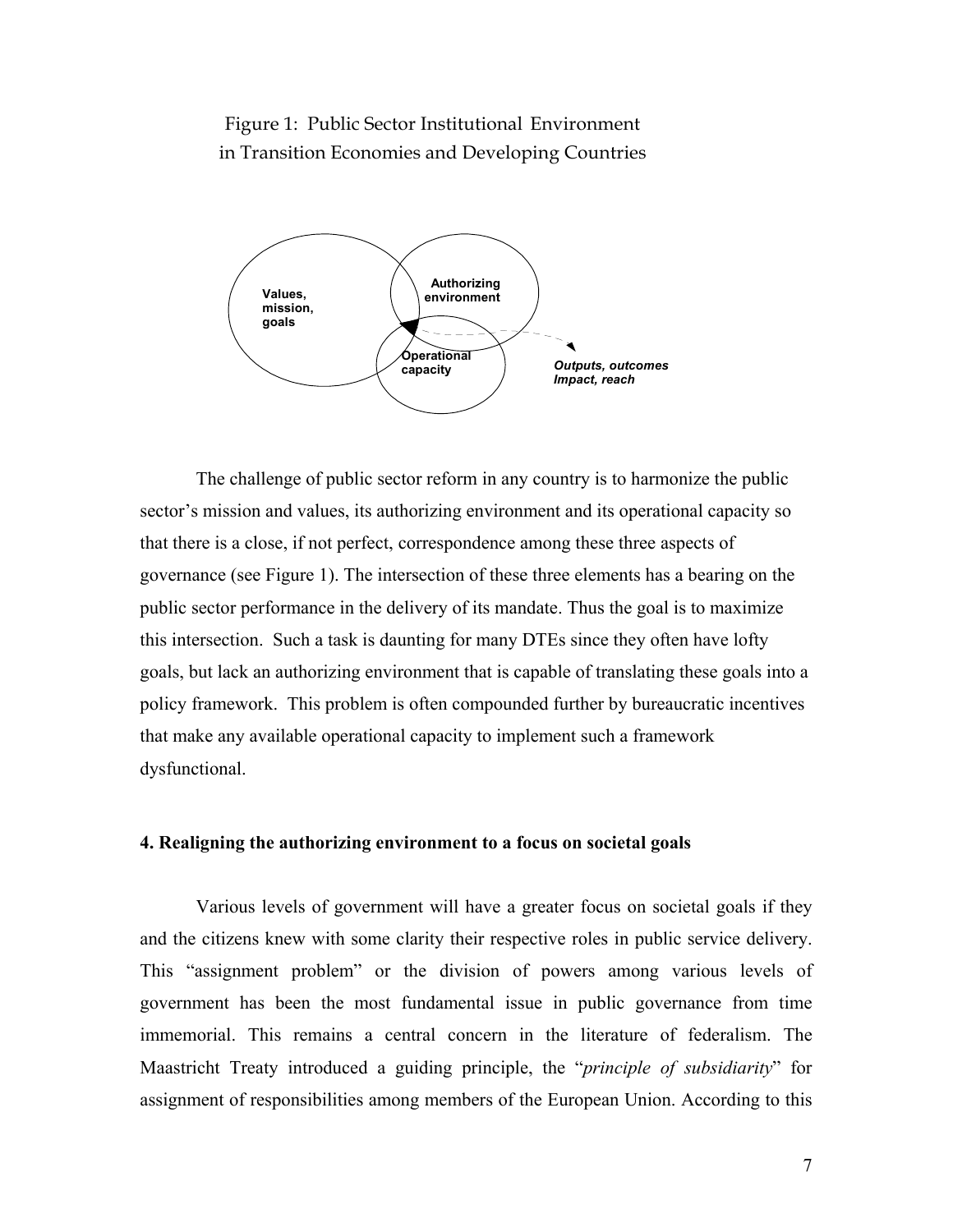Figure 1: Public Sector Institutional Environment in Transition Economies and Developing Countries

Values, mission, goals

Authorizing environment

Operational capacity

*Outputs, outcomes Impact, reach*

The challenge of public sector reform in any country is to harmonize the public sector's mission and values, its authorizing environment and its operational capacity so that there is a close, if not perfect, correspondence among these three aspects of governance (see Figure 1). The intersection of these three elements has a bearing on the public sector performance in the delivery of its mandate. Thus the goal is to maximize this intersection. Such a task is daunting for many DTEs since they often have lofty goals, but lack an authorizing environment that is capable of translating these goals into a policy framework. This problem is often compounded further by bureaucratic incentives that make any available operational capacity to implement such a framework dysfunctional.

## 4. Realigning the authorizing environment to a focus on societal goals

Various levels of government will have a greater focus on societal goals if they and the citizens knew with some clarity their respective roles in public service delivery. This "assignment problem" or the division of powers among various levels of government has been the most fundamental issue in public governance from time immemorial. This remains a central concern in the literature of federalism. The Maastricht Treaty introduced a guiding principle, the "*principle of subsidiarity*" for assignment of responsibilities among members of the European Union. According to this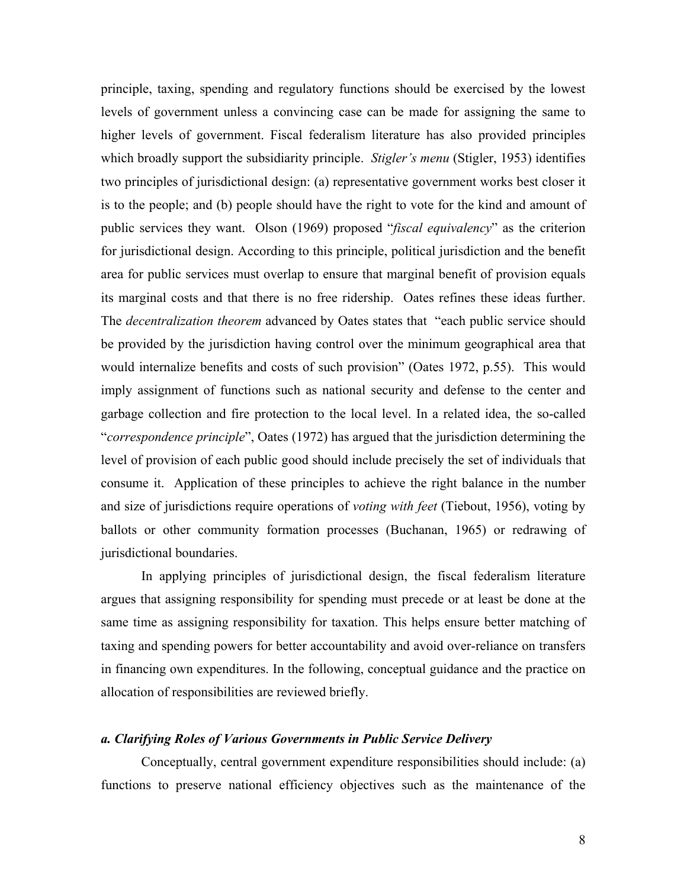principle, taxing, spending and regulatory functions should be exercised by the lowest levels of government unless a convincing case can be made for assigning the same to higher levels of government. Fiscal federalism literature has also provided principles which broadly support the subsidiarity principle. *Stigler's menu* (Stigler, 1953) identifies two principles of jurisdictional design: (a) representative government works best closer it is to the people; and (b) people should have the right to vote for the kind and amount of public services they want. Olson (1969) proposed "*fiscal equivalency*" as the criterion for jurisdictional design. According to this principle, political jurisdiction and the benefit area for public services must overlap to ensure that marginal benefit of provision equals its marginal costs and that there is no free ridership. Oates refines these ideas further. The *decentralization theorem* advanced by Oates states that "each public service should be provided by the jurisdiction having control over the minimum geographical area that would internalize benefits and costs of such provision" (Oates 1972, p.55). This would imply assignment of functions such as national security and defense to the center and garbage collection and fire protection to the local level. In a related idea, the so-called "*correspondence principle*", Oates (1972) has argued that the jurisdiction determining the level of provision of each public good should include precisely the set of individuals that consume it. Application of these principles to achieve the right balance in the number and size of jurisdictions require operations of *voting with feet* (Tiebout, 1956), voting by ballots or other community formation processes (Buchanan, 1965) or redrawing of jurisdictional boundaries.

In applying principles of jurisdictional design, the fiscal federalism literature argues that assigning responsibility for spending must precede or at least be done at the same time as assigning responsibility for taxation. This helps ensure better matching of taxing and spending powers for better accountability and avoid over-reliance on transfers in financing own expenditures. In the following, conceptual guidance and the practice on allocation of responsibilities are reviewed briefly.

### *a. Clarifying Roles of Various Governments in Public Service Delivery*

Conceptually, central government expenditure responsibilities should include: (a) functions to preserve national efficiency objectives such as the maintenance of the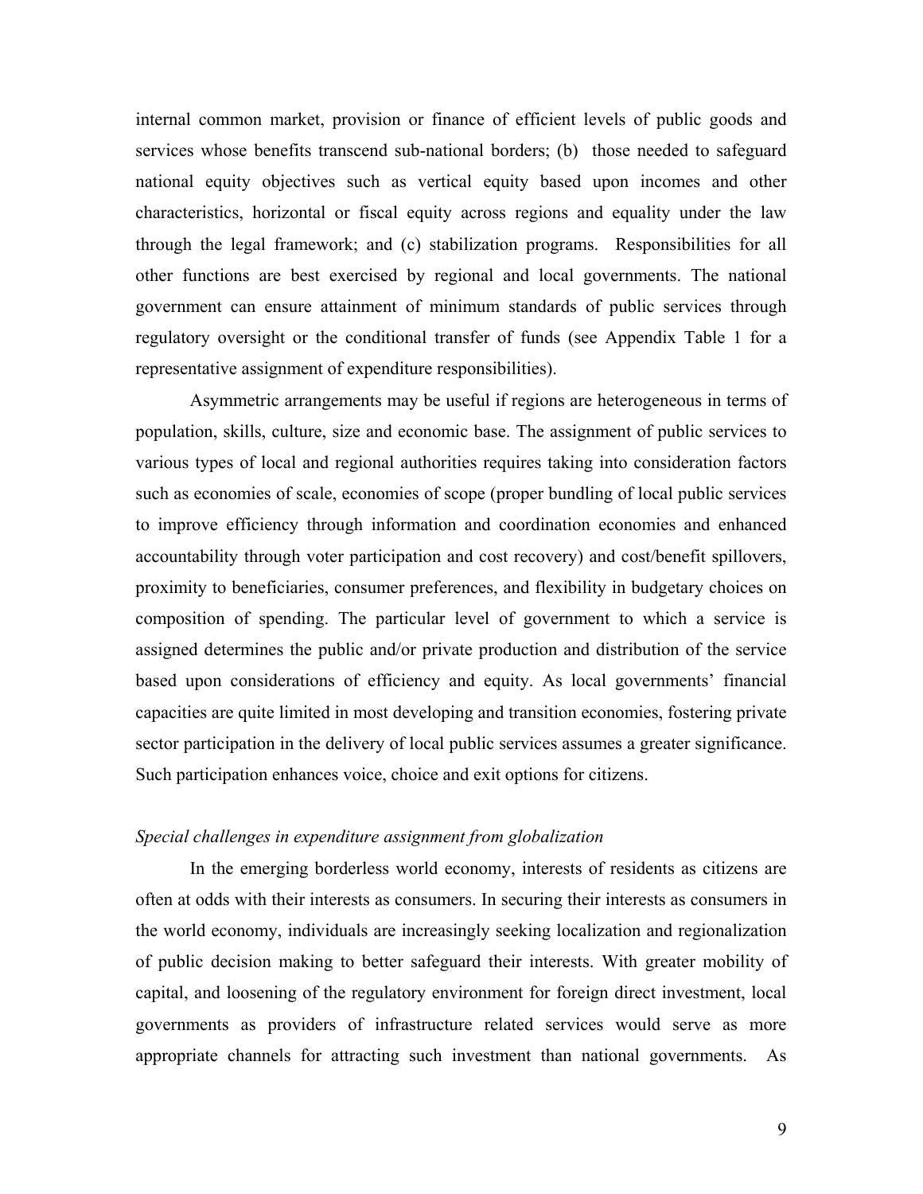internal common market, provision or finance of efficient levels of public goods and services whose benefits transcend sub-national borders; (b) those needed to safeguard national equity objectives such as vertical equity based upon incomes and other characteristics, horizontal or fiscal equity across regions and equality under the law through the legal framework; and (c) stabilization programs. Responsibilities for all other functions are best exercised by regional and local governments. The national government can ensure attainment of minimum standards of public services through regulatory oversight or the conditional transfer of funds (see Appendix Table 1 for a representative assignment of expenditure responsibilities).

Asymmetric arrangements may be useful if regions are heterogeneous in terms of population, skills, culture, size and economic base. The assignment of public services to various types of local and regional authorities requires taking into consideration factors such as economies of scale, economies of scope (proper bundling of local public services to improve efficiency through information and coordination economies and enhanced accountability through voter participation and cost recovery) and cost/benefit spillovers, proximity to beneficiaries, consumer preferences, and flexibility in budgetary choices on composition of spending. The particular level of government to which a service is assigned determines the public and/or private production and distribution of the service based upon considerations of efficiency and equity. As local governments' financial capacities are quite limited in most developing and transition economies, fostering private sector participation in the delivery of local public services assumes a greater significance. Such participation enhances voice, choice and exit options for citizens.

*Special challenges in expenditure assignment from globalization*

In the emerging borderless world economy, interests of residents as citizens are often at odds with their interests as consumers. In securing their interests as consumers in the world economy, individuals are increasingly seeking localization and regionalization of public decision making to better safeguard their interests. With greater mobility of capital, and loosening of the regulatory environment for foreign direct investment, local governments as providers of infrastructure related services would serve as more appropriate channels for attracting such investment than national governments. As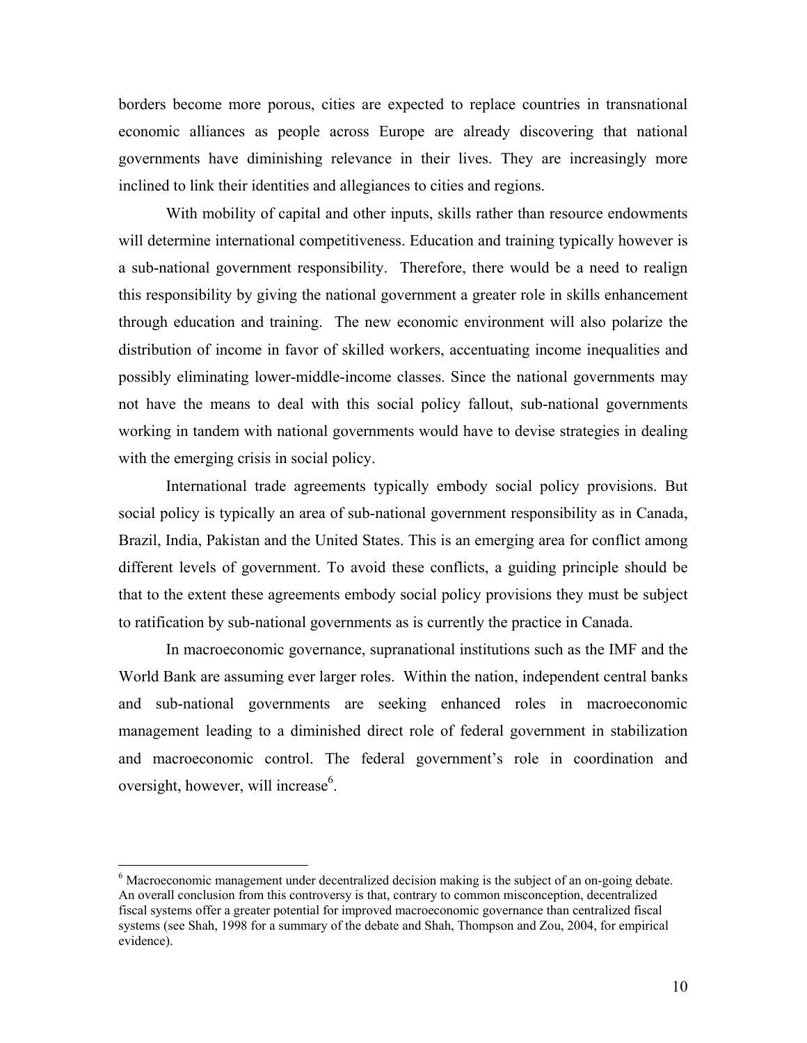borders become more porous, cities are expected to replace countries in transnational economic alliances as people across Europe are already discovering that national governments have diminishing relevance in their lives. They are increasingly more inclined to link their identities and allegiances to cities and regions.

With mobility of capital and other inputs, skills rather than resource endowments will determine international competitiveness. Education and training typically however is a sub-national government responsibility. Therefore, there would be a need to realign this responsibility by giving the national government a greater role in skills enhancement through education and training. The new economic environment will also polarize the distribution of income in favor of skilled workers, accentuating income inequalities and possibly eliminating lower-middle-income classes. Since the national governments may not have the means to deal with this social policy fallout, sub-national governments working in tandem with national governments would have to devise strategies in dealing with the emerging crisis in social policy.

International trade agreements typically embody social policy provisions. But social policy is typically an area of sub-national government responsibility as in Canada, Brazil, India, Pakistan and the United States. This is an emerging area for conflict among different levels of government. To avoid these conflicts, a guiding principle should be that to the extent these agreements embody social policy provisions they must be subject to ratification by sub-national governments as is currently the practice in Canada.

In macroeconomic governance, supranational institutions such as the IMF and the World Bank are assuming ever larger roles. Within the nation, independent central banks and sub-national governments are seeking enhanced roles in macroeconomic management leading to a diminished direct role of federal government in stabilization and macroeconomic control. The federal government's role in coordination and oversight, however, will increase[6].

---

[6] Macroeconomic management under decentralized decision making is the subject of an on-going debate. An overall conclusion from this controversy is that, contrary to common misconception, decentralized fiscal systems offer a greater potential for improved macroeconomic governance than centralized fiscal systems (see Shah, 1998 for a summary of the debate and Shah, Thompson and Zou, 2004, for empirical evidence).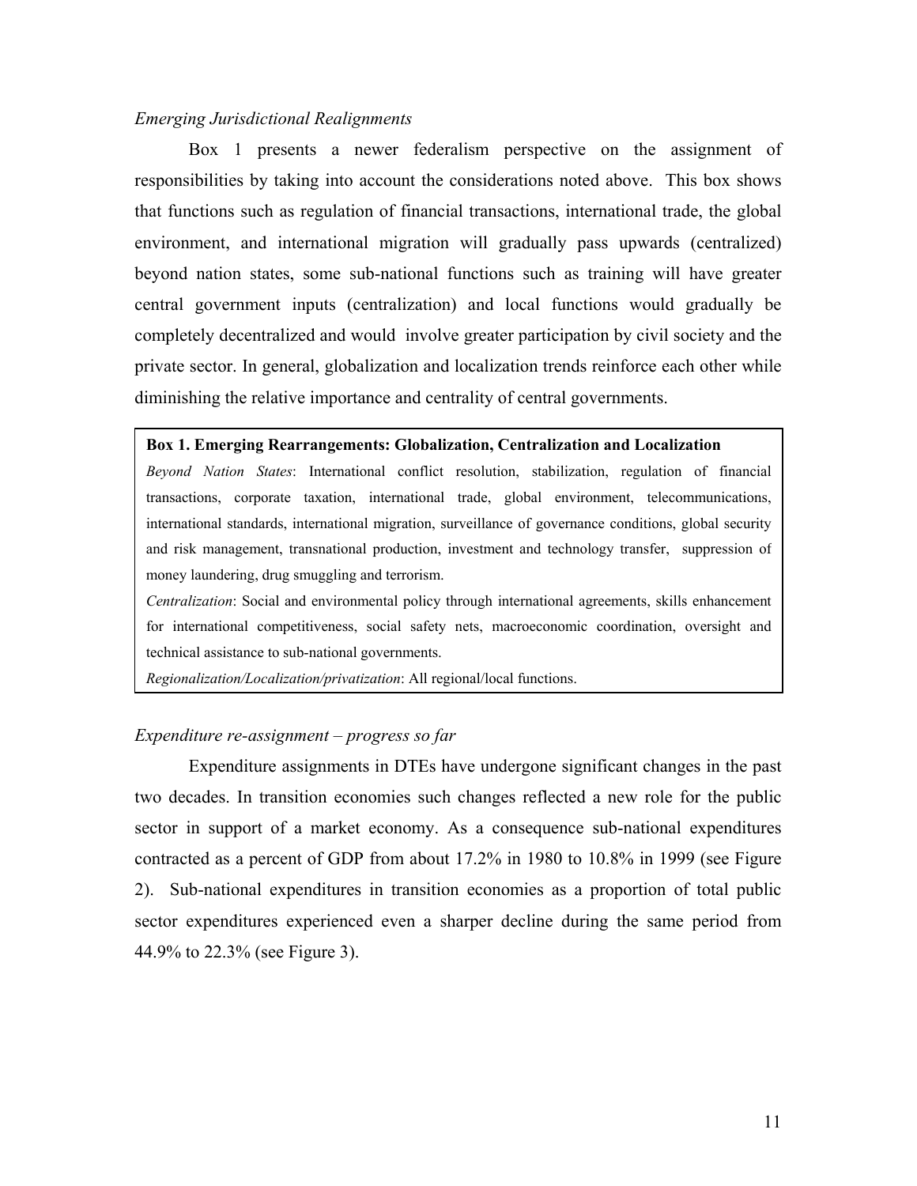*Emerging Jurisdictional Realignments*

Box 1 presents a newer federalism perspective on the assignment of responsibilities by taking into account the considerations noted above. This box shows that functions such as regulation of financial transactions, international trade, the global environment, and international migration will gradually pass upwards (centralized) beyond nation states, some sub-national functions such as training will have greater central government inputs (centralization) and local functions would gradually be completely decentralized and would involve greater participation by civil society and the private sector. In general, globalization and localization trends reinforce each other while diminishing the relative importance and centrality of central governments.

> **Box 1. Emerging Rearrangements: Globalization, Centralization and Localization**
>
> *Beyond Nation States*: International conflict resolution, stabilization, regulation of financial transactions, corporate taxation, international trade, global environment, telecommunications, international standards, international migration, surveillance of governance conditions, global security and risk management, transnational production, investment and technology transfer, suppression of money laundering, drug smuggling and terrorism.
>
> *Centralization*: Social and environmental policy through international agreements, skills enhancement for international competitiveness, social safety nets, macroeconomic coordination, oversight and technical assistance to sub-national governments.
>
> *Regionalization/Localization/privatization*: All regional/local functions.

*Expenditure re-assignment – progress so far*

Expenditure assignments in DTEs have undergone significant changes in the past two decades. In transition economies such changes reflected a new role for the public sector in support of a market economy. As a consequence sub-national expenditures contracted as a percent of GDP from about 17.2% in 1980 to 10.8% in 1999 (see Figure 2). Sub-national expenditures in transition economies as a proportion of total public sector expenditures experienced even a sharper decline during the same period from 44.9% to 22.3% (see Figure 3).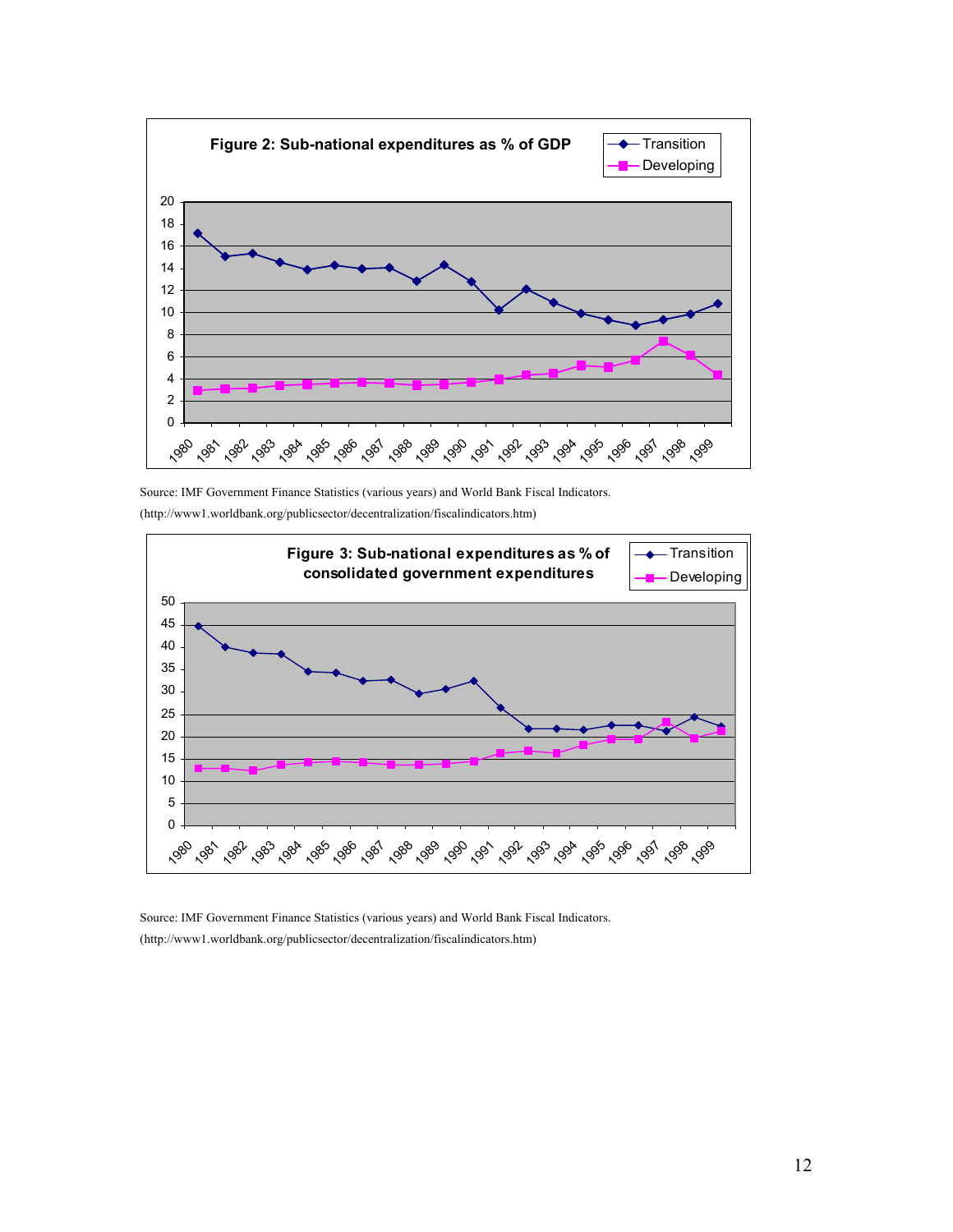**Figure 2: Sub-national expenditures as % of GDP**

Source: IMF Government Finance Statistics (various years) and World Bank Fiscal Indicators. (http://www1.worldbank.org/publicsector/decentralization/fiscalindicators.htm)

**Figure 3: Sub-national expenditures as % of consolidated government expenditures**

Source: IMF Government Finance Statistics (various years) and World Bank Fiscal Indicators. (http://www1.worldbank.org/publicsector/decentralization/fiscalindicators.htm)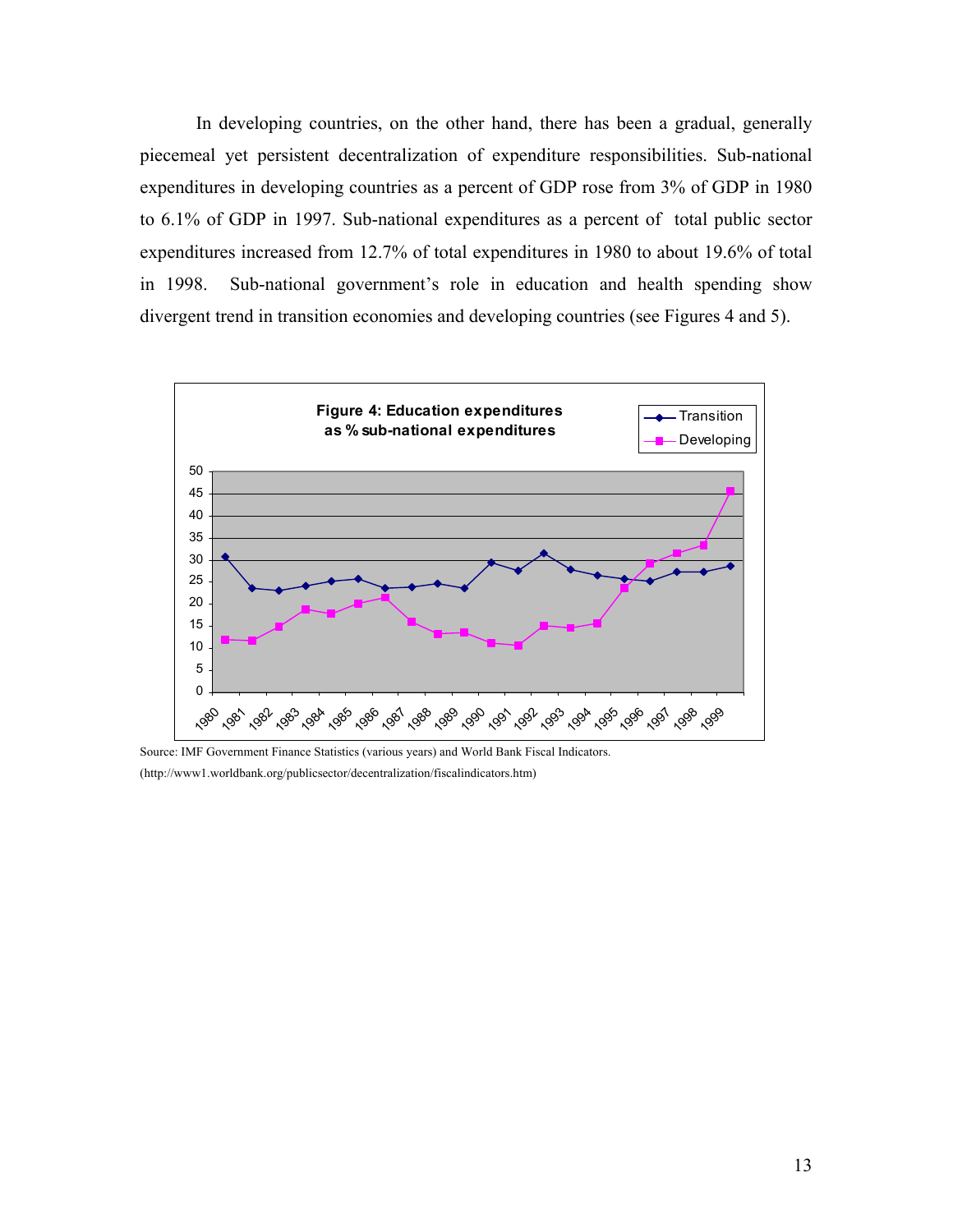In developing countries, on the other hand, there has been a gradual, generally piecemeal yet persistent decentralization of expenditure responsibilities. Sub-national expenditures in developing countries as a percent of GDP rose from 3% of GDP in 1980 to 6.1% of GDP in 1997. Sub-national expenditures as a percent of total public sector expenditures increased from 12.7% of total expenditures in 1980 to about 19.6% of total in 1998. Sub-national government's role in education and health spending show divergent trend in transition economies and developing countries (see Figures 4 and 5).

**Figure 4: Education expenditures as % sub-national expenditures**

Source: IMF Government Finance Statistics (various years) and World Bank Fiscal Indicators. (http://www1.worldbank.org/publicsector/decentralization/fiscalindicators.htm)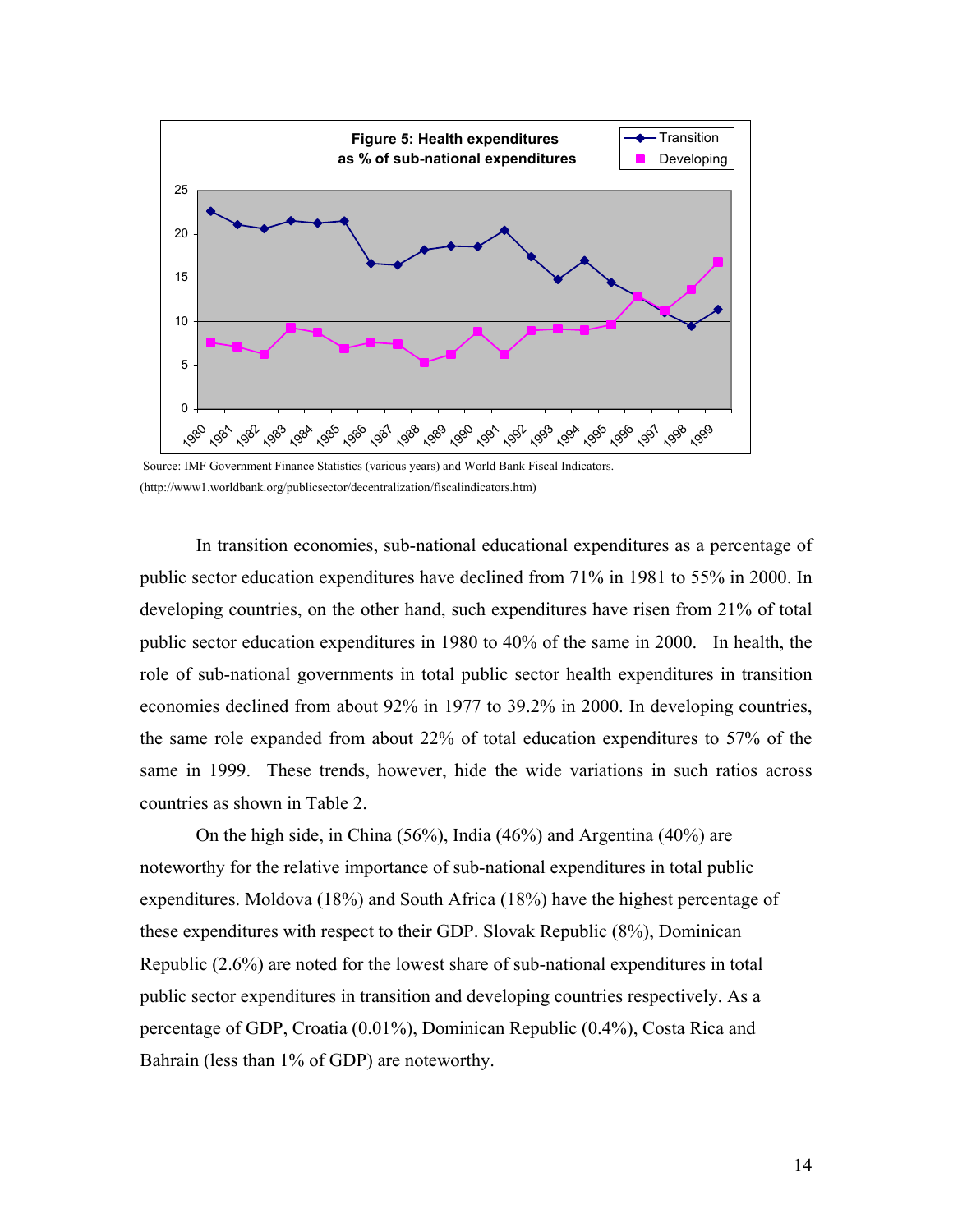**Figure 5: Health expenditures as % of sub-national expenditures**

Source: IMF Government Finance Statistics (various years) and World Bank Fiscal Indicators. (http://www1.worldbank.org/publicsector/decentralization/fiscalindicators.htm)

In transition economies, sub-national educational expenditures as a percentage of public sector education expenditures have declined from 71% in 1981 to 55% in 2000. In developing countries, on the other hand, such expenditures have risen from 21% of total public sector education expenditures in 1980 to 40% of the same in 2000. In health, the role of sub-national governments in total public sector health expenditures in transition economies declined from about 92% in 1977 to 39.2% in 2000. In developing countries, the same role expanded from about 22% of total education expenditures to 57% of the same in 1999. These trends, however, hide the wide variations in such ratios across countries as shown in Table 2.

On the high side, in China (56%), India (46%) and Argentina (40%) are noteworthy for the relative importance of sub-national expenditures in total public expenditures. Moldova (18%) and South Africa (18%) have the highest percentage of these expenditures with respect to their GDP. Slovak Republic (8%), Dominican Republic (2.6%) are noted for the lowest share of sub-national expenditures in total public sector expenditures in transition and developing countries respectively. As a percentage of GDP, Croatia (0.01%), Dominican Republic (0.4%), Costa Rica and Bahrain (less than 1% of GDP) are noteworthy.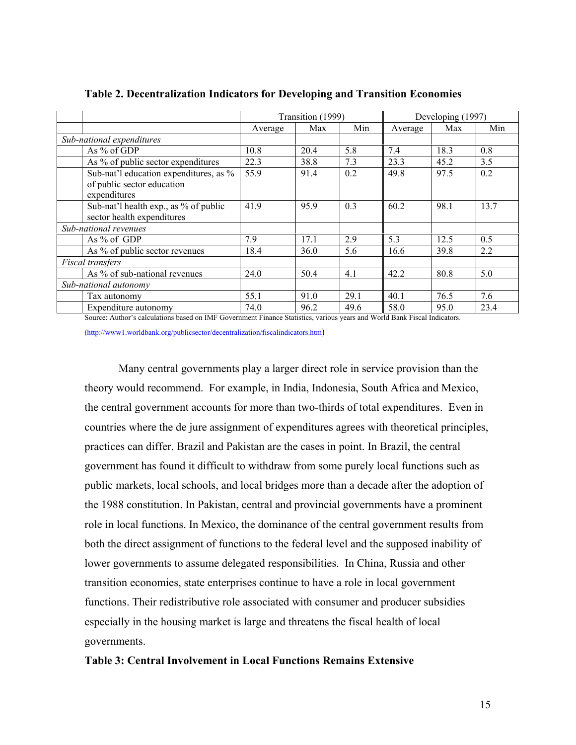**Table 2. Decentralization Indicators for Developing and Transition Economies**

| | | Transition (1999) | | | Developing (1997) | | |
|---|---|---|---|---|---|---|---|
| | | Average | Max | Min | Average | Max | Min |
| *Sub-national expenditures* | | | | | | | |
| | As % of GDP | 10.8 | 20.4 | 5.8 | 7.4 | 18.3 | 0.8 |
| | As % of public sector expenditures | 22.3 | 38.8 | 7.3 | 23.3 | 45.2 | 3.5 |
| | Sub-nat'l education expenditures, as % of public sector education expenditures | 55.9 | 91.4 | 0.2 | 49.8 | 97.5 | 0.2 |
| | Sub-nat'l health exp., as % of public sector health expenditures | 41.9 | 95.9 | 0.3 | 60.2 | 98.1 | 13.7 |
| *Sub-national revenues* | | | | | | | |
| | As % of GDP | 7.9 | 17.1 | 2.9 | 5.3 | 12.5 | 0.5 |
| | As % of public sector revenues | 18.4 | 36.0 | 5.6 | 16.6 | 39.8 | 2.2 |
| *Fiscal transfers* | | | | | | | |
| | As % of sub-national revenues | 24.0 | 50.4 | 4.1 | 42.2 | 80.8 | 5.0 |
| *Sub-national autonomy* | | | | | | | |
| | Tax autonomy | 55.1 | 91.0 | 29.1 | 40.1 | 76.5 | 7.6 |
| | Expenditure autonomy | 74.0 | 96.2 | 49.6 | 58.0 | 95.0 | 23.4 |

Source: Author's calculations based on IMF Government Finance Statistics, various years and World Bank Fiscal Indicators.

(http://www1.worldbank.org/publicsector/decentralization/fiscalindicators.htm)

Many central governments play a larger direct role in service provision than the theory would recommend. For example, in India, Indonesia, South Africa and Mexico, the central government accounts for more than two-thirds of total expenditures. Even in countries where the de jure assignment of expenditures agrees with theoretical principles, practices can differ. Brazil and Pakistan are the cases in point. In Brazil, the central government has found it difficult to withdraw from some purely local functions such as public markets, local schools, and local bridges more than a decade after the adoption of the 1988 constitution. In Pakistan, central and provincial governments have a prominent role in local functions. In Mexico, the dominance of the central government results from both the direct assignment of functions to the federal level and the supposed inability of lower governments to assume delegated responsibilities. In China, Russia and other transition economies, state enterprises continue to have a role in local government functions. Their redistributive role associated with consumer and producer subsidies especially in the housing market is large and threatens the fiscal health of local governments.

**Table 3: Central Involvement in Local Functions Remains Extensive**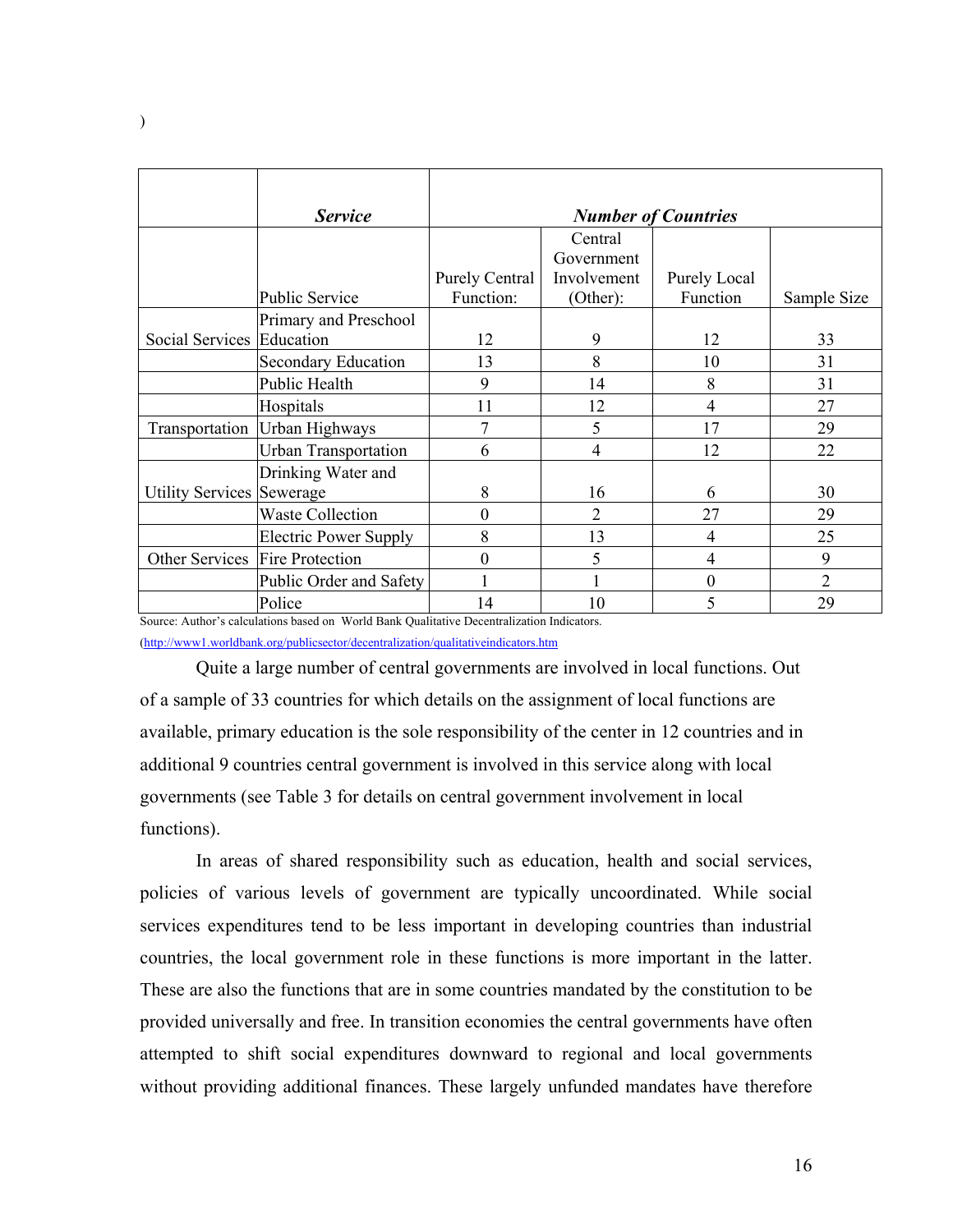)

| | *Service* | *Number of Countries* | | | |
|---|---|---|---|---|---|
| | Public Service | Purely Central Function: | Central Government Involvement (Other): | Purely Local Function | Sample Size |
| Social Services | Primary and Preschool Education | 12 | 9 | 12 | 33 |
| | Secondary Education | 13 | 8 | 10 | 31 |
| | Public Health | 9 | 14 | 8 | 31 |
| | Hospitals | 11 | 12 | 4 | 27 |
| Transportation | Urban Highways | 7 | 5 | 17 | 29 |
| | Urban Transportation | 6 | 4 | 12 | 22 |
| Utility Services | Drinking Water and Sewerage | 8 | 16 | 6 | 30 |
| | Waste Collection | 0 | 2 | 27 | 29 |
| | Electric Power Supply | 8 | 13 | 4 | 25 |
| Other Services | Fire Protection | 0 | 5 | 4 | 9 |
| | Public Order and Safety | 1 | 1 | 0 | 2 |
| | Police | 14 | 10 | 5 | 29 |

Source: Author's calculations based on World Bank Qualitative Decentralization Indicators.
(http://www1.worldbank.org/publicsector/decentralization/qualitativeindicators.htm

Quite a large number of central governments are involved in local functions. Out of a sample of 33 countries for which details on the assignment of local functions are available, primary education is the sole responsibility of the center in 12 countries and in additional 9 countries central government is involved in this service along with local governments (see Table 3 for details on central government involvement in local functions).

In areas of shared responsibility such as education, health and social services, policies of various levels of government are typically uncoordinated. While social services expenditures tend to be less important in developing countries than industrial countries, the local government role in these functions is more important in the latter. These are also the functions that are in some countries mandated by the constitution to be provided universally and free. In transition economies the central governments have often attempted to shift social expenditures downward to regional and local governments without providing additional finances. These largely unfunded mandates have therefore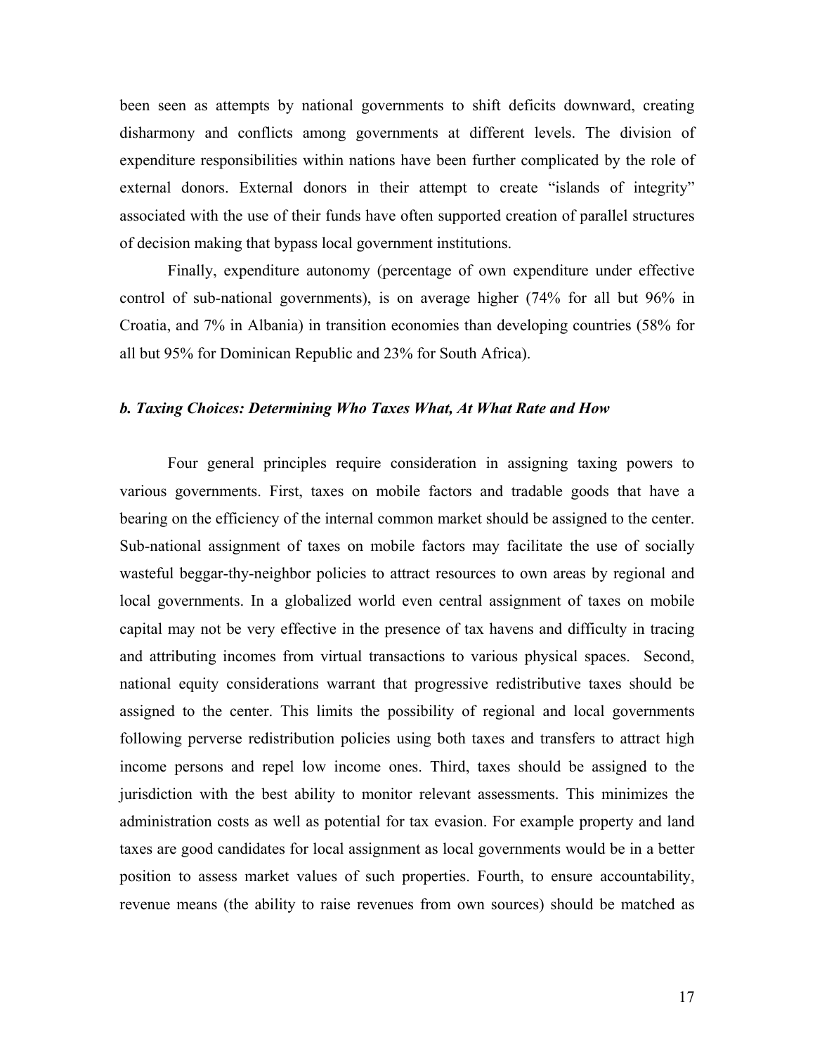been seen as attempts by national governments to shift deficits downward, creating disharmony and conflicts among governments at different levels. The division of expenditure responsibilities within nations have been further complicated by the role of external donors. External donors in their attempt to create "islands of integrity" associated with the use of their funds have often supported creation of parallel structures of decision making that bypass local government institutions.

Finally, expenditure autonomy (percentage of own expenditure under effective control of sub-national governments), is on average higher (74% for all but 96% in Croatia, and 7% in Albania) in transition economies than developing countries (58% for all but 95% for Dominican Republic and 23% for South Africa).

### *b. Taxing Choices: Determining Who Taxes What, At What Rate and How*

Four general principles require consideration in assigning taxing powers to various governments. First, taxes on mobile factors and tradable goods that have a bearing on the efficiency of the internal common market should be assigned to the center. Sub-national assignment of taxes on mobile factors may facilitate the use of socially wasteful beggar-thy-neighbor policies to attract resources to own areas by regional and local governments. In a globalized world even central assignment of taxes on mobile capital may not be very effective in the presence of tax havens and difficulty in tracing and attributing incomes from virtual transactions to various physical spaces. Second, national equity considerations warrant that progressive redistributive taxes should be assigned to the center. This limits the possibility of regional and local governments following perverse redistribution policies using both taxes and transfers to attract high income persons and repel low income ones. Third, taxes should be assigned to the jurisdiction with the best ability to monitor relevant assessments. This minimizes the administration costs as well as potential for tax evasion. For example property and land taxes are good candidates for local assignment as local governments would be in a better position to assess market values of such properties. Fourth, to ensure accountability, revenue means (the ability to raise revenues from own sources) should be matched as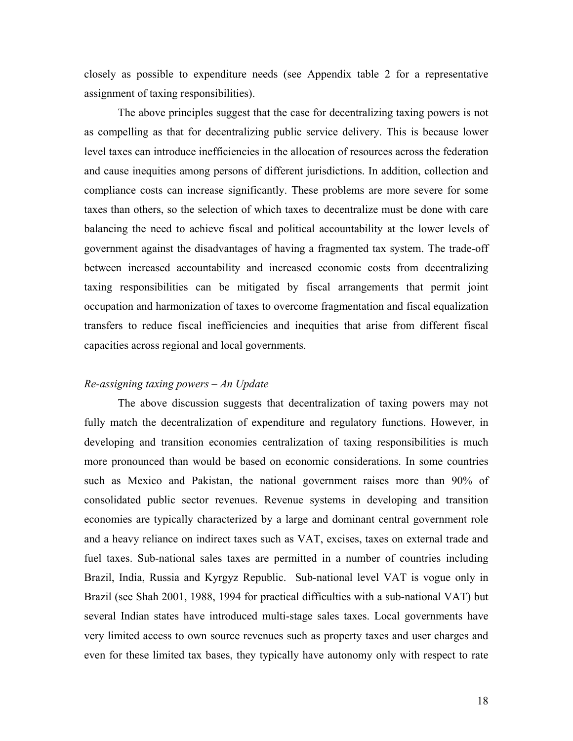closely as possible to expenditure needs (see Appendix table 2 for a representative assignment of taxing responsibilities).

The above principles suggest that the case for decentralizing taxing powers is not as compelling as that for decentralizing public service delivery. This is because lower level taxes can introduce inefficiencies in the allocation of resources across the federation and cause inequities among persons of different jurisdictions. In addition, collection and compliance costs can increase significantly. These problems are more severe for some taxes than others, so the selection of which taxes to decentralize must be done with care balancing the need to achieve fiscal and political accountability at the lower levels of government against the disadvantages of having a fragmented tax system. The trade-off between increased accountability and increased economic costs from decentralizing taxing responsibilities can be mitigated by fiscal arrangements that permit joint occupation and harmonization of taxes to overcome fragmentation and fiscal equalization transfers to reduce fiscal inefficiencies and inequities that arise from different fiscal capacities across regional and local governments.

*Re-assigning taxing powers – An Update*

The above discussion suggests that decentralization of taxing powers may not fully match the decentralization of expenditure and regulatory functions. However, in developing and transition economies centralization of taxing responsibilities is much more pronounced than would be based on economic considerations. In some countries such as Mexico and Pakistan, the national government raises more than 90% of consolidated public sector revenues. Revenue systems in developing and transition economies are typically characterized by a large and dominant central government role and a heavy reliance on indirect taxes such as VAT, excises, taxes on external trade and fuel taxes. Sub-national sales taxes are permitted in a number of countries including Brazil, India, Russia and Kyrgyz Republic. Sub-national level VAT is vogue only in Brazil (see Shah 2001, 1988, 1994 for practical difficulties with a sub-national VAT) but several Indian states have introduced multi-stage sales taxes. Local governments have very limited access to own source revenues such as property taxes and user charges and even for these limited tax bases, they typically have autonomy only with respect to rate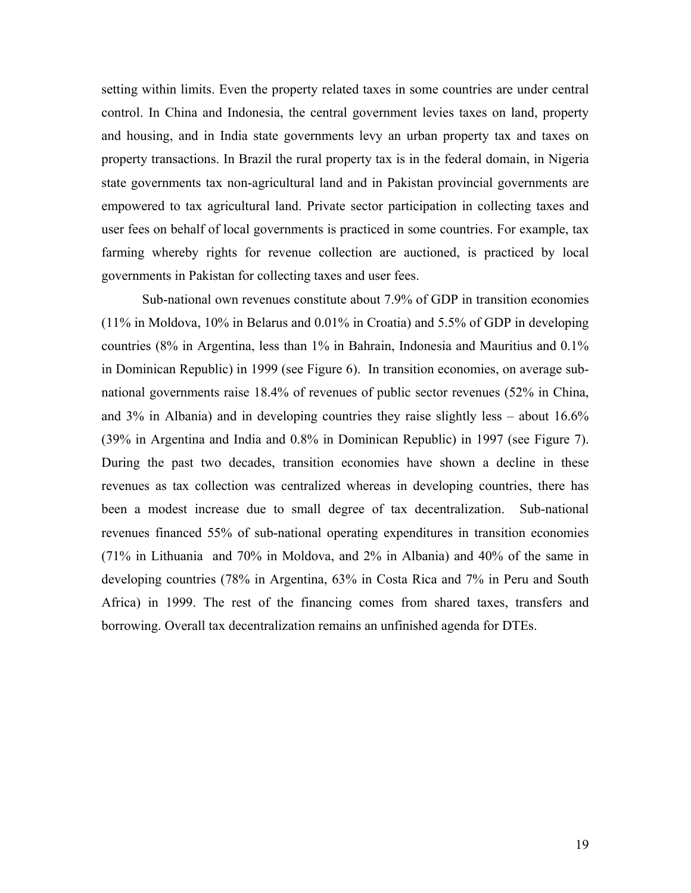setting within limits. Even the property related taxes in some countries are under central control. In China and Indonesia, the central government levies taxes on land, property and housing, and in India state governments levy an urban property tax and taxes on property transactions. In Brazil the rural property tax is in the federal domain, in Nigeria state governments tax non-agricultural land and in Pakistan provincial governments are empowered to tax agricultural land. Private sector participation in collecting taxes and user fees on behalf of local governments is practiced in some countries. For example, tax farming whereby rights for revenue collection are auctioned, is practiced by local governments in Pakistan for collecting taxes and user fees.

Sub-national own revenues constitute about 7.9% of GDP in transition economies (11% in Moldova, 10% in Belarus and 0.01% in Croatia) and 5.5% of GDP in developing countries (8% in Argentina, less than 1% in Bahrain, Indonesia and Mauritius and 0.1% in Dominican Republic) in 1999 (see Figure 6). In transition economies, on average sub-national governments raise 18.4% of revenues of public sector revenues (52% in China, and 3% in Albania) and in developing countries they raise slightly less – about 16.6% (39% in Argentina and India and 0.8% in Dominican Republic) in 1997 (see Figure 7). During the past two decades, transition economies have shown a decline in these revenues as tax collection was centralized whereas in developing countries, there has been a modest increase due to small degree of tax decentralization. Sub-national revenues financed 55% of sub-national operating expenditures in transition economies (71% in Lithuania and 70% in Moldova, and 2% in Albania) and 40% of the same in developing countries (78% in Argentina, 63% in Costa Rica and 7% in Peru and South Africa) in 1999. The rest of the financing comes from shared taxes, transfers and borrowing. Overall tax decentralization remains an unfinished agenda for DTEs.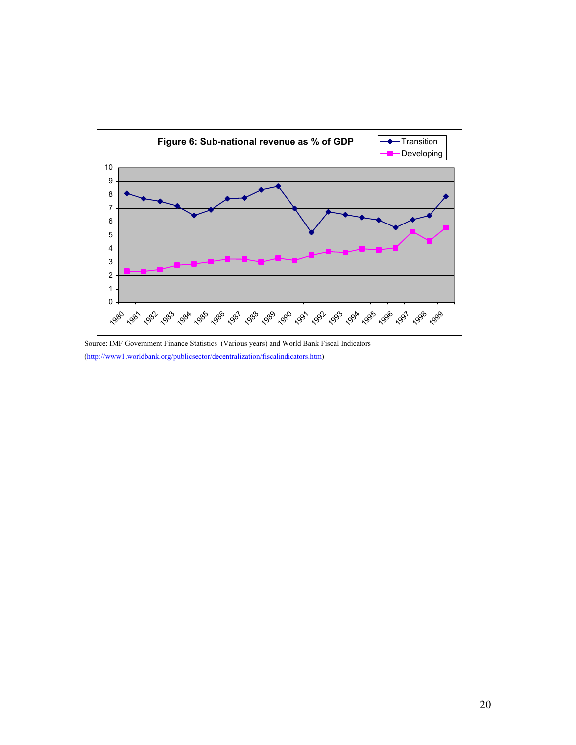**Figure 6: Sub-national revenue as % of GDP**

Source: IMF Government Finance Statistics (Various years) and World Bank Fiscal Indicators (http://www1.worldbank.org/publicsector/decentralization/fiscalindicators.htm)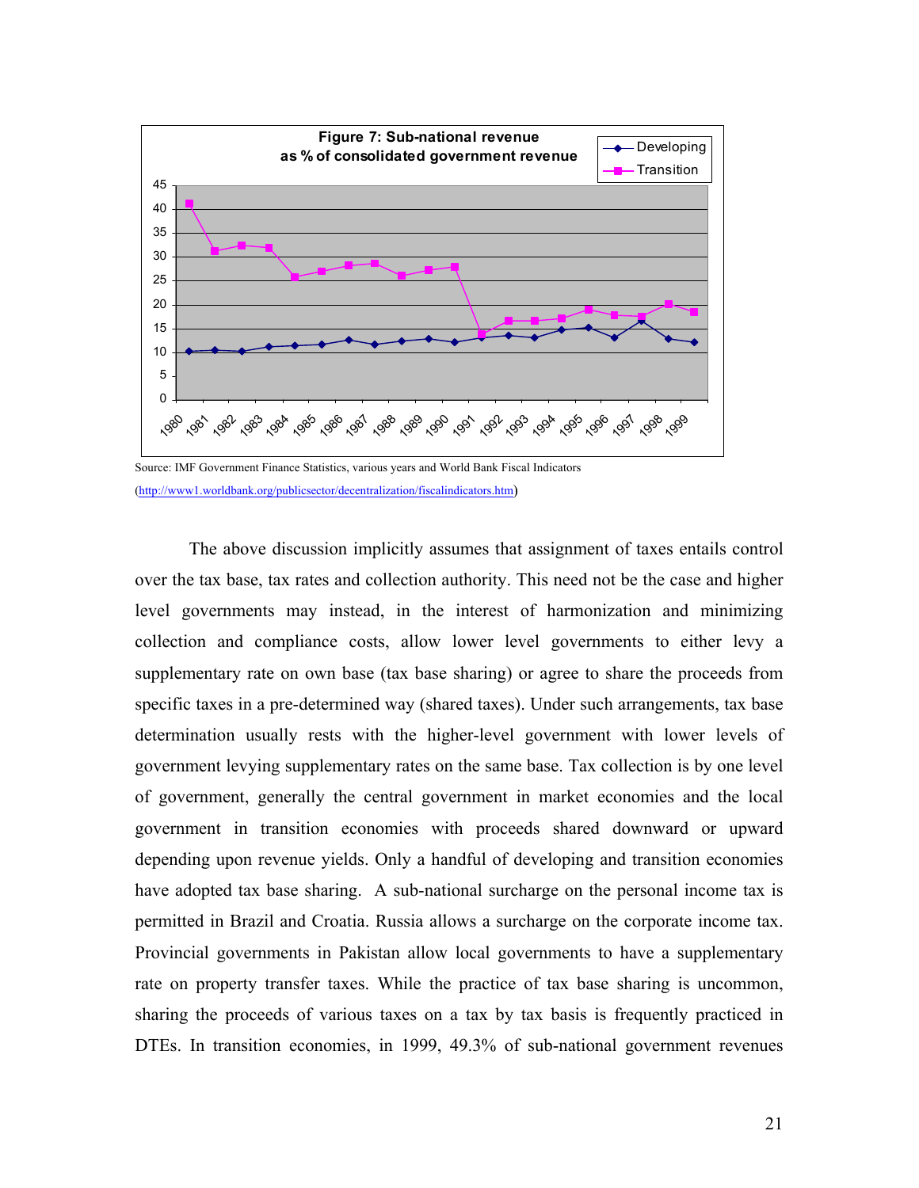**Figure 7: Sub-national revenue as % of consolidated government revenue**

Source: IMF Government Finance Statistics, various years and World Bank Fiscal Indicators (http://www1.worldbank.org/publicsector/decentralization/fiscalindicators.htm)

The above discussion implicitly assumes that assignment of taxes entails control over the tax base, tax rates and collection authority. This need not be the case and higher level governments may instead, in the interest of harmonization and minimizing collection and compliance costs, allow lower level governments to either levy a supplementary rate on own base (tax base sharing) or agree to share the proceeds from specific taxes in a pre-determined way (shared taxes). Under such arrangements, tax base determination usually rests with the higher-level government with lower levels of government levying supplementary rates on the same base. Tax collection is by one level of government, generally the central government in market economies and the local government in transition economies with proceeds shared downward or upward depending upon revenue yields. Only a handful of developing and transition economies have adopted tax base sharing. A sub-national surcharge on the personal income tax is permitted in Brazil and Croatia. Russia allows a surcharge on the corporate income tax. Provincial governments in Pakistan allow local governments to have a supplementary rate on property transfer taxes. While the practice of tax base sharing is uncommon, sharing the proceeds of various taxes on a tax by tax basis is frequently practiced in DTEs. In transition economies, in 1999, 49.3% of sub-national government revenues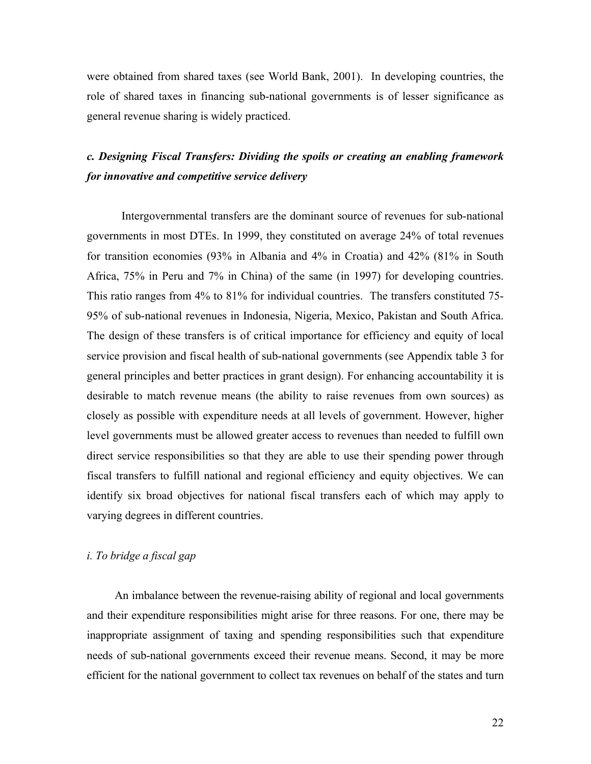were obtained from shared taxes (see World Bank, 2001). In developing countries, the role of shared taxes in financing sub-national governments is of lesser significance as general revenue sharing is widely practiced.

### *c. Designing Fiscal Transfers: Dividing the spoils or creating an enabling framework for innovative and competitive service delivery*

Intergovernmental transfers are the dominant source of revenues for sub-national governments in most DTEs. In 1999, they constituted on average 24% of total revenues for transition economies (93% in Albania and 4% in Croatia) and 42% (81% in South Africa, 75% in Peru and 7% in China) of the same (in 1997) for developing countries. This ratio ranges from 4% to 81% for individual countries. The transfers constituted 75-95% of sub-national revenues in Indonesia, Nigeria, Mexico, Pakistan and South Africa. The design of these transfers is of critical importance for efficiency and equity of local service provision and fiscal health of sub-national governments (see Appendix table 3 for general principles and better practices in grant design). For enhancing accountability it is desirable to match revenue means (the ability to raise revenues from own sources) as closely as possible with expenditure needs at all levels of government. However, higher level governments must be allowed greater access to revenues than needed to fulfill own direct service responsibilities so that they are able to use their spending power through fiscal transfers to fulfill national and regional efficiency and equity objectives. We can identify six broad objectives for national fiscal transfers each of which may apply to varying degrees in different countries.

#### *i. To bridge a fiscal gap*

An imbalance between the revenue-raising ability of regional and local governments and their expenditure responsibilities might arise for three reasons. For one, there may be inappropriate assignment of taxing and spending responsibilities such that expenditure needs of sub-national governments exceed their revenue means. Second, it may be more efficient for the national government to collect tax revenues on behalf of the states and turn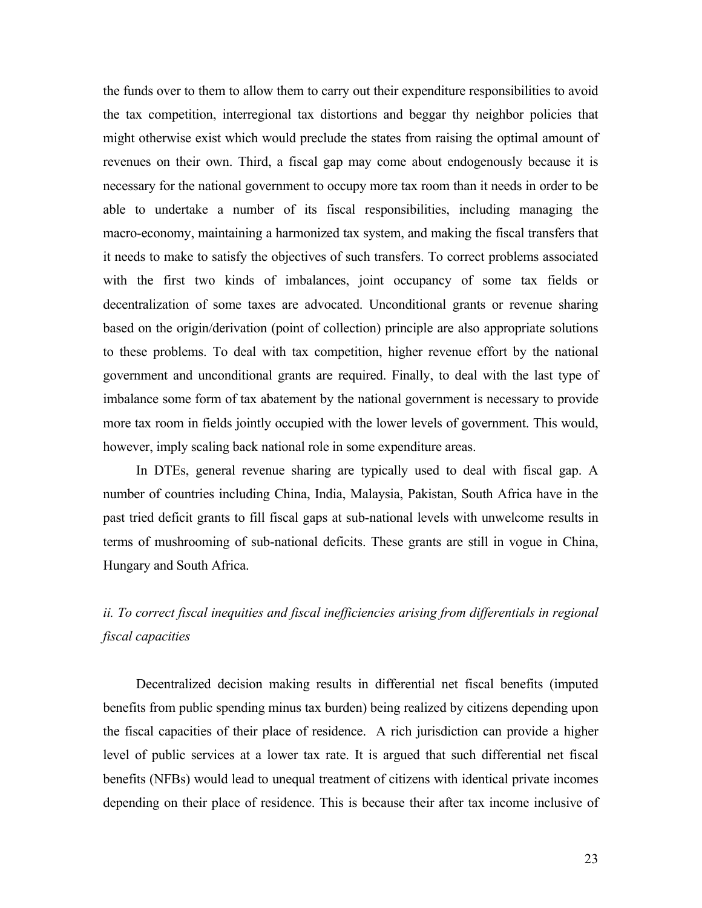the funds over to them to allow them to carry out their expenditure responsibilities to avoid the tax competition, interregional tax distortions and beggar thy neighbor policies that might otherwise exist which would preclude the states from raising the optimal amount of revenues on their own. Third, a fiscal gap may come about endogenously because it is necessary for the national government to occupy more tax room than it needs in order to be able to undertake a number of its fiscal responsibilities, including managing the macro-economy, maintaining a harmonized tax system, and making the fiscal transfers that it needs to make to satisfy the objectives of such transfers. To correct problems associated with the first two kinds of imbalances, joint occupancy of some tax fields or decentralization of some taxes are advocated. Unconditional grants or revenue sharing based on the origin/derivation (point of collection) principle are also appropriate solutions to these problems. To deal with tax competition, higher revenue effort by the national government and unconditional grants are required. Finally, to deal with the last type of imbalance some form of tax abatement by the national government is necessary to provide more tax room in fields jointly occupied with the lower levels of government. This would, however, imply scaling back national role in some expenditure areas.

In DTEs, general revenue sharing are typically used to deal with fiscal gap. A number of countries including China, India, Malaysia, Pakistan, South Africa have in the past tried deficit grants to fill fiscal gaps at sub-national levels with unwelcome results in terms of mushrooming of sub-national deficits. These grants are still in vogue in China, Hungary and South Africa.

*ii. To correct fiscal inequities and fiscal inefficiencies arising from differentials in regional fiscal capacities*

Decentralized decision making results in differential net fiscal benefits (imputed benefits from public spending minus tax burden) being realized by citizens depending upon the fiscal capacities of their place of residence. A rich jurisdiction can provide a higher level of public services at a lower tax rate. It is argued that such differential net fiscal benefits (NFBs) would lead to unequal treatment of citizens with identical private incomes depending on their place of residence. This is because their after tax income inclusive of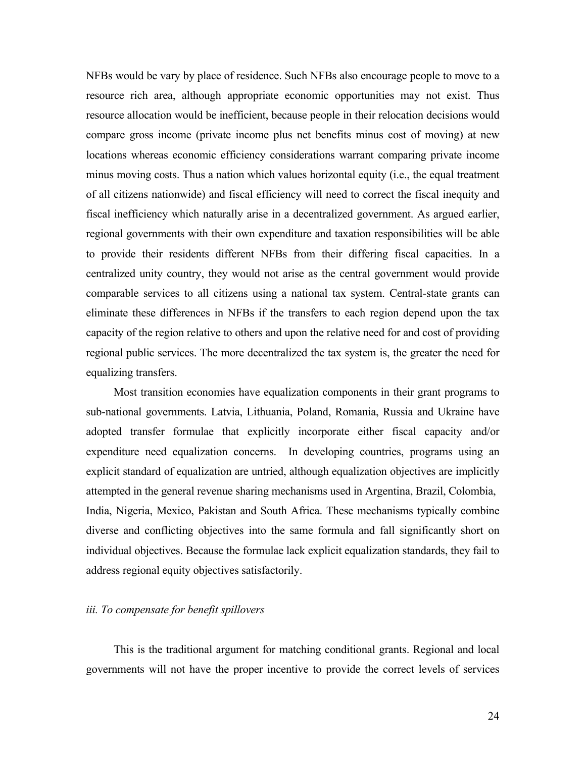NFBs would be vary by place of residence. Such NFBs also encourage people to move to a resource rich area, although appropriate economic opportunities may not exist. Thus resource allocation would be inefficient, because people in their relocation decisions would compare gross income (private income plus net benefits minus cost of moving) at new locations whereas economic efficiency considerations warrant comparing private income minus moving costs. Thus a nation which values horizontal equity (i.e., the equal treatment of all citizens nationwide) and fiscal efficiency will need to correct the fiscal inequity and fiscal inefficiency which naturally arise in a decentralized government. As argued earlier, regional governments with their own expenditure and taxation responsibilities will be able to provide their residents different NFBs from their differing fiscal capacities. In a centralized unity country, they would not arise as the central government would provide comparable services to all citizens using a national tax system. Central-state grants can eliminate these differences in NFBs if the transfers to each region depend upon the tax capacity of the region relative to others and upon the relative need for and cost of providing regional public services. The more decentralized the tax system is, the greater the need for equalizing transfers.

Most transition economies have equalization components in their grant programs to sub-national governments. Latvia, Lithuania, Poland, Romania, Russia and Ukraine have adopted transfer formulae that explicitly incorporate either fiscal capacity and/or expenditure need equalization concerns. In developing countries, programs using an explicit standard of equalization are untried, although equalization objectives are implicitly attempted in the general revenue sharing mechanisms used in Argentina, Brazil, Colombia, India, Nigeria, Mexico, Pakistan and South Africa. These mechanisms typically combine diverse and conflicting objectives into the same formula and fall significantly short on individual objectives. Because the formulae lack explicit equalization standards, they fail to address regional equity objectives satisfactorily.

*iii. To compensate for benefit spillovers*

This is the traditional argument for matching conditional grants. Regional and local governments will not have the proper incentive to provide the correct levels of services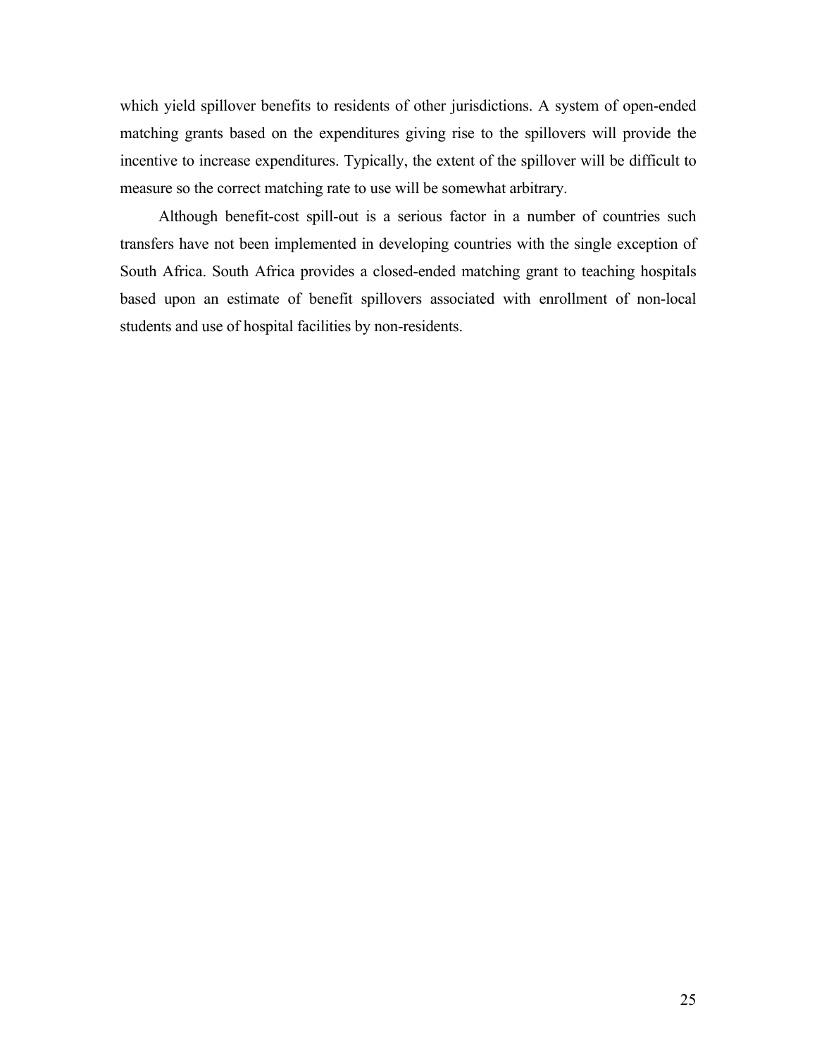which yield spillover benefits to residents of other jurisdictions. A system of open-ended matching grants based on the expenditures giving rise to the spillovers will provide the incentive to increase expenditures. Typically, the extent of the spillover will be difficult to measure so the correct matching rate to use will be somewhat arbitrary.

Although benefit-cost spill-out is a serious factor in a number of countries such transfers have not been implemented in developing countries with the single exception of South Africa. South Africa provides a closed-ended matching grant to teaching hospitals based upon an estimate of benefit spillovers associated with enrollment of non-local students and use of hospital facilities by non-residents.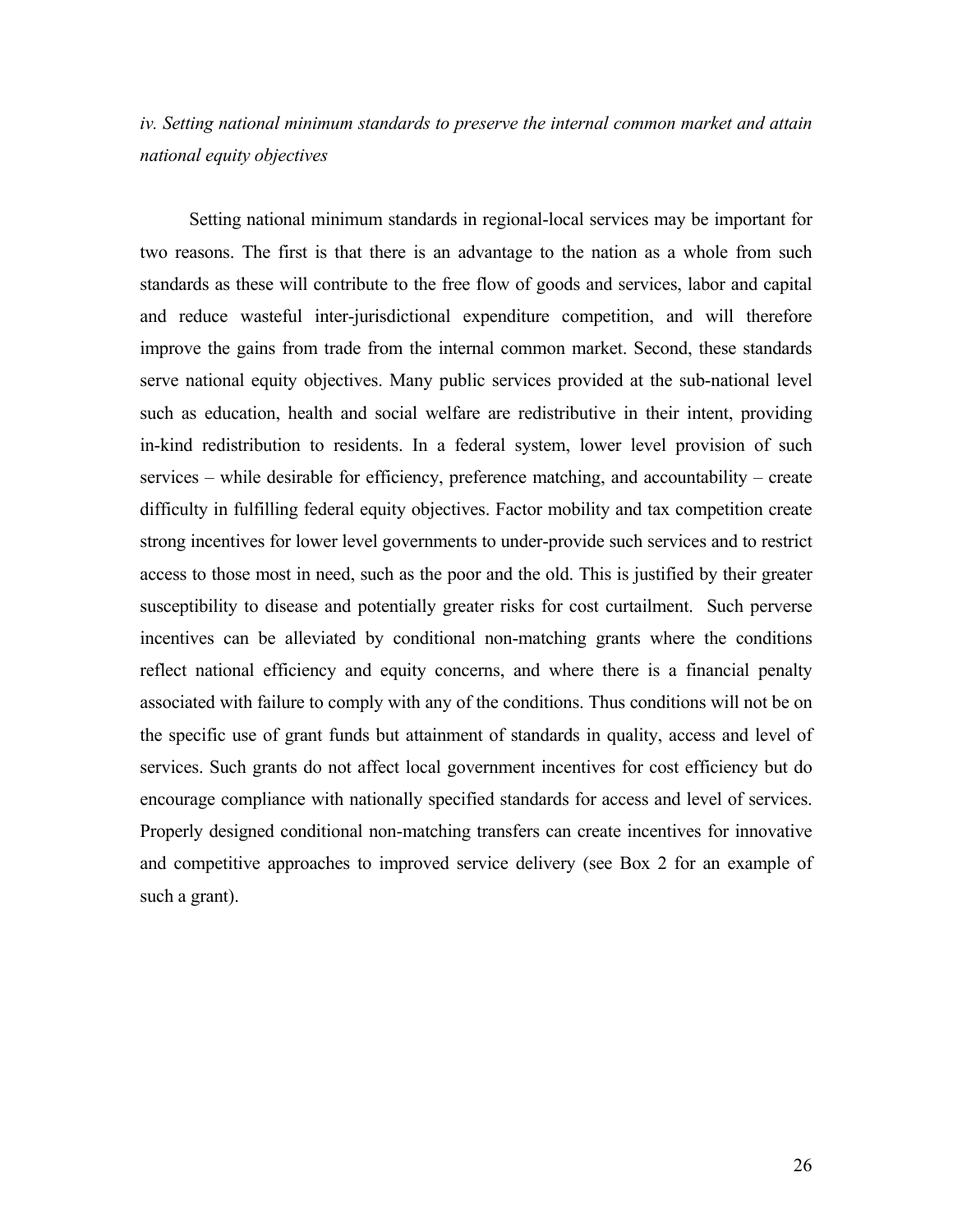*iv. Setting national minimum standards to preserve the internal common market and attain national equity objectives*

Setting national minimum standards in regional-local services may be important for two reasons. The first is that there is an advantage to the nation as a whole from such standards as these will contribute to the free flow of goods and services, labor and capital and reduce wasteful inter-jurisdictional expenditure competition, and will therefore improve the gains from trade from the internal common market. Second, these standards serve national equity objectives. Many public services provided at the sub-national level such as education, health and social welfare are redistributive in their intent, providing in-kind redistribution to residents. In a federal system, lower level provision of such services – while desirable for efficiency, preference matching, and accountability – create difficulty in fulfilling federal equity objectives. Factor mobility and tax competition create strong incentives for lower level governments to under-provide such services and to restrict access to those most in need, such as the poor and the old. This is justified by their greater susceptibility to disease and potentially greater risks for cost curtailment. Such perverse incentives can be alleviated by conditional non-matching grants where the conditions reflect national efficiency and equity concerns, and where there is a financial penalty associated with failure to comply with any of the conditions. Thus conditions will not be on the specific use of grant funds but attainment of standards in quality, access and level of services. Such grants do not affect local government incentives for cost efficiency but do encourage compliance with nationally specified standards for access and level of services. Properly designed conditional non-matching transfers can create incentives for innovative and competitive approaches to improved service delivery (see Box 2 for an example of such a grant).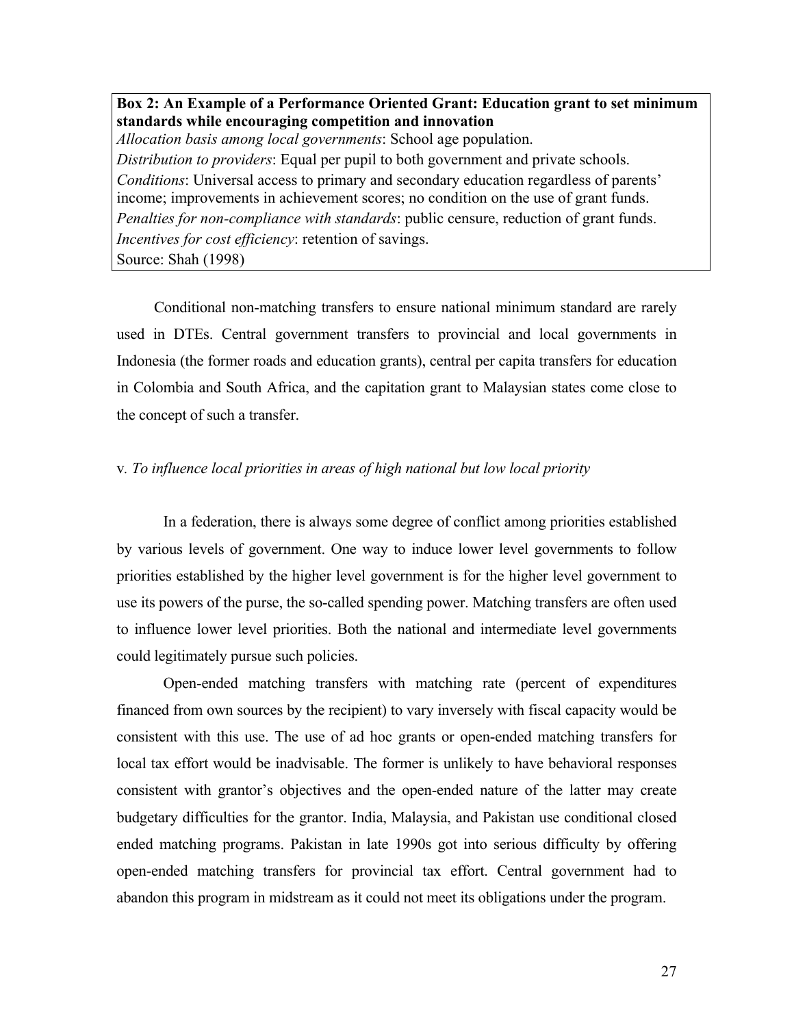**Box 2: An Example of a Performance Oriented Grant: Education grant to set minimum standards while encouraging competition and innovation**

*Allocation basis among local governments*: School age population.
*Distribution to providers*: Equal per pupil to both government and private schools.
*Conditions*: Universal access to primary and secondary education regardless of parents' income; improvements in achievement scores; no condition on the use of grant funds.
*Penalties for non-compliance with standards*: public censure, reduction of grant funds.
*Incentives for cost efficiency*: retention of savings.
Source: Shah (1998)

Conditional non-matching transfers to ensure national minimum standard are rarely used in DTEs. Central government transfers to provincial and local governments in Indonesia (the former roads and education grants), central per capita transfers for education in Colombia and South Africa, and the capitation grant to Malaysian states come close to the concept of such a transfer.

v. *To influence local priorities in areas of high national but low local priority*

In a federation, there is always some degree of conflict among priorities established by various levels of government. One way to induce lower level governments to follow priorities established by the higher level government is for the higher level government to use its powers of the purse, the so-called spending power. Matching transfers are often used to influence lower level priorities. Both the national and intermediate level governments could legitimately pursue such policies.

Open-ended matching transfers with matching rate (percent of expenditures financed from own sources by the recipient) to vary inversely with fiscal capacity would be consistent with this use. The use of ad hoc grants or open-ended matching transfers for local tax effort would be inadvisable. The former is unlikely to have behavioral responses consistent with grantor's objectives and the open-ended nature of the latter may create budgetary difficulties for the grantor. India, Malaysia, and Pakistan use conditional closed ended matching programs. Pakistan in late 1990s got into serious difficulty by offering open-ended matching transfers for provincial tax effort. Central government had to abandon this program in midstream as it could not meet its obligations under the program.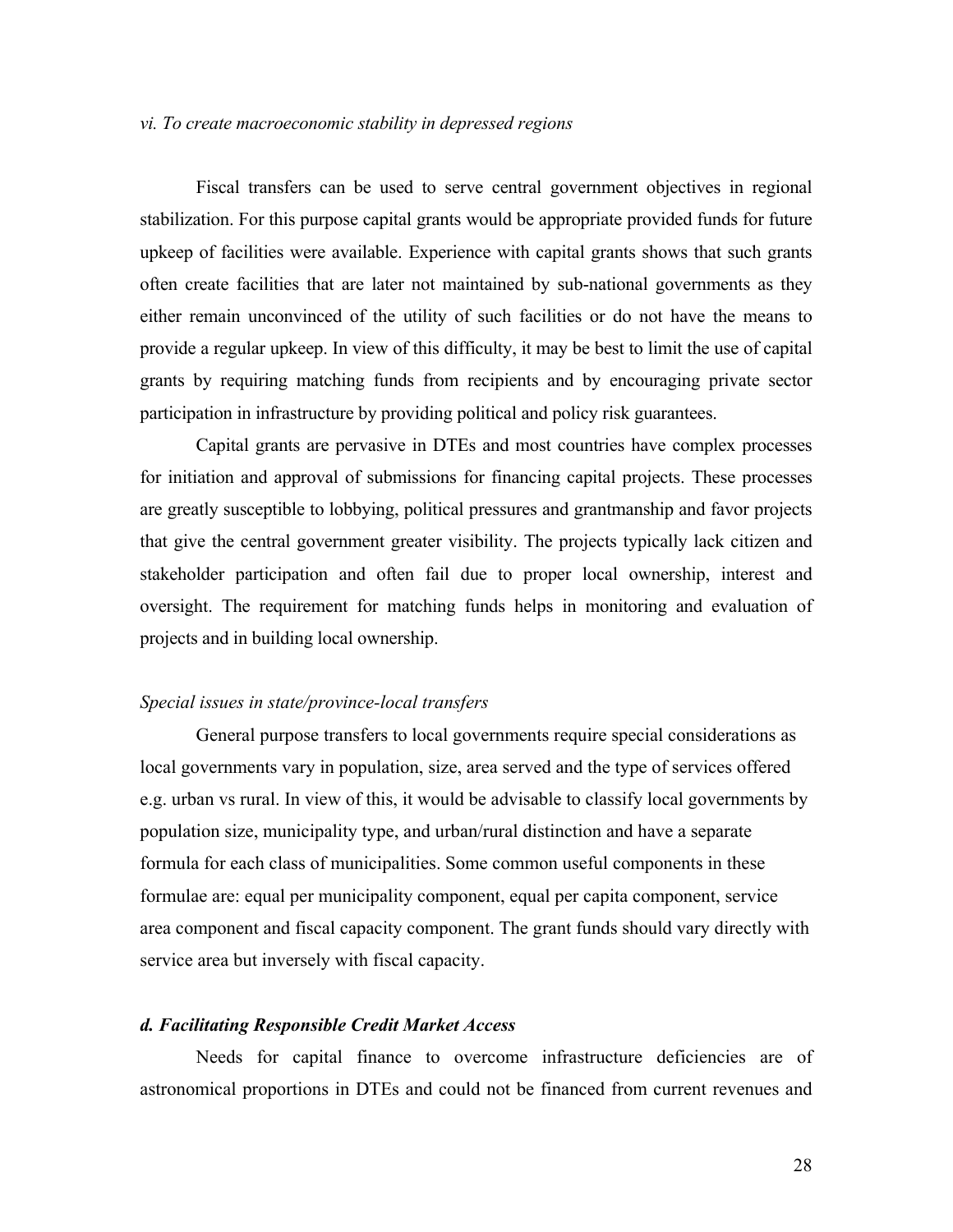*vi. To create macroeconomic stability in depressed regions*

Fiscal transfers can be used to serve central government objectives in regional stabilization. For this purpose capital grants would be appropriate provided funds for future upkeep of facilities were available. Experience with capital grants shows that such grants often create facilities that are later not maintained by sub-national governments as they either remain unconvinced of the utility of such facilities or do not have the means to provide a regular upkeep. In view of this difficulty, it may be best to limit the use of capital grants by requiring matching funds from recipients and by encouraging private sector participation in infrastructure by providing political and policy risk guarantees.

Capital grants are pervasive in DTEs and most countries have complex processes for initiation and approval of submissions for financing capital projects. These processes are greatly susceptible to lobbying, political pressures and grantmanship and favor projects that give the central government greater visibility. The projects typically lack citizen and stakeholder participation and often fail due to proper local ownership, interest and oversight. The requirement for matching funds helps in monitoring and evaluation of projects and in building local ownership.

*Special issues in state/province-local transfers*

General purpose transfers to local governments require special considerations as local governments vary in population, size, area served and the type of services offered e.g. urban vs rural. In view of this, it would be advisable to classify local governments by population size, municipality type, and urban/rural distinction and have a separate formula for each class of municipalities. Some common useful components in these formulae are: equal per municipality component, equal per capita component, service area component and fiscal capacity component. The grant funds should vary directly with service area but inversely with fiscal capacity.

***d. Facilitating Responsible Credit Market Access***

Needs for capital finance to overcome infrastructure deficiencies are of astronomical proportions in DTEs and could not be financed from current revenues and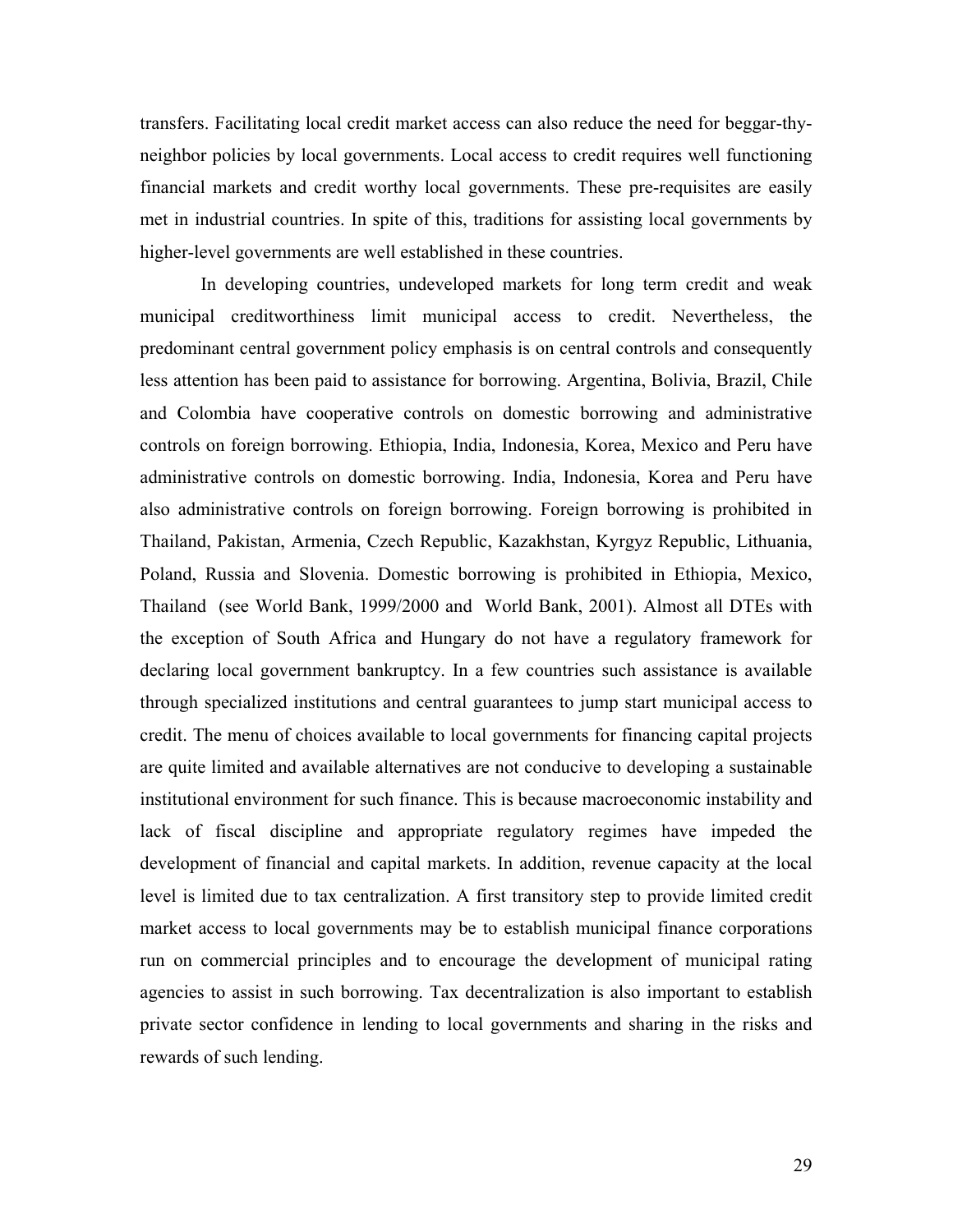transfers. Facilitating local credit market access can also reduce the need for beggar-thy-neighbor policies by local governments. Local access to credit requires well functioning financial markets and credit worthy local governments. These pre-requisites are easily met in industrial countries. In spite of this, traditions for assisting local governments by higher-level governments are well established in these countries.

In developing countries, undeveloped markets for long term credit and weak municipal creditworthiness limit municipal access to credit. Nevertheless, the predominant central government policy emphasis is on central controls and consequently less attention has been paid to assistance for borrowing. Argentina, Bolivia, Brazil, Chile and Colombia have cooperative controls on domestic borrowing and administrative controls on foreign borrowing. Ethiopia, India, Indonesia, Korea, Mexico and Peru have administrative controls on domestic borrowing. India, Indonesia, Korea and Peru have also administrative controls on foreign borrowing. Foreign borrowing is prohibited in Thailand, Pakistan, Armenia, Czech Republic, Kazakhstan, Kyrgyz Republic, Lithuania, Poland, Russia and Slovenia. Domestic borrowing is prohibited in Ethiopia, Mexico, Thailand (see World Bank, 1999/2000 and World Bank, 2001). Almost all DTEs with the exception of South Africa and Hungary do not have a regulatory framework for declaring local government bankruptcy. In a few countries such assistance is available through specialized institutions and central guarantees to jump start municipal access to credit. The menu of choices available to local governments for financing capital projects are quite limited and available alternatives are not conducive to developing a sustainable institutional environment for such finance. This is because macroeconomic instability and lack of fiscal discipline and appropriate regulatory regimes have impeded the development of financial and capital markets. In addition, revenue capacity at the local level is limited due to tax centralization. A first transitory step to provide limited credit market access to local governments may be to establish municipal finance corporations run on commercial principles and to encourage the development of municipal rating agencies to assist in such borrowing. Tax decentralization is also important to establish private sector confidence in lending to local governments and sharing in the risks and rewards of such lending.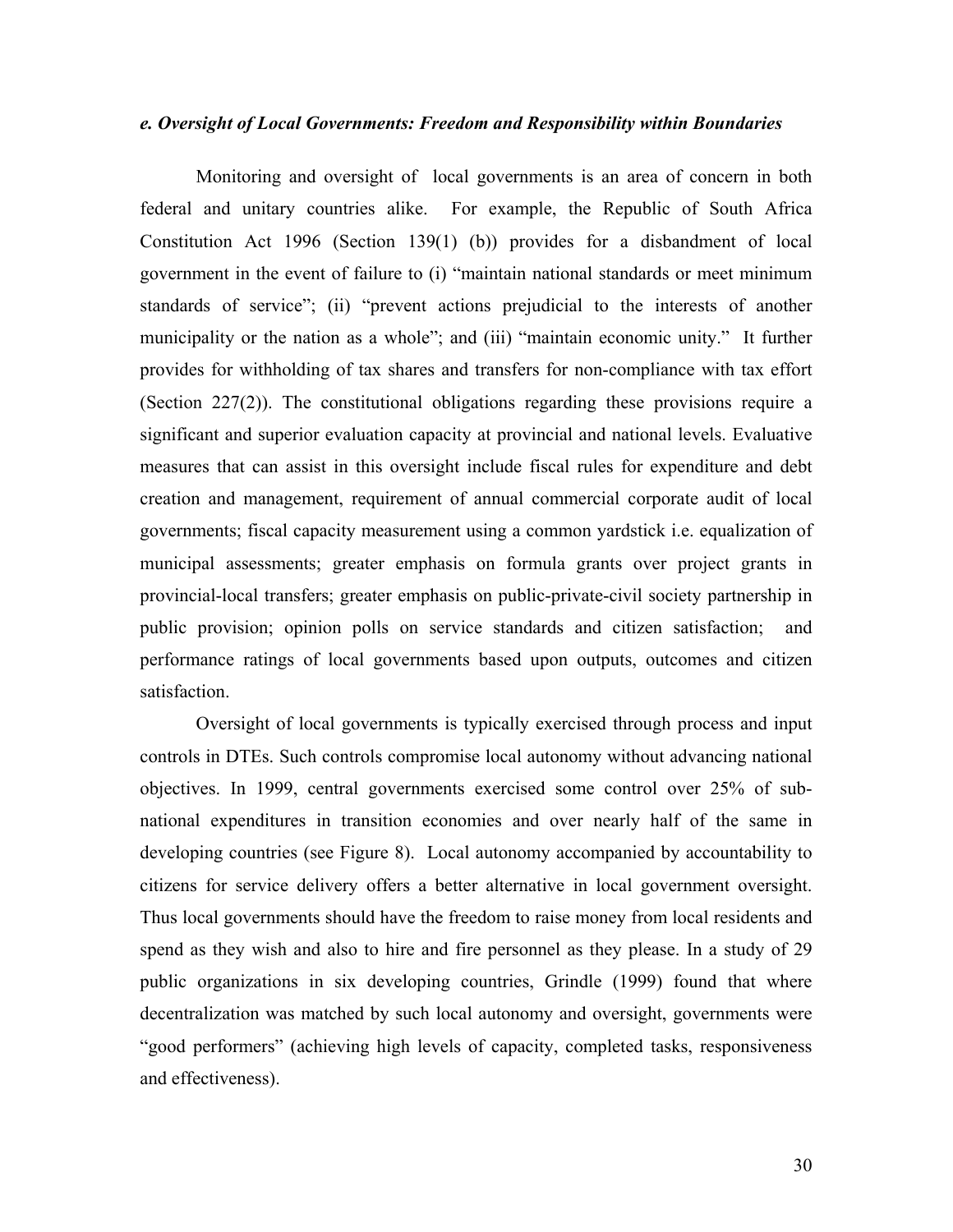### *e. Oversight of Local Governments: Freedom and Responsibility within Boundaries*

Monitoring and oversight of local governments is an area of concern in both federal and unitary countries alike. For example, the Republic of South Africa Constitution Act 1996 (Section 139(1) (b)) provides for a disbandment of local government in the event of failure to (i) "maintain national standards or meet minimum standards of service"; (ii) "prevent actions prejudicial to the interests of another municipality or the nation as a whole"; and (iii) "maintain economic unity." It further provides for withholding of tax shares and transfers for non-compliance with tax effort (Section 227(2)). The constitutional obligations regarding these provisions require a significant and superior evaluation capacity at provincial and national levels. Evaluative measures that can assist in this oversight include fiscal rules for expenditure and debt creation and management, requirement of annual commercial corporate audit of local governments; fiscal capacity measurement using a common yardstick i.e. equalization of municipal assessments; greater emphasis on formula grants over project grants in provincial-local transfers; greater emphasis on public-private-civil society partnership in public provision; opinion polls on service standards and citizen satisfaction; and performance ratings of local governments based upon outputs, outcomes and citizen satisfaction.

Oversight of local governments is typically exercised through process and input controls in DTEs. Such controls compromise local autonomy without advancing national objectives. In 1999, central governments exercised some control over 25% of sub-national expenditures in transition economies and over nearly half of the same in developing countries (see Figure 8). Local autonomy accompanied by accountability to citizens for service delivery offers a better alternative in local government oversight. Thus local governments should have the freedom to raise money from local residents and spend as they wish and also to hire and fire personnel as they please. In a study of 29 public organizations in six developing countries, Grindle (1999) found that where decentralization was matched by such local autonomy and oversight, governments were "good performers" (achieving high levels of capacity, completed tasks, responsiveness and effectiveness).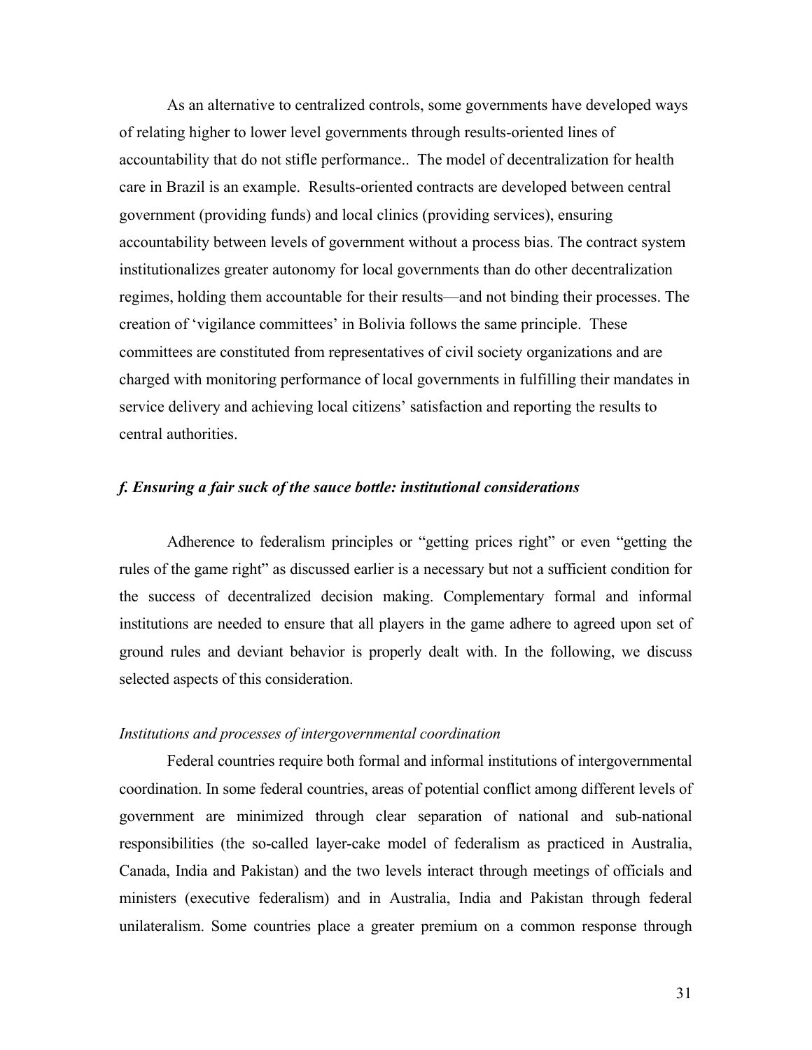As an alternative to centralized controls, some governments have developed ways of relating higher to lower level governments through results-oriented lines of accountability that do not stifle performance.. The model of decentralization for health care in Brazil is an example. Results-oriented contracts are developed between central government (providing funds) and local clinics (providing services), ensuring accountability between levels of government without a process bias. The contract system institutionalizes greater autonomy for local governments than do other decentralization regimes, holding them accountable for their results—and not binding their processes. The creation of 'vigilance committees' in Bolivia follows the same principle. These committees are constituted from representatives of civil society organizations and are charged with monitoring performance of local governments in fulfilling their mandates in service delivery and achieving local citizens' satisfaction and reporting the results to central authorities.

### *f. Ensuring a fair suck of the sauce bottle: institutional considerations*

Adherence to federalism principles or "getting prices right" or even "getting the rules of the game right" as discussed earlier is a necessary but not a sufficient condition for the success of decentralized decision making. Complementary formal and informal institutions are needed to ensure that all players in the game adhere to agreed upon set of ground rules and deviant behavior is properly dealt with. In the following, we discuss selected aspects of this consideration.

*Institutions and processes of intergovernmental coordination*

Federal countries require both formal and informal institutions of intergovernmental coordination. In some federal countries, areas of potential conflict among different levels of government are minimized through clear separation of national and sub-national responsibilities (the so-called layer-cake model of federalism as practiced in Australia, Canada, India and Pakistan) and the two levels interact through meetings of officials and ministers (executive federalism) and in Australia, India and Pakistan through federal unilateralism. Some countries place a greater premium on a common response through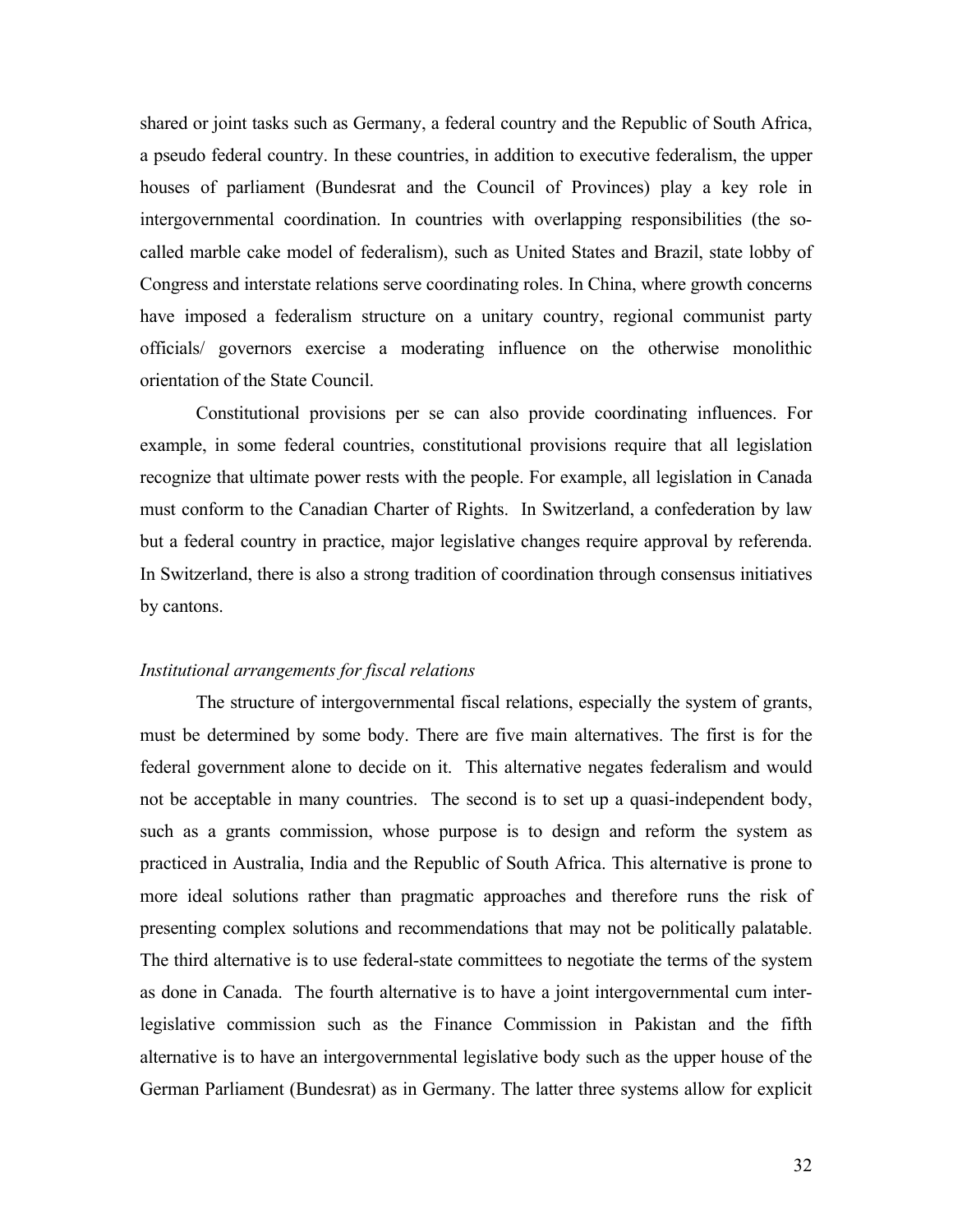shared or joint tasks such as Germany, a federal country and the Republic of South Africa, a pseudo federal country. In these countries, in addition to executive federalism, the upper houses of parliament (Bundesrat and the Council of Provinces) play a key role in intergovernmental coordination. In countries with overlapping responsibilities (the so-called marble cake model of federalism), such as United States and Brazil, state lobby of Congress and interstate relations serve coordinating roles. In China, where growth concerns have imposed a federalism structure on a unitary country, regional communist party officials/ governors exercise a moderating influence on the otherwise monolithic orientation of the State Council.

Constitutional provisions per se can also provide coordinating influences. For example, in some federal countries, constitutional provisions require that all legislation recognize that ultimate power rests with the people. For example, all legislation in Canada must conform to the Canadian Charter of Rights. In Switzerland, a confederation by law but a federal country in practice, major legislative changes require approval by referenda. In Switzerland, there is also a strong tradition of coordination through consensus initiatives by cantons.

*Institutional arrangements for fiscal relations*

The structure of intergovernmental fiscal relations, especially the system of grants, must be determined by some body. There are five main alternatives. The first is for the federal government alone to decide on it. This alternative negates federalism and would not be acceptable in many countries. The second is to set up a quasi-independent body, such as a grants commission, whose purpose is to design and reform the system as practiced in Australia, India and the Republic of South Africa. This alternative is prone to more ideal solutions rather than pragmatic approaches and therefore runs the risk of presenting complex solutions and recommendations that may not be politically palatable. The third alternative is to use federal-state committees to negotiate the terms of the system as done in Canada. The fourth alternative is to have a joint intergovernmental cum inter-legislative commission such as the Finance Commission in Pakistan and the fifth alternative is to have an intergovernmental legislative body such as the upper house of the German Parliament (Bundesrat) as in Germany. The latter three systems allow for explicit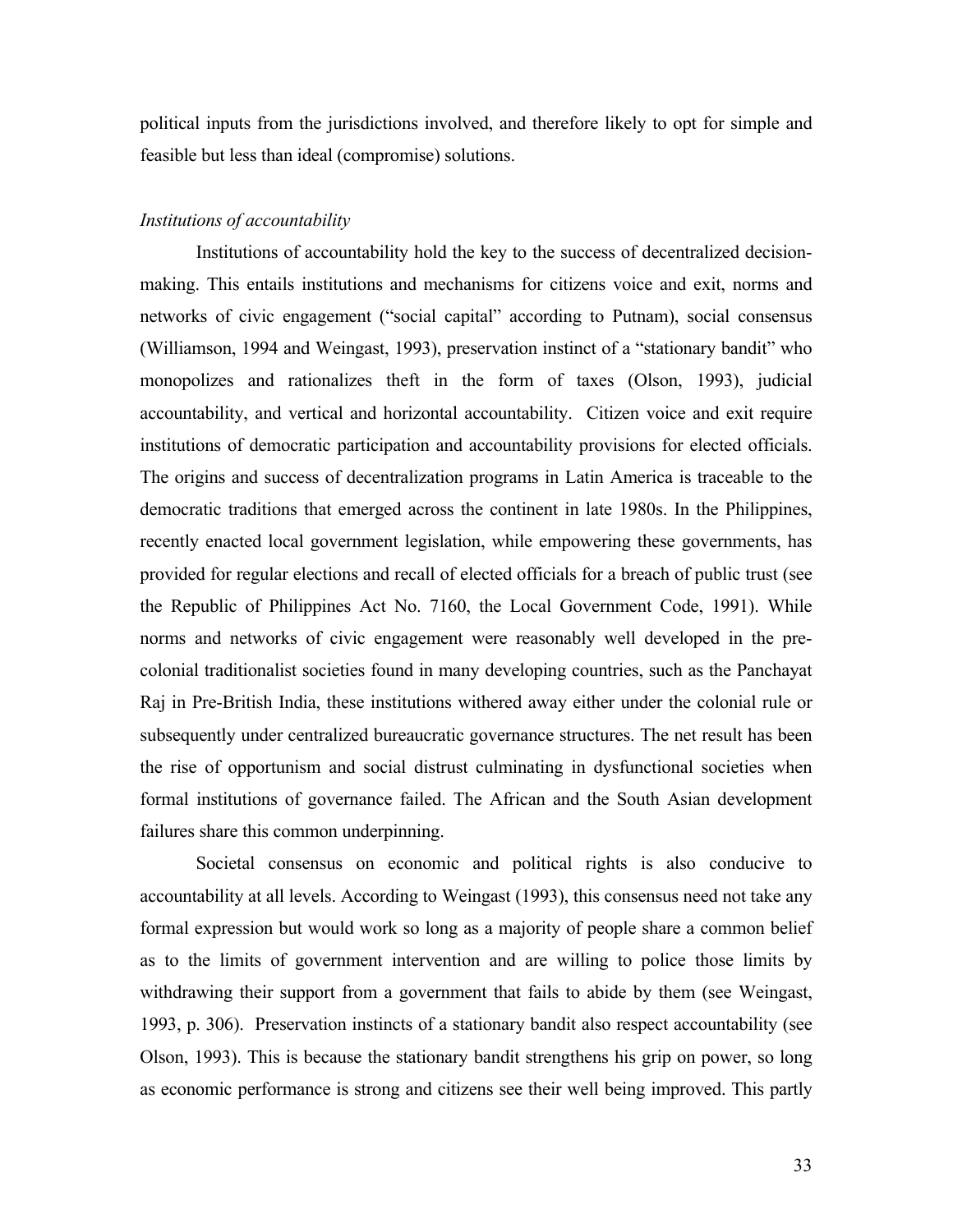political inputs from the jurisdictions involved, and therefore likely to opt for simple and feasible but less than ideal (compromise) solutions.

*Institutions of accountability*

Institutions of accountability hold the key to the success of decentralized decision-making. This entails institutions and mechanisms for citizens voice and exit, norms and networks of civic engagement ("social capital" according to Putnam), social consensus (Williamson, 1994 and Weingast, 1993), preservation instinct of a "stationary bandit" who monopolizes and rationalizes theft in the form of taxes (Olson, 1993), judicial accountability, and vertical and horizontal accountability. Citizen voice and exit require institutions of democratic participation and accountability provisions for elected officials. The origins and success of decentralization programs in Latin America is traceable to the democratic traditions that emerged across the continent in late 1980s. In the Philippines, recently enacted local government legislation, while empowering these governments, has provided for regular elections and recall of elected officials for a breach of public trust (see the Republic of Philippines Act No. 7160, the Local Government Code, 1991). While norms and networks of civic engagement were reasonably well developed in the pre-colonial traditionalist societies found in many developing countries, such as the Panchayat Raj in Pre-British India, these institutions withered away either under the colonial rule or subsequently under centralized bureaucratic governance structures. The net result has been the rise of opportunism and social distrust culminating in dysfunctional societies when formal institutions of governance failed. The African and the South Asian development failures share this common underpinning.

Societal consensus on economic and political rights is also conducive to accountability at all levels. According to Weingast (1993), this consensus need not take any formal expression but would work so long as a majority of people share a common belief as to the limits of government intervention and are willing to police those limits by withdrawing their support from a government that fails to abide by them (see Weingast, 1993, p. 306). Preservation instincts of a stationary bandit also respect accountability (see Olson, 1993). This is because the stationary bandit strengthens his grip on power, so long as economic performance is strong and citizens see their well being improved. This partly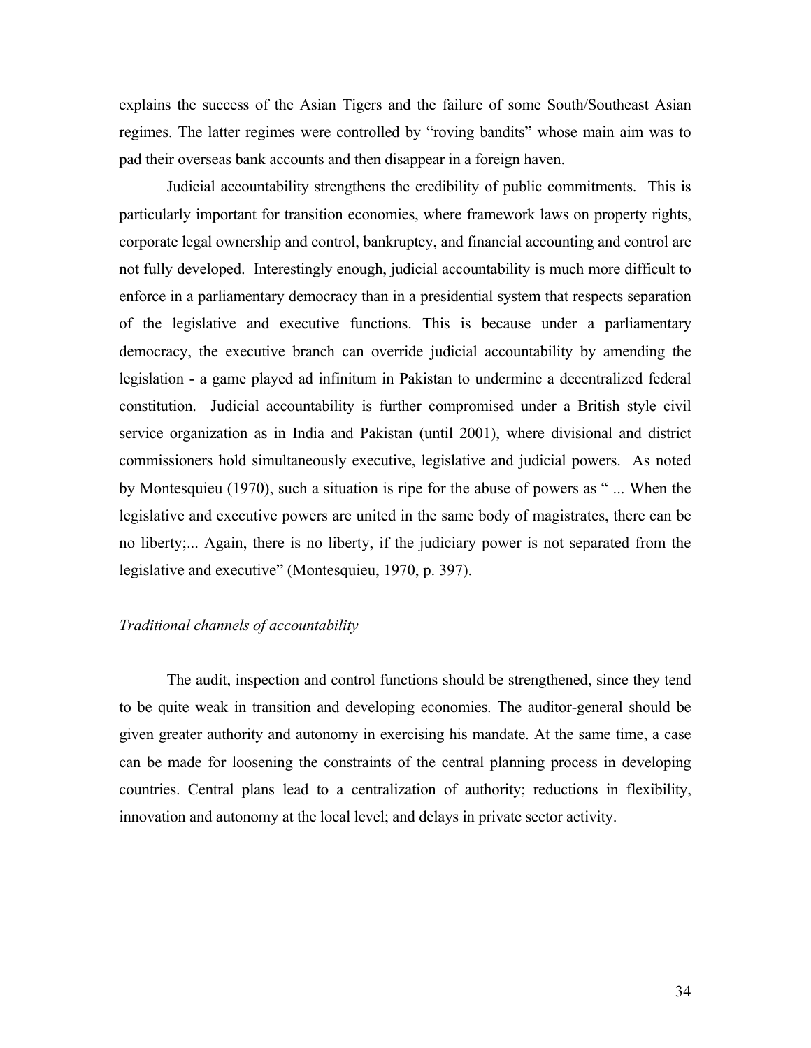explains the success of the Asian Tigers and the failure of some South/Southeast Asian regimes. The latter regimes were controlled by "roving bandits" whose main aim was to pad their overseas bank accounts and then disappear in a foreign haven.

Judicial accountability strengthens the credibility of public commitments. This is particularly important for transition economies, where framework laws on property rights, corporate legal ownership and control, bankruptcy, and financial accounting and control are not fully developed. Interestingly enough, judicial accountability is much more difficult to enforce in a parliamentary democracy than in a presidential system that respects separation of the legislative and executive functions. This is because under a parliamentary democracy, the executive branch can override judicial accountability by amending the legislation - a game played ad infinitum in Pakistan to undermine a decentralized federal constitution. Judicial accountability is further compromised under a British style civil service organization as in India and Pakistan (until 2001), where divisional and district commissioners hold simultaneously executive, legislative and judicial powers. As noted by Montesquieu (1970), such a situation is ripe for the abuse of powers as " ... When the legislative and executive powers are united in the same body of magistrates, there can be no liberty;... Again, there is no liberty, if the judiciary power is not separated from the legislative and executive" (Montesquieu, 1970, p. 397).

*Traditional channels of accountability*

The audit, inspection and control functions should be strengthened, since they tend to be quite weak in transition and developing economies. The auditor-general should be given greater authority and autonomy in exercising his mandate. At the same time, a case can be made for loosening the constraints of the central planning process in developing countries. Central plans lead to a centralization of authority; reductions in flexibility, innovation and autonomy at the local level; and delays in private sector activity.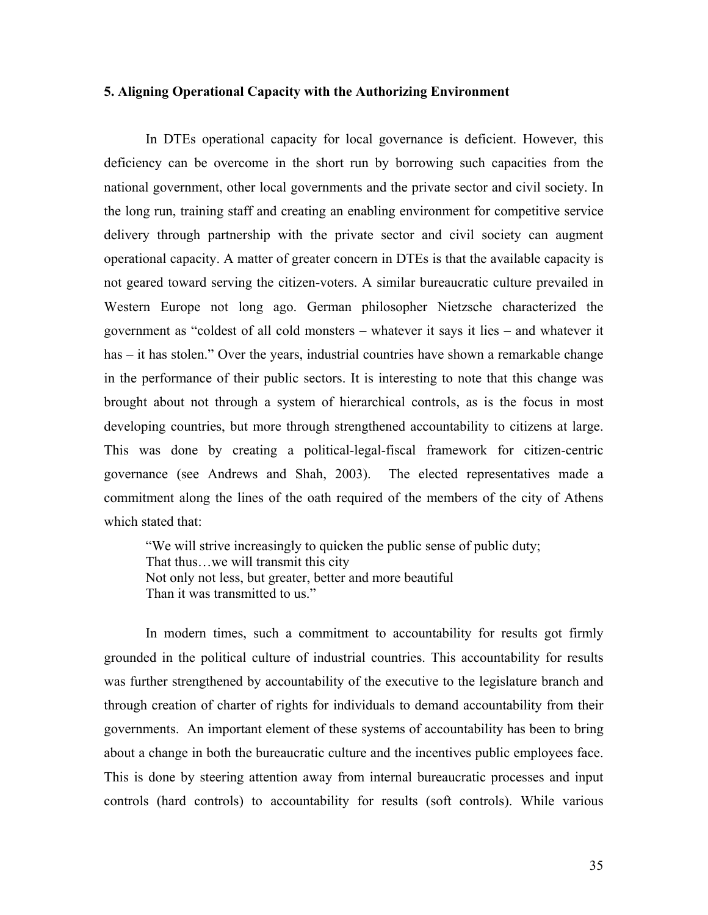### 5. Aligning Operational Capacity with the Authorizing Environment

In DTEs operational capacity for local governance is deficient. However, this deficiency can be overcome in the short run by borrowing such capacities from the national government, other local governments and the private sector and civil society. In the long run, training staff and creating an enabling environment for competitive service delivery through partnership with the private sector and civil society can augment operational capacity. A matter of greater concern in DTEs is that the available capacity is not geared toward serving the citizen-voters. A similar bureaucratic culture prevailed in Western Europe not long ago. German philosopher Nietzsche characterized the government as "coldest of all cold monsters – whatever it says it lies – and whatever it has – it has stolen." Over the years, industrial countries have shown a remarkable change in the performance of their public sectors. It is interesting to note that this change was brought about not through a system of hierarchical controls, as is the focus in most developing countries, but more through strengthened accountability to citizens at large. This was done by creating a political-legal-fiscal framework for citizen-centric governance (see Andrews and Shah, 2003). The elected representatives made a commitment along the lines of the oath required of the members of the city of Athens which stated that:

> "We will strive increasingly to quicken the public sense of public duty;
> That thus…we will transmit this city
> Not only not less, but greater, better and more beautiful
> Than it was transmitted to us."

In modern times, such a commitment to accountability for results got firmly grounded in the political culture of industrial countries. This accountability for results was further strengthened by accountability of the executive to the legislature branch and through creation of charter of rights for individuals to demand accountability from their governments. An important element of these systems of accountability has been to bring about a change in both the bureaucratic culture and the incentives public employees face. This is done by steering attention away from internal bureaucratic processes and input controls (hard controls) to accountability for results (soft controls). While various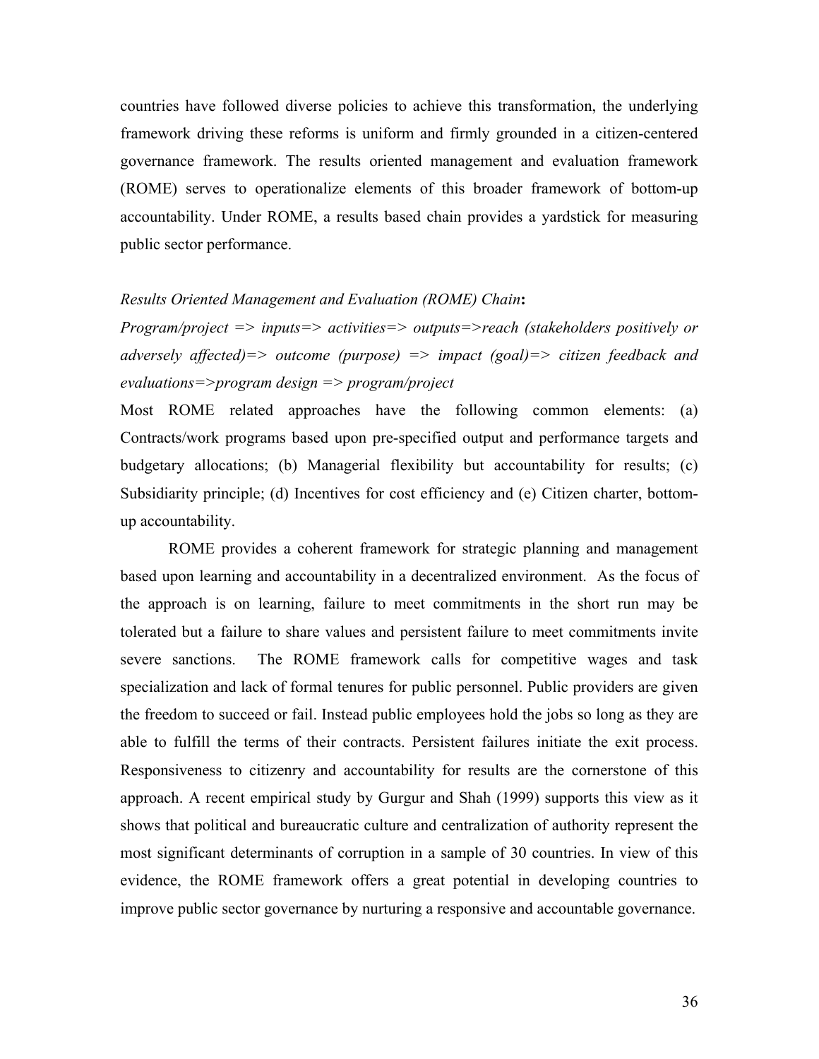countries have followed diverse policies to achieve this transformation, the underlying framework driving these reforms is uniform and firmly grounded in a citizen-centered governance framework. The results oriented management and evaluation framework (ROME) serves to operationalize elements of this broader framework of bottom-up accountability. Under ROME, a results based chain provides a yardstick for measuring public sector performance.

*Results Oriented Management and Evaluation (ROME) Chain***:**

*Program/project => inputs=> activities=> outputs=>reach (stakeholders positively or adversely affected)=> outcome (purpose) => impact (goal)=> citizen feedback and evaluations=>program design => program/project*

Most ROME related approaches have the following common elements: (a) Contracts/work programs based upon pre-specified output and performance targets and budgetary allocations; (b) Managerial flexibility but accountability for results; (c) Subsidiarity principle; (d) Incentives for cost efficiency and (e) Citizen charter, bottom-up accountability.

ROME provides a coherent framework for strategic planning and management based upon learning and accountability in a decentralized environment. As the focus of the approach is on learning, failure to meet commitments in the short run may be tolerated but a failure to share values and persistent failure to meet commitments invite severe sanctions. The ROME framework calls for competitive wages and task specialization and lack of formal tenures for public personnel. Public providers are given the freedom to succeed or fail. Instead public employees hold the jobs so long as they are able to fulfill the terms of their contracts. Persistent failures initiate the exit process. Responsiveness to citizenry and accountability for results are the cornerstone of this approach. A recent empirical study by Gurgur and Shah (1999) supports this view as it shows that political and bureaucratic culture and centralization of authority represent the most significant determinants of corruption in a sample of 30 countries. In view of this evidence, the ROME framework offers a great potential in developing countries to improve public sector governance by nurturing a responsive and accountable governance.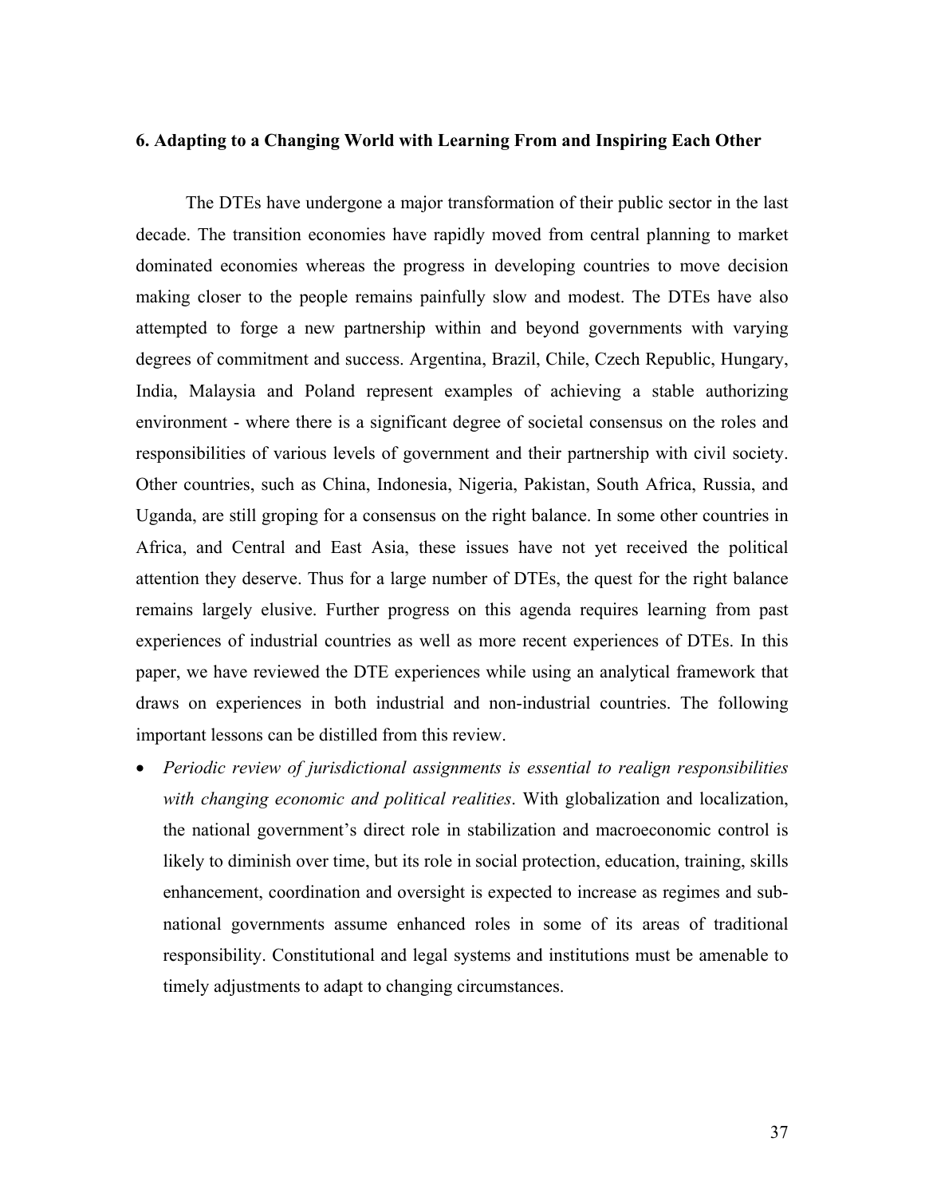## 6. Adapting to a Changing World with Learning From and Inspiring Each Other

The DTEs have undergone a major transformation of their public sector in the last decade. The transition economies have rapidly moved from central planning to market dominated economies whereas the progress in developing countries to move decision making closer to the people remains painfully slow and modest. The DTEs have also attempted to forge a new partnership within and beyond governments with varying degrees of commitment and success. Argentina, Brazil, Chile, Czech Republic, Hungary, India, Malaysia and Poland represent examples of achieving a stable authorizing environment - where there is a significant degree of societal consensus on the roles and responsibilities of various levels of government and their partnership with civil society. Other countries, such as China, Indonesia, Nigeria, Pakistan, South Africa, Russia, and Uganda, are still groping for a consensus on the right balance. In some other countries in Africa, and Central and East Asia, these issues have not yet received the political attention they deserve. Thus for a large number of DTEs, the quest for the right balance remains largely elusive. Further progress on this agenda requires learning from past experiences of industrial countries as well as more recent experiences of DTEs. In this paper, we have reviewed the DTE experiences while using an analytical framework that draws on experiences in both industrial and non-industrial countries. The following important lessons can be distilled from this review.

- *Periodic review of jurisdictional assignments is essential to realign responsibilities with changing economic and political realities*. With globalization and localization, the national government's direct role in stabilization and macroeconomic control is likely to diminish over time, but its role in social protection, education, training, skills enhancement, coordination and oversight is expected to increase as regimes and sub-national governments assume enhanced roles in some of its areas of traditional responsibility. Constitutional and legal systems and institutions must be amenable to timely adjustments to adapt to changing circumstances.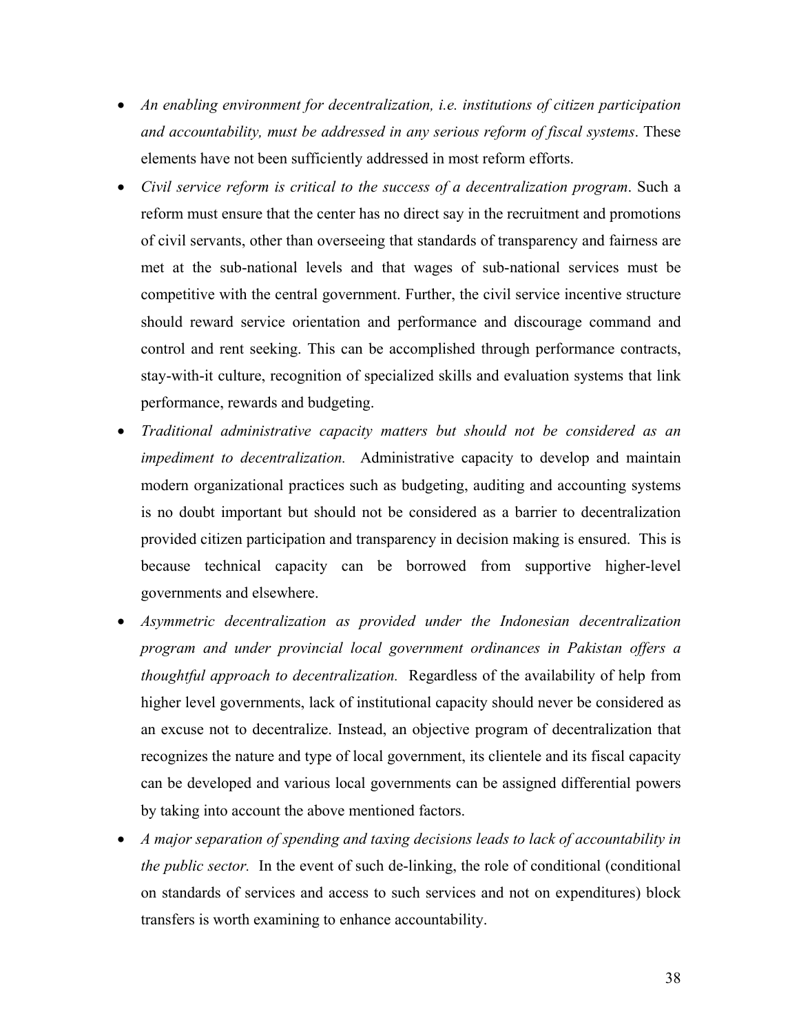- *An enabling environment for decentralization, i.e. institutions of citizen participation and accountability, must be addressed in any serious reform of fiscal systems*. These elements have not been sufficiently addressed in most reform efforts.
- *Civil service reform is critical to the success of a decentralization program*. Such a reform must ensure that the center has no direct say in the recruitment and promotions of civil servants, other than overseeing that standards of transparency and fairness are met at the sub-national levels and that wages of sub-national services must be competitive with the central government. Further, the civil service incentive structure should reward service orientation and performance and discourage command and control and rent seeking. This can be accomplished through performance contracts, stay-with-it culture, recognition of specialized skills and evaluation systems that link performance, rewards and budgeting.
- *Traditional administrative capacity matters but should not be considered as an impediment to decentralization.* Administrative capacity to develop and maintain modern organizational practices such as budgeting, auditing and accounting systems is no doubt important but should not be considered as a barrier to decentralization provided citizen participation and transparency in decision making is ensured. This is because technical capacity can be borrowed from supportive higher-level governments and elsewhere.
- *Asymmetric decentralization as provided under the Indonesian decentralization program and under provincial local government ordinances in Pakistan offers a thoughtful approach to decentralization.* Regardless of the availability of help from higher level governments, lack of institutional capacity should never be considered as an excuse not to decentralize. Instead, an objective program of decentralization that recognizes the nature and type of local government, its clientele and its fiscal capacity can be developed and various local governments can be assigned differential powers by taking into account the above mentioned factors.
- *A major separation of spending and taxing decisions leads to lack of accountability in the public sector.* In the event of such de-linking, the role of conditional (conditional on standards of services and access to such services and not on expenditures) block transfers is worth examining to enhance accountability.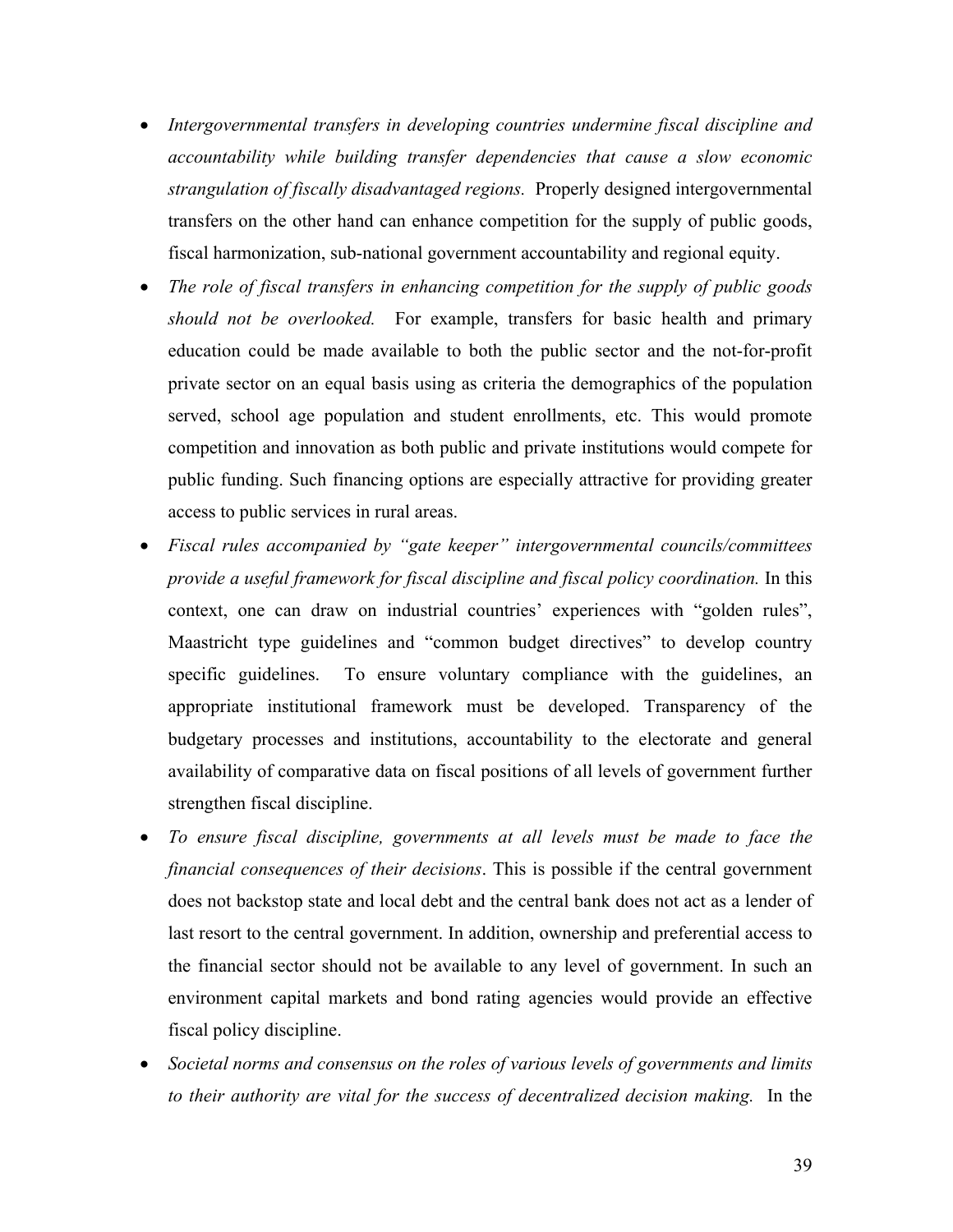- *Intergovernmental transfers in developing countries undermine fiscal discipline and accountability while building transfer dependencies that cause a slow economic strangulation of fiscally disadvantaged regions.* Properly designed intergovernmental transfers on the other hand can enhance competition for the supply of public goods, fiscal harmonization, sub-national government accountability and regional equity.
- *The role of fiscal transfers in enhancing competition for the supply of public goods should not be overlooked.* For example, transfers for basic health and primary education could be made available to both the public sector and the not-for-profit private sector on an equal basis using as criteria the demographics of the population served, school age population and student enrollments, etc. This would promote competition and innovation as both public and private institutions would compete for public funding. Such financing options are especially attractive for providing greater access to public services in rural areas.
- *Fiscal rules accompanied by "gate keeper" intergovernmental councils/committees provide a useful framework for fiscal discipline and fiscal policy coordination.* In this context, one can draw on industrial countries' experiences with "golden rules", Maastricht type guidelines and "common budget directives" to develop country specific guidelines. To ensure voluntary compliance with the guidelines, an appropriate institutional framework must be developed. Transparency of the budgetary processes and institutions, accountability to the electorate and general availability of comparative data on fiscal positions of all levels of government further strengthen fiscal discipline.
- *To ensure fiscal discipline, governments at all levels must be made to face the financial consequences of their decisions*. This is possible if the central government does not backstop state and local debt and the central bank does not act as a lender of last resort to the central government. In addition, ownership and preferential access to the financial sector should not be available to any level of government. In such an environment capital markets and bond rating agencies would provide an effective fiscal policy discipline.
- *Societal norms and consensus on the roles of various levels of governments and limits to their authority are vital for the success of decentralized decision making.* In the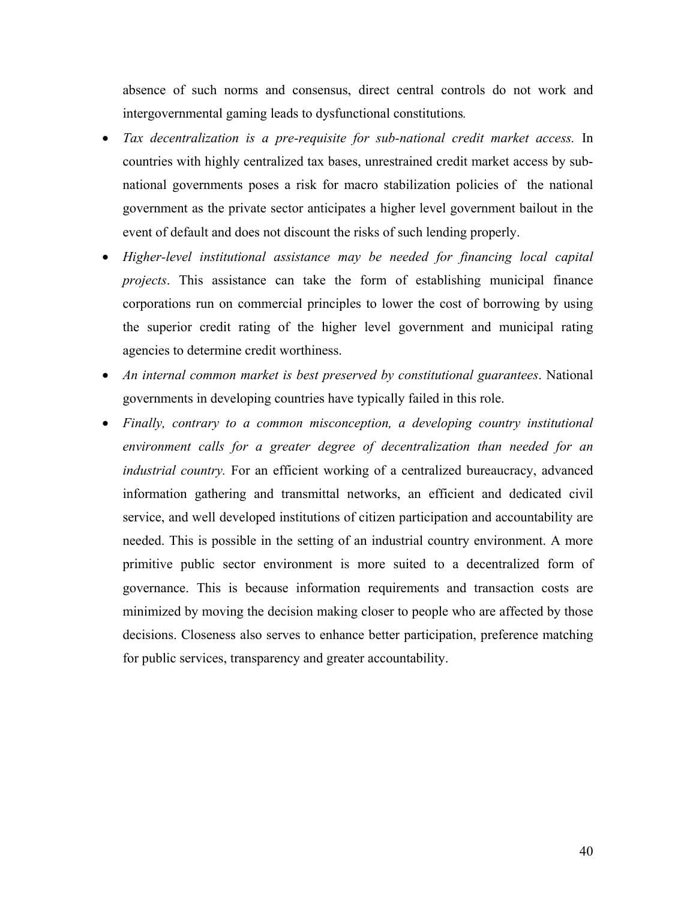absence of such norms and consensus, direct central controls do not work and intergovernmental gaming leads to dysfunctional constitutions*.*

- *Tax decentralization is a pre-requisite for sub-national credit market access.* In countries with highly centralized tax bases, unrestrained credit market access by sub-national governments poses a risk for macro stabilization policies of the national government as the private sector anticipates a higher level government bailout in the event of default and does not discount the risks of such lending properly.
- *Higher-level institutional assistance may be needed for financing local capital projects*. This assistance can take the form of establishing municipal finance corporations run on commercial principles to lower the cost of borrowing by using the superior credit rating of the higher level government and municipal rating agencies to determine credit worthiness.
- *An internal common market is best preserved by constitutional guarantees*. National governments in developing countries have typically failed in this role.
- *Finally, contrary to a common misconception, a developing country institutional environment calls for a greater degree of decentralization than needed for an industrial country.* For an efficient working of a centralized bureaucracy, advanced information gathering and transmittal networks, an efficient and dedicated civil service, and well developed institutions of citizen participation and accountability are needed. This is possible in the setting of an industrial country environment. A more primitive public sector environment is more suited to a decentralized form of governance. This is because information requirements and transaction costs are minimized by moving the decision making closer to people who are affected by those decisions. Closeness also serves to enhance better participation, preference matching for public services, transparency and greater accountability.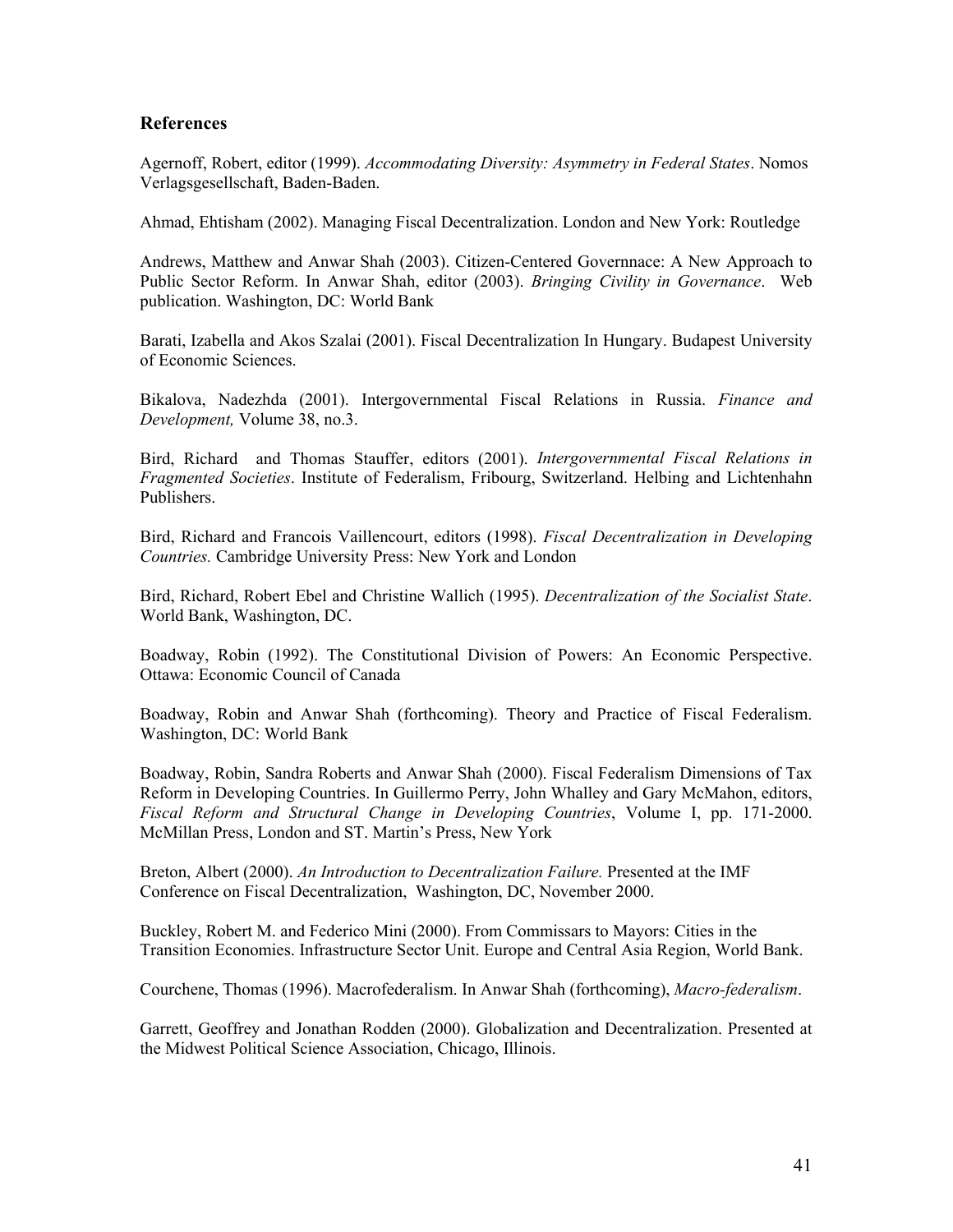## References

Agernoff, Robert, editor (1999). *Accommodating Diversity: Asymmetry in Federal States*. Nomos Verlagsgesellschaft, Baden-Baden.

Ahmad, Ehtisham (2002). Managing Fiscal Decentralization. London and New York: Routledge

Andrews, Matthew and Anwar Shah (2003). Citizen-Centered Governnace: A New Approach to Public Sector Reform. In Anwar Shah, editor (2003). *Bringing Civility in Governance*. Web publication. Washington, DC: World Bank

Barati, Izabella and Akos Szalai (2001). Fiscal Decentralization In Hungary. Budapest University of Economic Sciences.

Bikalova, Nadezhda (2001). Intergovernmental Fiscal Relations in Russia. *Finance and Development,* Volume 38, no.3.

Bird, Richard and Thomas Stauffer, editors (2001). *Intergovernmental Fiscal Relations in Fragmented Societies*. Institute of Federalism, Fribourg, Switzerland. Helbing and Lichtenhahn Publishers.

Bird, Richard and Francois Vaillencourt, editors (1998). *Fiscal Decentralization in Developing Countries.* Cambridge University Press: New York and London

Bird, Richard, Robert Ebel and Christine Wallich (1995). *Decentralization of the Socialist State*. World Bank, Washington, DC.

Boadway, Robin (1992). The Constitutional Division of Powers: An Economic Perspective. Ottawa: Economic Council of Canada

Boadway, Robin and Anwar Shah (forthcoming). Theory and Practice of Fiscal Federalism. Washington, DC: World Bank

Boadway, Robin, Sandra Roberts and Anwar Shah (2000). Fiscal Federalism Dimensions of Tax Reform in Developing Countries. In Guillermo Perry, John Whalley and Gary McMahon, editors, *Fiscal Reform and Structural Change in Developing Countries*, Volume I, pp. 171-2000. McMillan Press, London and ST. Martin's Press, New York

Breton, Albert (2000). *An Introduction to Decentralization Failure.* Presented at the IMF Conference on Fiscal Decentralization, Washington, DC, November 2000.

Buckley, Robert M. and Federico Mini (2000). From Commissars to Mayors: Cities in the Transition Economies. Infrastructure Sector Unit. Europe and Central Asia Region, World Bank.

Courchene, Thomas (1996). Macrofederalism. In Anwar Shah (forthcoming), *Macro-federalism*.

Garrett, Geoffrey and Jonathan Rodden (2000). Globalization and Decentralization. Presented at the Midwest Political Science Association, Chicago, Illinois.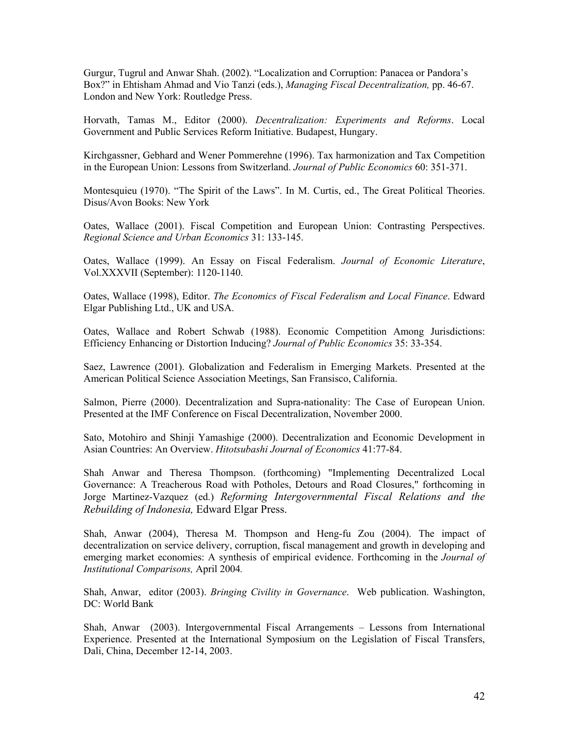Gurgur, Tugrul and Anwar Shah. (2002). "Localization and Corruption: Panacea or Pandora's Box?" in Ehtisham Ahmad and Vio Tanzi (eds.), *Managing Fiscal Decentralization,* pp. 46-67. London and New York: Routledge Press.

Horvath, Tamas M., Editor (2000). *Decentralization: Experiments and Reforms*. Local Government and Public Services Reform Initiative. Budapest, Hungary.

Kirchgassner, Gebhard and Wener Pommerehne (1996). Tax harmonization and Tax Competition in the European Union: Lessons from Switzerland. *Journal of Public Economics* 60: 351-371.

Montesquieu (1970). "The Spirit of the Laws". In M. Curtis, ed., The Great Political Theories. Disus/Avon Books: New York

Oates, Wallace (2001). Fiscal Competition and European Union: Contrasting Perspectives. *Regional Science and Urban Economics* 31: 133-145.

Oates, Wallace (1999). An Essay on Fiscal Federalism. *Journal of Economic Literature*, Vol.XXXVII (September): 1120-1140.

Oates, Wallace (1998), Editor. *The Economics of Fiscal Federalism and Local Finance*. Edward Elgar Publishing Ltd., UK and USA.

Oates, Wallace and Robert Schwab (1988). Economic Competition Among Jurisdictions: Efficiency Enhancing or Distortion Inducing? *Journal of Public Economics* 35: 33-354.

Saez, Lawrence (2001). Globalization and Federalism in Emerging Markets. Presented at the American Political Science Association Meetings, San Fransisco, California.

Salmon, Pierre (2000). Decentralization and Supra-nationality: The Case of European Union. Presented at the IMF Conference on Fiscal Decentralization, November 2000.

Sato, Motohiro and Shinji Yamashige (2000). Decentralization and Economic Development in Asian Countries: An Overview. *Hitotsubashi Journal of Economics* 41:77-84.

Shah Anwar and Theresa Thompson. (forthcoming) "Implementing Decentralized Local Governance: A Treacherous Road with Potholes, Detours and Road Closures," forthcoming in Jorge Martinez-Vazquez (ed.) *Reforming Intergovernmental Fiscal Relations and the Rebuilding of Indonesia,* Edward Elgar Press.

Shah, Anwar (2004), Theresa M. Thompson and Heng-fu Zou (2004). The impact of decentralization on service delivery, corruption, fiscal management and growth in developing and emerging market economies: A synthesis of empirical evidence. Forthcoming in the *Journal of Institutional Comparisons,* April 2004*.*

Shah, Anwar, editor (2003). *Bringing Civility in Governance*. Web publication. Washington, DC: World Bank

Shah, Anwar (2003). Intergovernmental Fiscal Arrangements – Lessons from International Experience. Presented at the International Symposium on the Legislation of Fiscal Transfers, Dali, China, December 12-14, 2003.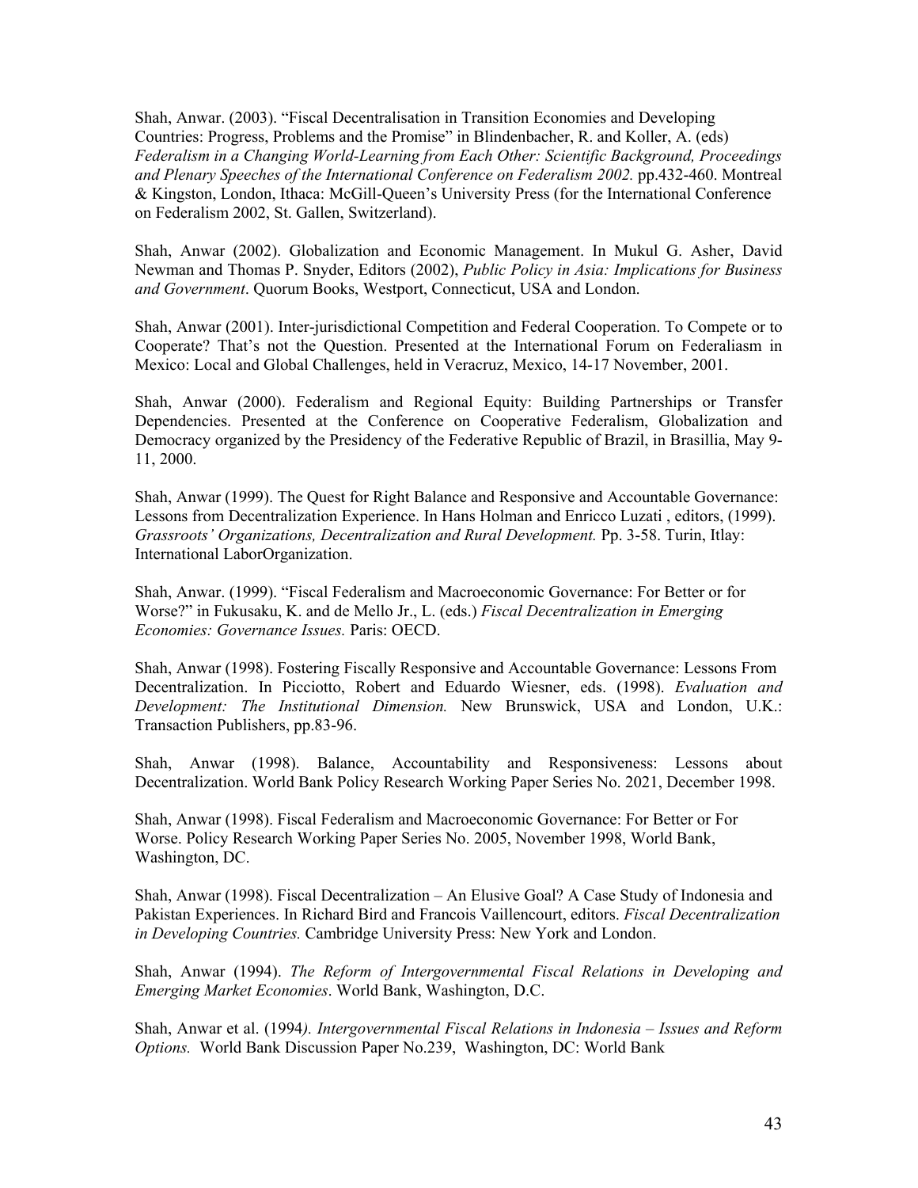Shah, Anwar. (2003). "Fiscal Decentralisation in Transition Economies and Developing Countries: Progress, Problems and the Promise" in Blindenbacher, R. and Koller, A. (eds) *Federalism in a Changing World-Learning from Each Other: Scientific Background, Proceedings and Plenary Speeches of the International Conference on Federalism 2002.* pp.432-460. Montreal & Kingston, London, Ithaca: McGill-Queen's University Press (for the International Conference on Federalism 2002, St. Gallen, Switzerland).

Shah, Anwar (2002). Globalization and Economic Management. In Mukul G. Asher, David Newman and Thomas P. Snyder, Editors (2002), *Public Policy in Asia: Implications for Business and Government*. Quorum Books, Westport, Connecticut, USA and London.

Shah, Anwar (2001). Inter-jurisdictional Competition and Federal Cooperation. To Compete or to Cooperate? That's not the Question. Presented at the International Forum on Federaliasm in Mexico: Local and Global Challenges, held in Veracruz, Mexico, 14-17 November, 2001.

Shah, Anwar (2000). Federalism and Regional Equity: Building Partnerships or Transfer Dependencies. Presented at the Conference on Cooperative Federalism, Globalization and Democracy organized by the Presidency of the Federative Republic of Brazil, in Brasillia, May 9-11, 2000.

Shah, Anwar (1999). The Quest for Right Balance and Responsive and Accountable Governance: Lessons from Decentralization Experience. In Hans Holman and Enricco Luzati , editors, (1999). *Grassroots' Organizations, Decentralization and Rural Development.* Pp. 3-58. Turin, Itlay: International LaborOrganization.

Shah, Anwar. (1999). "Fiscal Federalism and Macroeconomic Governance: For Better or for Worse?" in Fukusaku, K. and de Mello Jr., L. (eds.) *Fiscal Decentralization in Emerging Economies: Governance Issues.* Paris: OECD.

Shah, Anwar (1998). Fostering Fiscally Responsive and Accountable Governance: Lessons From Decentralization. In Picciotto, Robert and Eduardo Wiesner, eds. (1998). *Evaluation and Development: The Institutional Dimension.* New Brunswick, USA and London, U.K.: Transaction Publishers, pp.83-96.

Shah, Anwar (1998). Balance, Accountability and Responsiveness: Lessons about Decentralization. World Bank Policy Research Working Paper Series No. 2021, December 1998.

Shah, Anwar (1998). Fiscal Federalism and Macroeconomic Governance: For Better or For Worse. Policy Research Working Paper Series No. 2005, November 1998, World Bank, Washington, DC.

Shah, Anwar (1998). Fiscal Decentralization – An Elusive Goal? A Case Study of Indonesia and Pakistan Experiences. In Richard Bird and Francois Vaillencourt, editors. *Fiscal Decentralization in Developing Countries.* Cambridge University Press: New York and London.

Shah, Anwar (1994). *The Reform of Intergovernmental Fiscal Relations in Developing and Emerging Market Economies*. World Bank, Washington, D.C.

Shah, Anwar et al. (1994*). Intergovernmental Fiscal Relations in Indonesia – Issues and Reform Options.* World Bank Discussion Paper No.239, Washington, DC: World Bank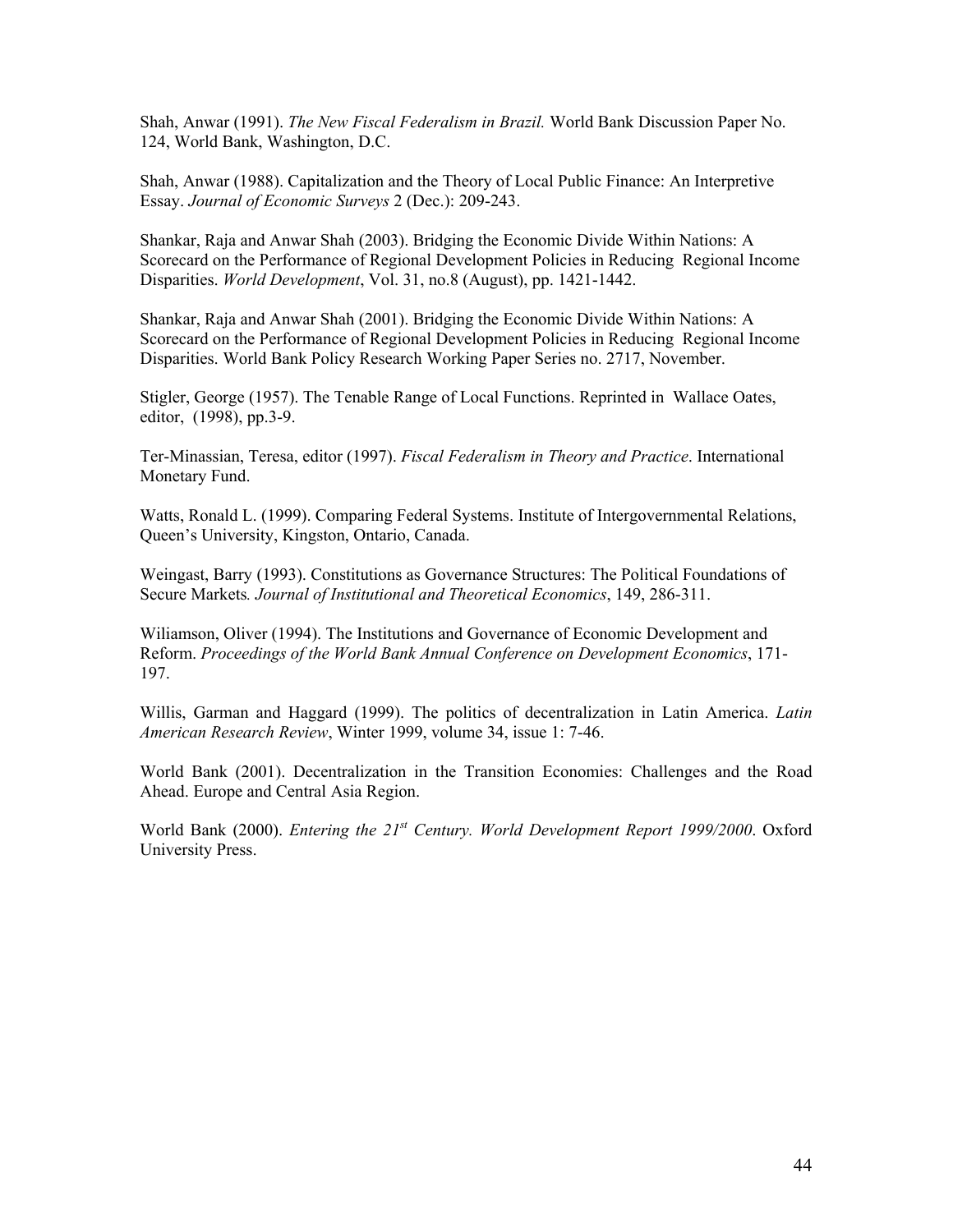Shah, Anwar (1991). *The New Fiscal Federalism in Brazil.* World Bank Discussion Paper No. 124, World Bank, Washington, D.C.

Shah, Anwar (1988). Capitalization and the Theory of Local Public Finance: An Interpretive Essay. *Journal of Economic Surveys* 2 (Dec.): 209-243.

Shankar, Raja and Anwar Shah (2003). Bridging the Economic Divide Within Nations: A Scorecard on the Performance of Regional Development Policies in Reducing Regional Income Disparities. *World Development*, Vol. 31, no.8 (August), pp. 1421-1442.

Shankar, Raja and Anwar Shah (2001). Bridging the Economic Divide Within Nations: A Scorecard on the Performance of Regional Development Policies in Reducing Regional Income Disparities. World Bank Policy Research Working Paper Series no. 2717, November.

Stigler, George (1957). The Tenable Range of Local Functions. Reprinted in Wallace Oates, editor, (1998), pp.3-9.

Ter-Minassian, Teresa, editor (1997). *Fiscal Federalism in Theory and Practice*. International Monetary Fund.

Watts, Ronald L. (1999). Comparing Federal Systems. Institute of Intergovernmental Relations, Queen's University, Kingston, Ontario, Canada.

Weingast, Barry (1993). Constitutions as Governance Structures: The Political Foundations of Secure Markets*. Journal of Institutional and Theoretical Economics*, 149, 286-311.

Wiliamson, Oliver (1994). The Institutions and Governance of Economic Development and Reform. *Proceedings of the World Bank Annual Conference on Development Economics*, 171-197.

Willis, Garman and Haggard (1999). The politics of decentralization in Latin America. *Latin American Research Review*, Winter 1999, volume 34, issue 1: 7-46.

World Bank (2001). Decentralization in the Transition Economies: Challenges and the Road Ahead. Europe and Central Asia Region.

World Bank (2000). *Entering the 21st Century. World Development Report 1999/2000*. Oxford University Press.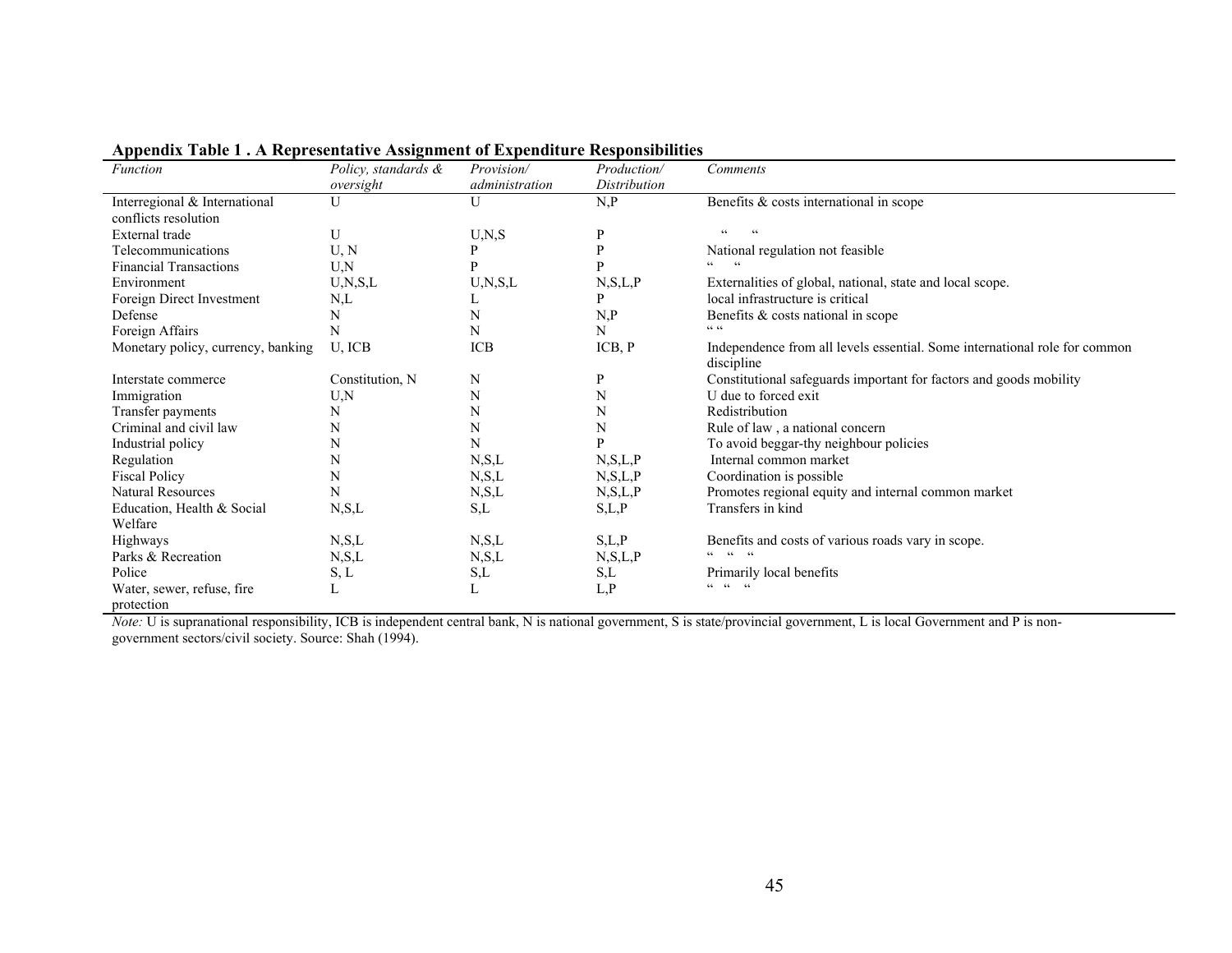**Appendix Table 1 . A Representative Assignment of Expenditure Responsibilities**

| *Function* | *Policy, standards & oversight* | *Provision/ administration* | *Production/ Distribution* | *Comments* |
|---|---|---|---|---|
| Interregional & International conflicts resolution | U | U | N,P | Benefits & costs international in scope |
| External trade | U | U,N,S | P | " " |
| Telecommunications | U, N | P | P | National regulation not feasible |
| Financial Transactions | U,N | P | P | " " |
| Environment | U,N,S,L | U,N,S,L | N,S,L,P | Externalities of global, national, state and local scope. |
| Foreign Direct Investment | N,L | L | P | local infrastructure is critical |
| Defense | N | N | N,P | Benefits & costs national in scope |
| Foreign Affairs | N | N | N | " " |
| Monetary policy, currency, banking | U, ICB | ICB | ICB, P | Independence from all levels essential. Some international role for common discipline |
| Interstate commerce | Constitution, N | N | P | Constitutional safeguards important for factors and goods mobility |
| Immigration | U,N | N | N | U due to forced exit |
| Transfer payments | N | N | N | Redistribution |
| Criminal and civil law | N | N | N | Rule of law , a national concern |
| Industrial policy | N | N | P | To avoid beggar-thy neighbour policies |
| Regulation | N | N,S,L | N,S,L,P | Internal common market |
| Fiscal Policy | N | N,S,L | N,S,L,P | Coordination is possible |
| Natural Resources | N | N,S,L | N,S,L,P | Promotes regional equity and internal common market |
| Education, Health & Social Welfare | N,S,L | S,L | S,L,P | Transfers in kind |
| Highways | N,S,L | N,S,L | S,L,P | Benefits and costs of various roads vary in scope. |
| Parks & Recreation | N,S,L | N,S,L | N,S,L,P | " " " |
| Police | S, L | S,L | S,L | Primarily local benefits |
| Water, sewer, refuse, fire protection | L | L | L,P | " " " |

*Note:* U is supranational responsibility, ICB is independent central bank, N is national government, S is state/provincial government, L is local Government and P is non-government sectors/civil society. Source: Shah (1994).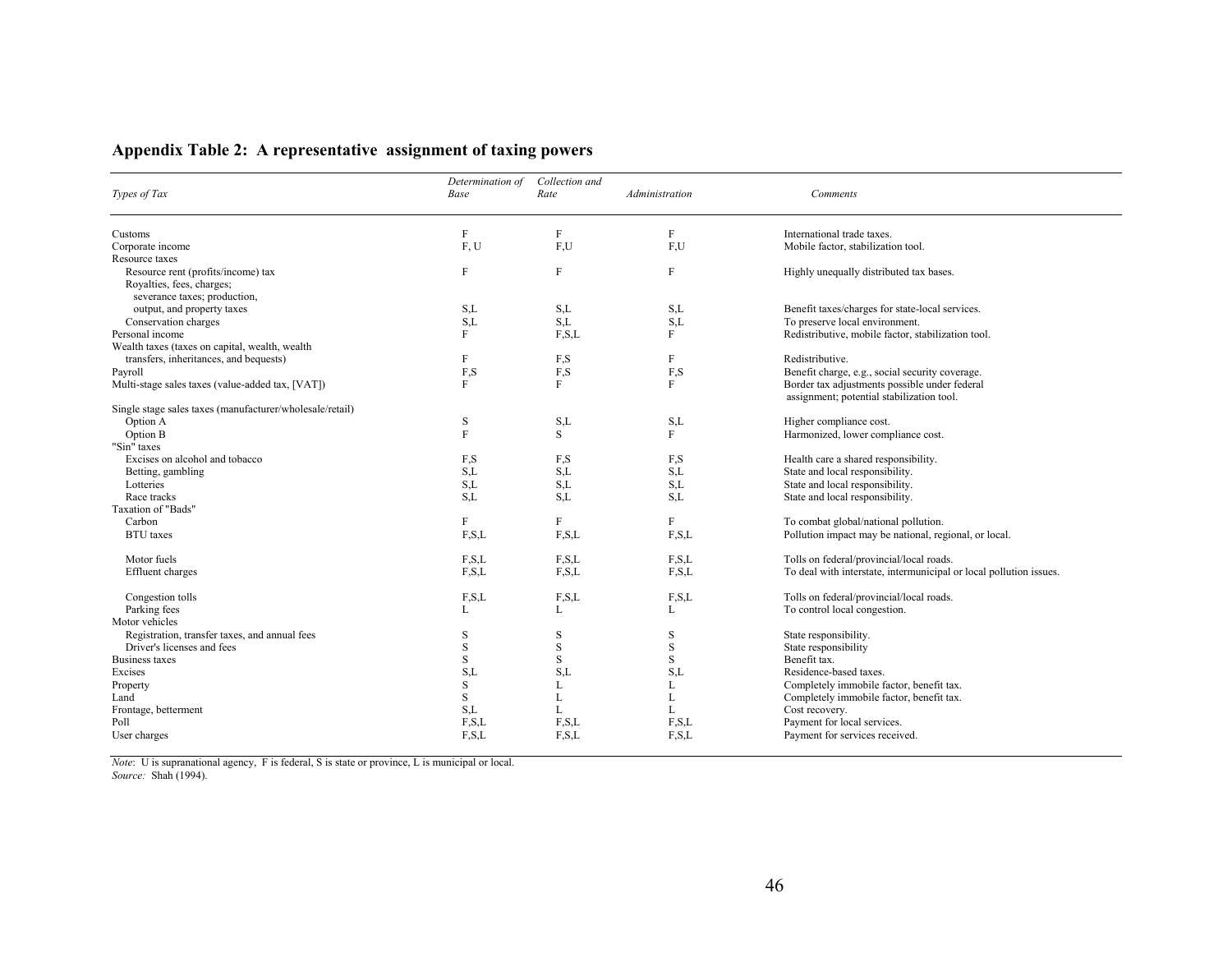## Appendix Table 2: A representative assignment of taxing powers

| *Types of Tax* | *Determination of Base* | *Collection and Rate* | *Administration* | *Comments* |
|---|---|---|---|---|
| Customs | F | F | F | International trade taxes. |
| Corporate income | F, U | F,U | F,U | Mobile factor, stabilization tool. |
| Resource taxes | | | | |
| Resource rent (profits/income) tax | F | F | F | Highly unequally distributed tax bases. |
| Royalties, fees, charges; severance taxes; production, output, and property taxes | S,L | S,L | S,L | Benefit taxes/charges for state-local services. |
| Conservation charges | S,L | S,L | S,L | To preserve local environment. |
| Personal income | F | F,S,L | F | Redistributive, mobile factor, stabilization tool. |
| Wealth taxes (taxes on capital, wealth, wealth transfers, inheritances, and bequests) | F | F,S | F | Redistributive. |
| Payroll | F,S | F,S | F,S | Benefit charge, e.g., social security coverage. |
| Multi-stage sales taxes (value-added tax, [VAT]) | F | F | F | Border tax adjustments possible under federal assignment; potential stabilization tool. |
| Single stage sales taxes (manufacturer/wholesale/retail) | | | | |
| Option A | S | S,L | S,L | Higher compliance cost. |
| Option B | F | S | F | Harmonized, lower compliance cost. |
| "Sin" taxes | | | | |
| Excises on alcohol and tobacco | F,S | F,S | F,S | Health care a shared responsibility. |
| Betting, gambling | S,L | S,L | S,L | State and local responsibility. |
| Lotteries | S,L | S,L | S,L | State and local responsibility. |
| Race tracks | S,L | S,L | S,L | State and local responsibility. |
| Taxation of "Bads" | | | | |
| Carbon | F | F | F | To combat global/national pollution. |
| BTU taxes | F,S,L | F,S,L | F,S,L | Pollution impact may be national, regional, or local. |
| Motor fuels | F,S,L | F,S,L | F,S,L | Tolls on federal/provincial/local roads. |
| Effluent charges | F,S,L | F,S,L | F,S,L | To deal with interstate, intermunicipal or local pollution issues. |
| Congestion tolls | F,S,L | F,S,L | F,S,L | Tolls on federal/provincial/local roads. |
| Parking fees | L | L | L | To control local congestion. |
| Motor vehicles | | | | |
| Registration, transfer taxes, and annual fees | S | S | S | State responsibility. |
| Driver's licenses and fees | S | S | S | State responsibility |
| Business taxes | S | S | S | Benefit tax. |
| Excises | S,L | S,L | S,L | Residence-based taxes. |
| Property | S | L | L | Completely immobile factor, benefit tax. |
| Land | S | L | L | Completely immobile factor, benefit tax. |
| Frontage, betterment | S,L | L | L | Cost recovery. |
| Poll | F,S,L | F,S,L | F,S,L | Payment for local services. |
| User charges | F,S,L | F,S,L | F,S,L | Payment for services received. |

*Note*: U is supranational agency, F is federal, S is state or province, L is municipal or local.
*Source:* Shah (1994).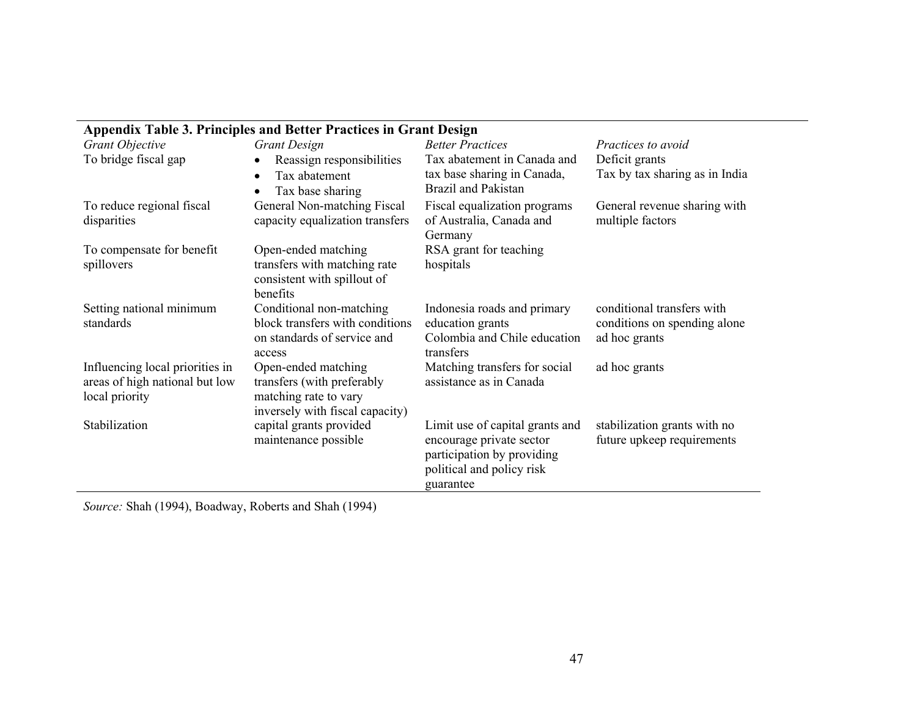**Appendix Table 3. Principles and Better Practices in Grant Design**

| *Grant Objective* | *Grant Design* | *Better Practices* | *Practices to avoid* |
|---|---|---|---|
| To bridge fiscal gap | • Reassign responsibilities<br>• Tax abatement<br>• Tax base sharing | Tax abatement in Canada and tax base sharing in Canada, Brazil and Pakistan | Deficit grants<br>Tax by tax sharing as in India |
| To reduce regional fiscal disparities | General Non-matching Fiscal capacity equalization transfers | Fiscal equalization programs of Australia, Canada and Germany | General revenue sharing with multiple factors |
| To compensate for benefit spillovers | Open-ended matching transfers with matching rate consistent with spillout of benefits | RSA grant for teaching hospitals | |
| Setting national minimum standards | Conditional non-matching block transfers with conditions on standards of service and access | Indonesia roads and primary education grants<br>Colombia and Chile education transfers | conditional transfers with conditions on spending alone<br>ad hoc grants |
| Influencing local priorities in areas of high national but low local priority | Open-ended matching transfers (with preferably matching rate to vary inversely with fiscal capacity) | Matching transfers for social assistance as in Canada | ad hoc grants |
| Stabilization | capital grants provided maintenance possible | Limit use of capital grants and encourage private sector participation by providing political and policy risk guarantee | stabilization grants with no future upkeep requirements |

*Source:* Shah (1994), Boadway, Roberts and Shah (1994)